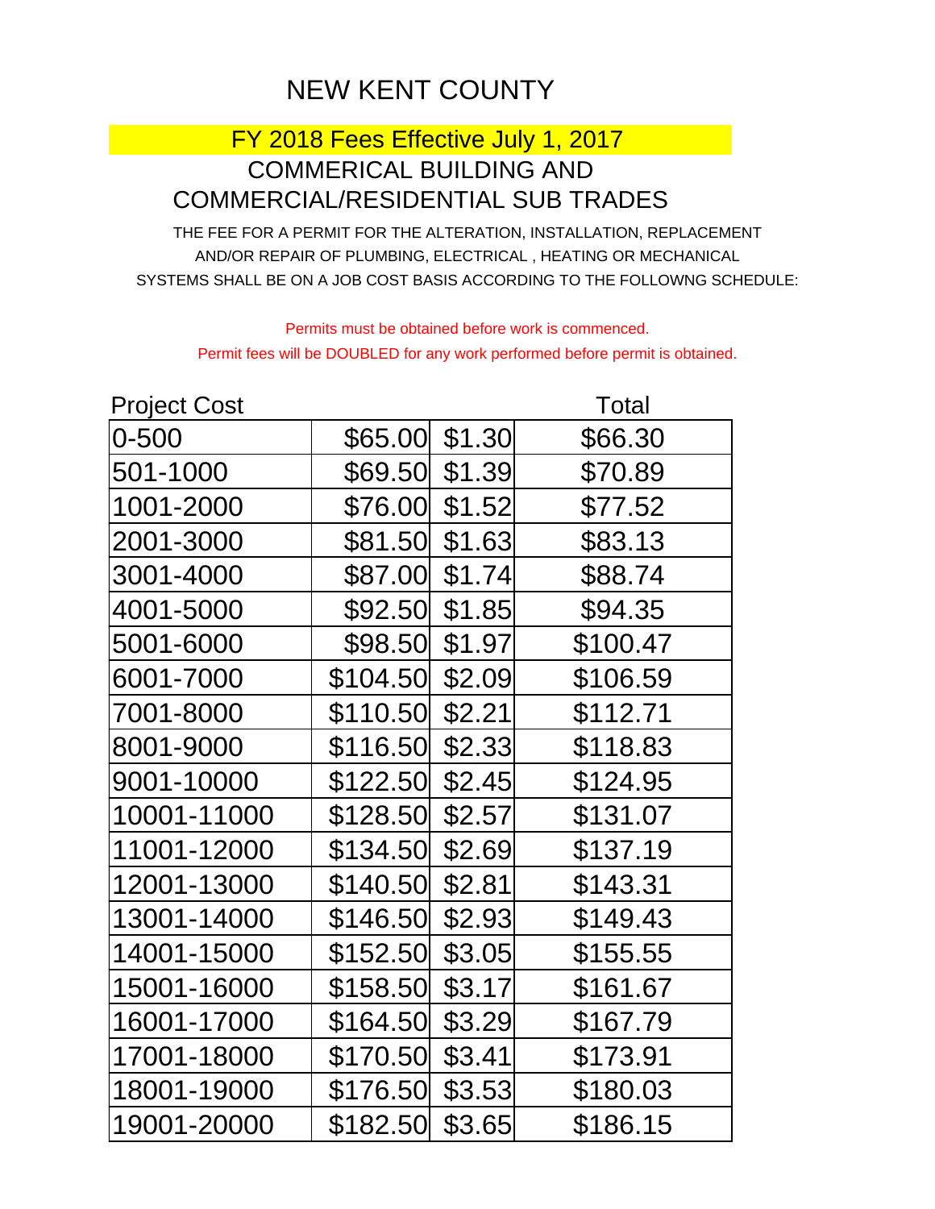# NEW KENT COUNTY

## FY 2018 Fees Effective July 1, 2017

## COMMERICAL BUILDING AND COMMERCIAL/RESIDENTIAL SUB TRADES

THE FEE FOR A PERMIT FOR THE ALTERATION, INSTALLATION, REPLACEMENT AND/OR REPAIR OF PLUMBING, ELECTRICAL , HEATING OR MECHANICAL SYSTEMS SHALL BE ON A JOB COST BASIS ACCORDING TO THE FOLLOWNG SCHEDULE:

Permits must be obtained before work is commenced.

Permit fees will be DOUBLED for any work performed before permit is obtained.

| Project Cost | | | Total |
|---|---|---|---|
| 0-500 | $65.00 | $1.30 | $66.30 |
| 501-1000 | $69.50 | $1.39 | $70.89 |
| 1001-2000 | $76.00 | $1.52 | $77.52 |
| 2001-3000 | $81.50 | $1.63 | $83.13 |
| 3001-4000 | $87.00 | $1.74 | $88.74 |
| 4001-5000 | $92.50 | $1.85 | $94.35 |
| 5001-6000 | $98.50 | $1.97 | $100.47 |
| 6001-7000 | $104.50 | $2.09 | $106.59 |
| 7001-8000 | $110.50 | $2.21 | $112.71 |
| 8001-9000 | $116.50 | $2.33 | $118.83 |
| 9001-10000 | $122.50 | $2.45 | $124.95 |
| 10001-11000 | $128.50 | $2.57 | $131.07 |
| 11001-12000 | $134.50 | $2.69 | $137.19 |
| 12001-13000 | $140.50 | $2.81 | $143.31 |
| 13001-14000 | $146.50 | $2.93 | $149.43 |
| 14001-15000 | $152.50 | $3.05 | $155.55 |
| 15001-16000 | $158.50 | $3.17 | $161.67 |
| 16001-17000 | $164.50 | $3.29 | $167.79 |
| 17001-18000 | $170.50 | $3.41 | $173.91 |
| 18001-19000 | $176.50 | $3.53 | $180.03 |
| 19001-20000 | $182.50 | $3.65 | $186.15 |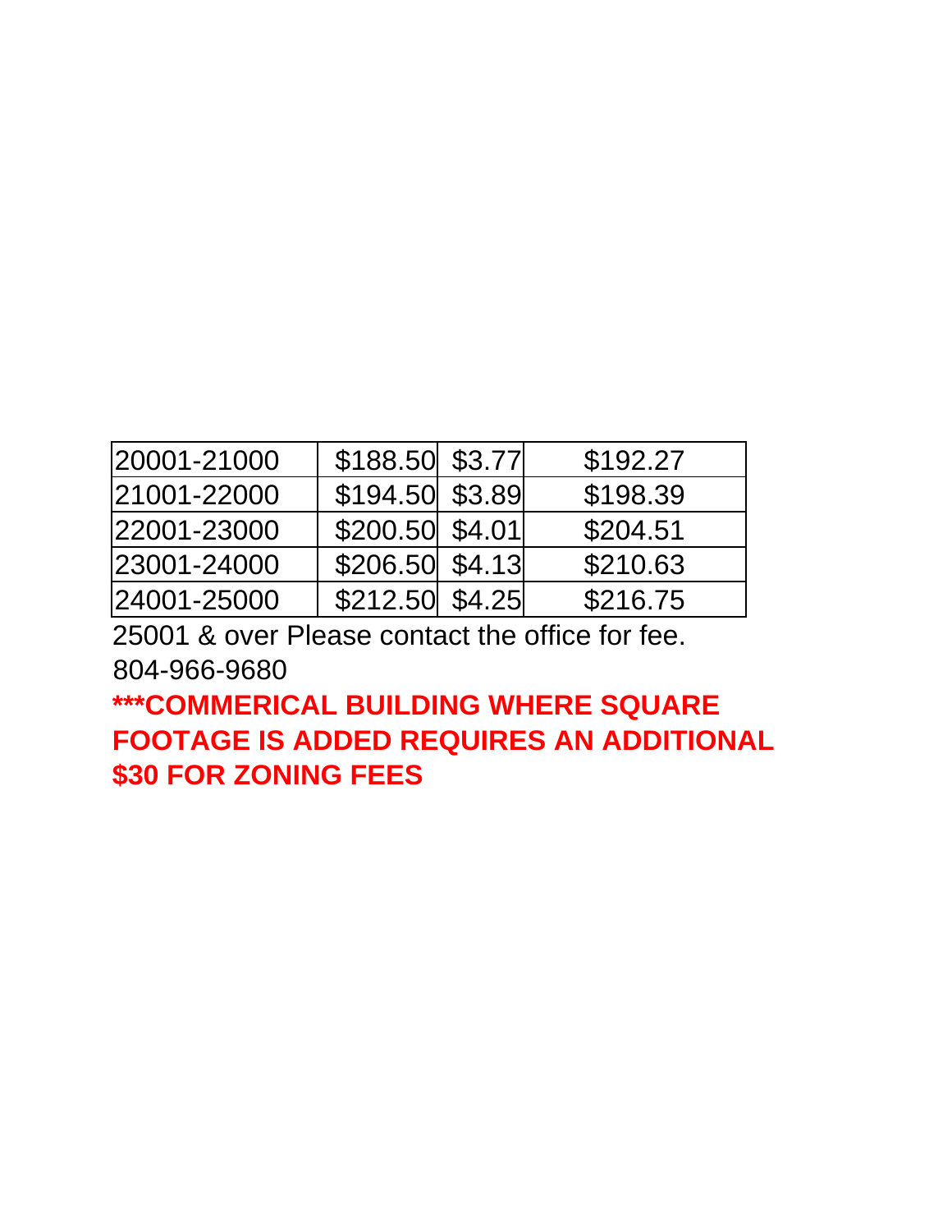| | | | |
|---|---|---|---|
| 20001-21000 | $188.50 | $3.77 | $192.27 |
| 21001-22000 | $194.50 | $3.89 | $198.39 |
| 22001-23000 | $200.50 | $4.01 | $204.51 |
| 23001-24000 | $206.50 | $4.13 | $210.63 |
| 24001-25000 | $212.50 | $4.25 | $216.75 |

25001 & over Please contact the office for fee.
804-966-9680

**\*\*\*COMMERICAL BUILDING WHERE SQUARE FOOTAGE IS ADDED REQUIRES AN ADDITIONAL $30 FOR ZONING FEES**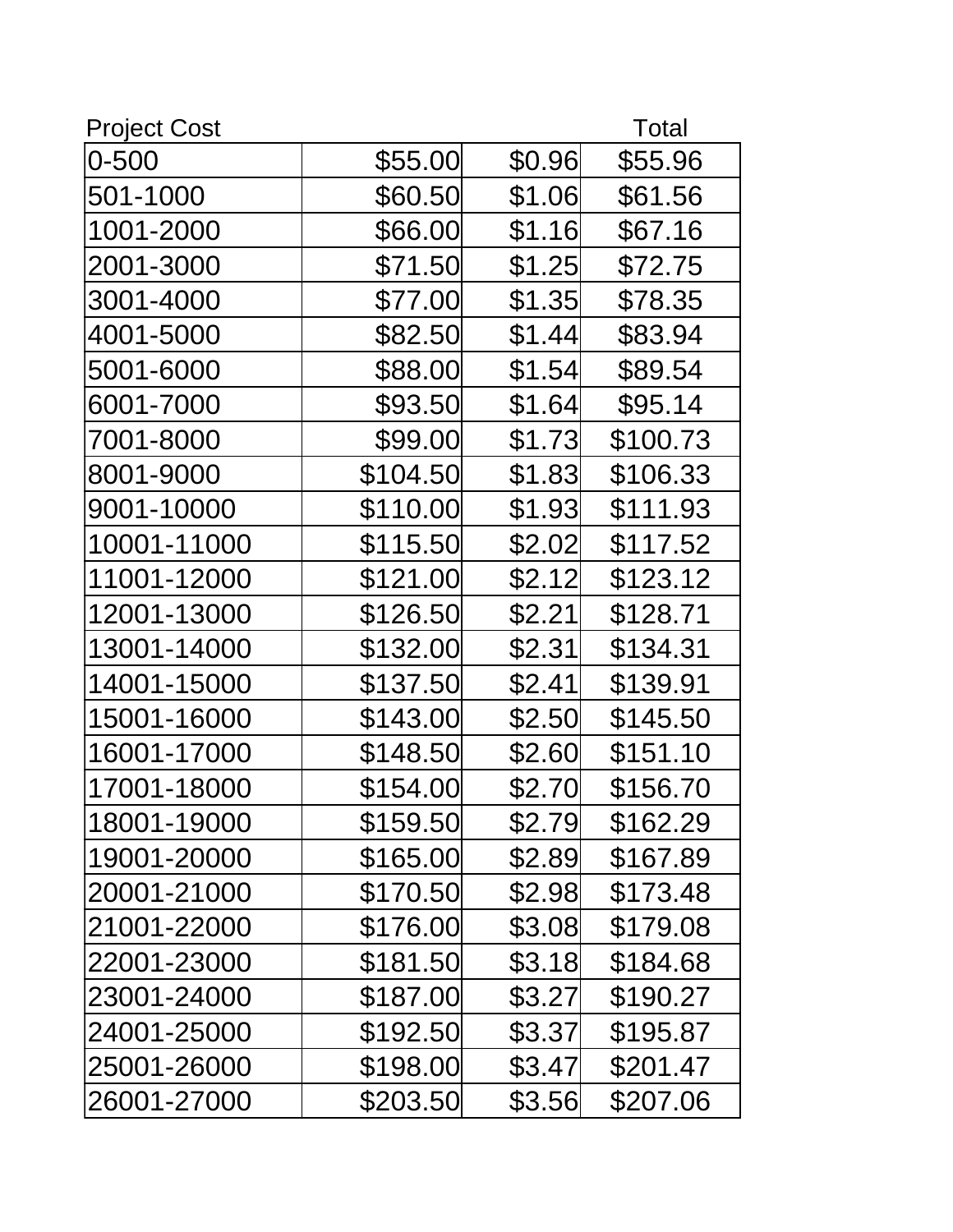| Project Cost | | | Total |
|---|---|---|---|
| 0-500 | $55.00 | $0.96 | $55.96 |
| 501-1000 | $60.50 | $1.06 | $61.56 |
| 1001-2000 | $66.00 | $1.16 | $67.16 |
| 2001-3000 | $71.50 | $1.25 | $72.75 |
| 3001-4000 | $77.00 | $1.35 | $78.35 |
| 4001-5000 | $82.50 | $1.44 | $83.94 |
| 5001-6000 | $88.00 | $1.54 | $89.54 |
| 6001-7000 | $93.50 | $1.64 | $95.14 |
| 7001-8000 | $99.00 | $1.73 | $100.73 |
| 8001-9000 | $104.50 | $1.83 | $106.33 |
| 9001-10000 | $110.00 | $1.93 | $111.93 |
| 10001-11000 | $115.50 | $2.02 | $117.52 |
| 11001-12000 | $121.00 | $2.12 | $123.12 |
| 12001-13000 | $126.50 | $2.21 | $128.71 |
| 13001-14000 | $132.00 | $2.31 | $134.31 |
| 14001-15000 | $137.50 | $2.41 | $139.91 |
| 15001-16000 | $143.00 | $2.50 | $145.50 |
| 16001-17000 | $148.50 | $2.60 | $151.10 |
| 17001-18000 | $154.00 | $2.70 | $156.70 |
| 18001-19000 | $159.50 | $2.79 | $162.29 |
| 19001-20000 | $165.00 | $2.89 | $167.89 |
| 20001-21000 | $170.50 | $2.98 | $173.48 |
| 21001-22000 | $176.00 | $3.08 | $179.08 |
| 22001-23000 | $181.50 | $3.18 | $184.68 |
| 23001-24000 | $187.00 | $3.27 | $190.27 |
| 24001-25000 | $192.50 | $3.37 | $195.87 |
| 25001-26000 | $198.00 | $3.47 | $201.47 |
| 26001-27000 | $203.50 | $3.56 | $207.06 |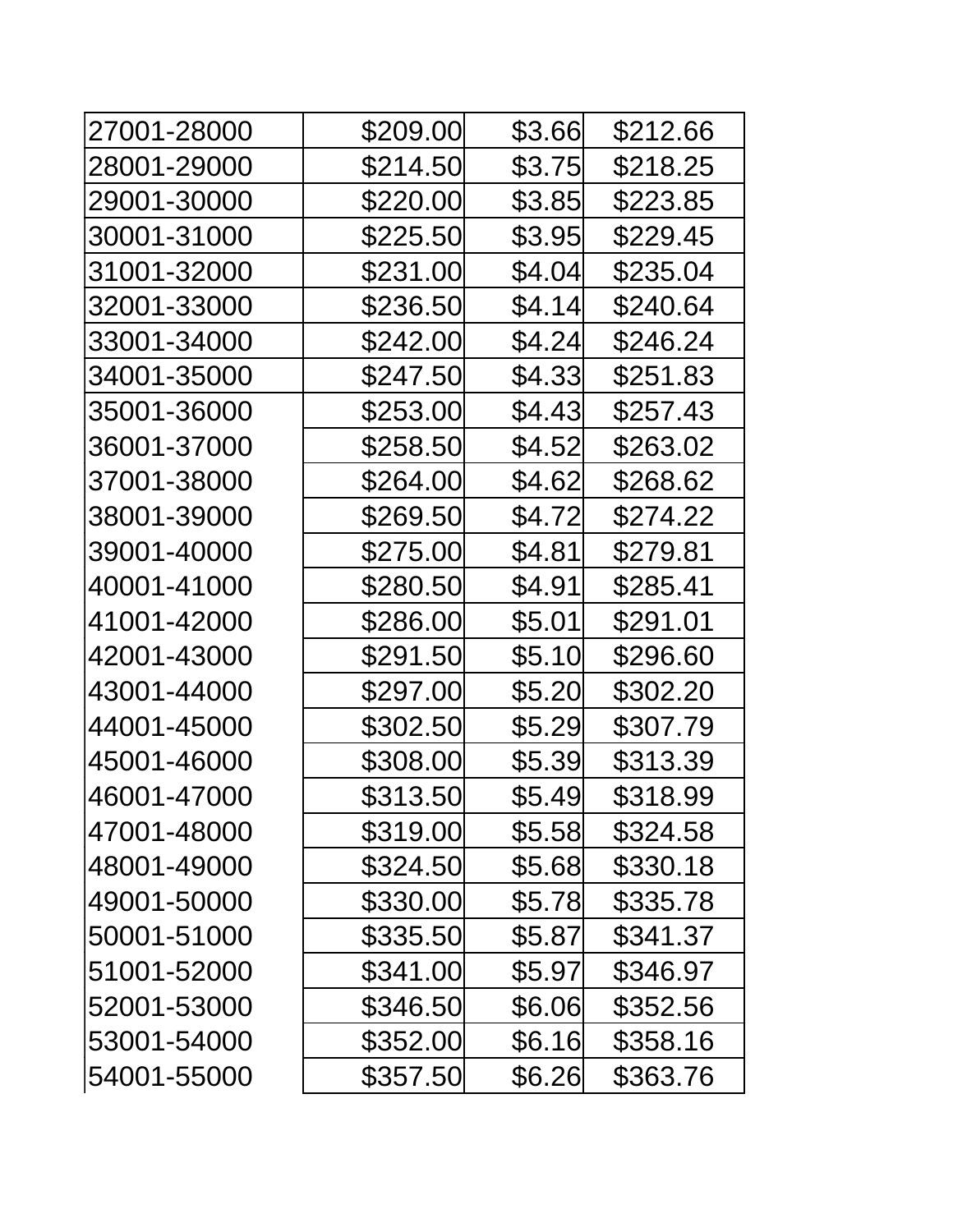| | | | |
|---|---|---|---|
| 27001-28000 | $209.00 | $3.66 | $212.66 |
| 28001-29000 | $214.50 | $3.75 | $218.25 |
| 29001-30000 | $220.00 | $3.85 | $223.85 |
| 30001-31000 | $225.50 | $3.95 | $229.45 |
| 31001-32000 | $231.00 | $4.04 | $235.04 |
| 32001-33000 | $236.50 | $4.14 | $240.64 |
| 33001-34000 | $242.00 | $4.24 | $246.24 |
| 34001-35000 | $247.50 | $4.33 | $251.83 |
| 35001-36000 | $253.00 | $4.43 | $257.43 |
| 36001-37000 | $258.50 | $4.52 | $263.02 |
| 37001-38000 | $264.00 | $4.62 | $268.62 |
| 38001-39000 | $269.50 | $4.72 | $274.22 |
| 39001-40000 | $275.00 | $4.81 | $279.81 |
| 40001-41000 | $280.50 | $4.91 | $285.41 |
| 41001-42000 | $286.00 | $5.01 | $291.01 |
| 42001-43000 | $291.50 | $5.10 | $296.60 |
| 43001-44000 | $297.00 | $5.20 | $302.20 |
| 44001-45000 | $302.50 | $5.29 | $307.79 |
| 45001-46000 | $308.00 | $5.39 | $313.39 |
| 46001-47000 | $313.50 | $5.49 | $318.99 |
| 47001-48000 | $319.00 | $5.58 | $324.58 |
| 48001-49000 | $324.50 | $5.68 | $330.18 |
| 49001-50000 | $330.00 | $5.78 | $335.78 |
| 50001-51000 | $335.50 | $5.87 | $341.37 |
| 51001-52000 | $341.00 | $5.97 | $346.97 |
| 52001-53000 | $346.50 | $6.06 | $352.56 |
| 53001-54000 | $352.00 | $6.16 | $358.16 |
| 54001-55000 | $357.50 | $6.26 | $363.76 |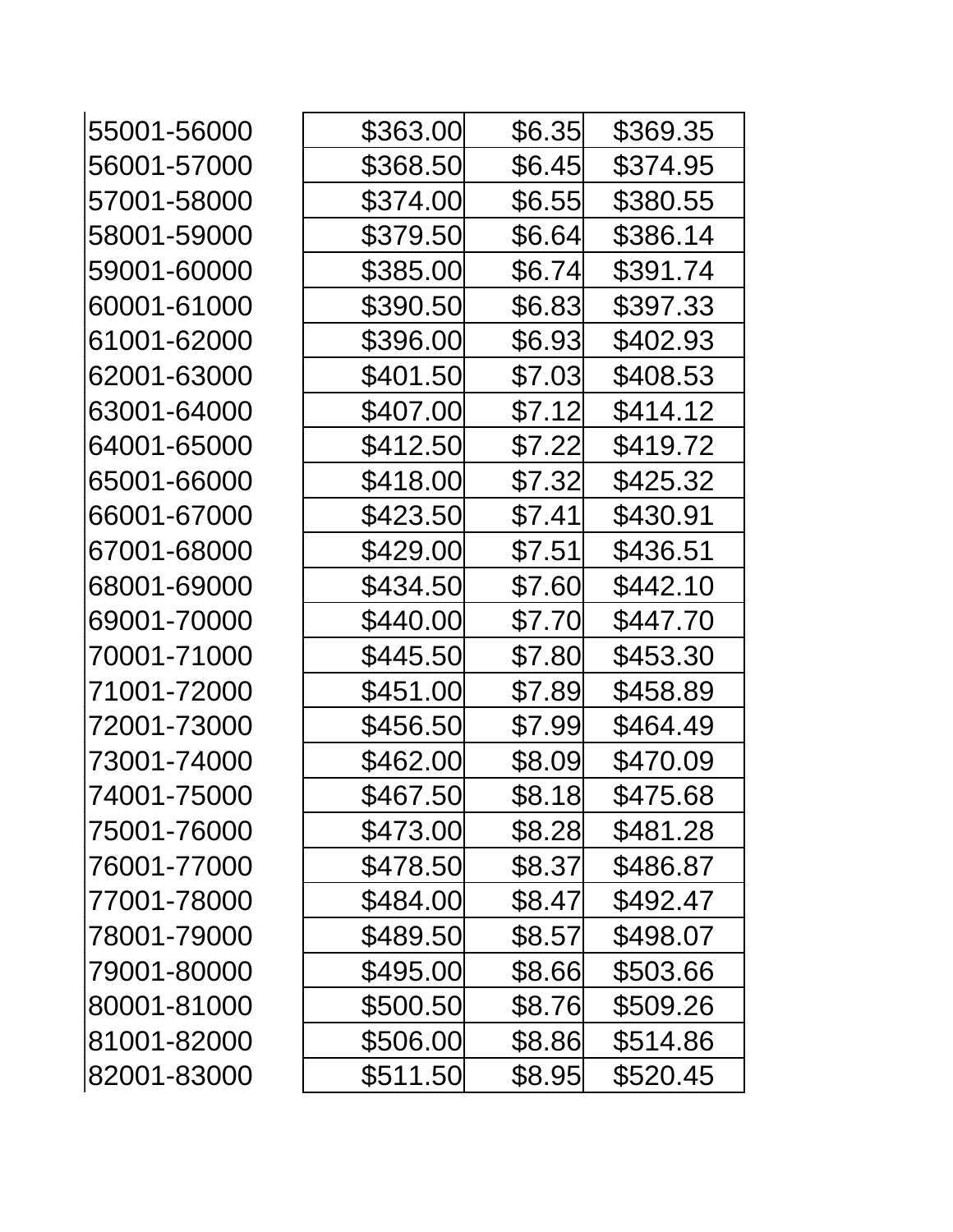| | | | |
|---|---|---|---|
| 55001-56000 | $363.00 | $6.35 | $369.35 |
| 56001-57000 | $368.50 | $6.45 | $374.95 |
| 57001-58000 | $374.00 | $6.55 | $380.55 |
| 58001-59000 | $379.50 | $6.64 | $386.14 |
| 59001-60000 | $385.00 | $6.74 | $391.74 |
| 60001-61000 | $390.50 | $6.83 | $397.33 |
| 61001-62000 | $396.00 | $6.93 | $402.93 |
| 62001-63000 | $401.50 | $7.03 | $408.53 |
| 63001-64000 | $407.00 | $7.12 | $414.12 |
| 64001-65000 | $412.50 | $7.22 | $419.72 |
| 65001-66000 | $418.00 | $7.32 | $425.32 |
| 66001-67000 | $423.50 | $7.41 | $430.91 |
| 67001-68000 | $429.00 | $7.51 | $436.51 |
| 68001-69000 | $434.50 | $7.60 | $442.10 |
| 69001-70000 | $440.00 | $7.70 | $447.70 |
| 70001-71000 | $445.50 | $7.80 | $453.30 |
| 71001-72000 | $451.00 | $7.89 | $458.89 |
| 72001-73000 | $456.50 | $7.99 | $464.49 |
| 73001-74000 | $462.00 | $8.09 | $470.09 |
| 74001-75000 | $467.50 | $8.18 | $475.68 |
| 75001-76000 | $473.00 | $8.28 | $481.28 |
| 76001-77000 | $478.50 | $8.37 | $486.87 |
| 77001-78000 | $484.00 | $8.47 | $492.47 |
| 78001-79000 | $489.50 | $8.57 | $498.07 |
| 79001-80000 | $495.00 | $8.66 | $503.66 |
| 80001-81000 | $500.50 | $8.76 | $509.26 |
| 81001-82000 | $506.00 | $8.86 | $514.86 |
| 82001-83000 | $511.50 | $8.95 | $520.45 |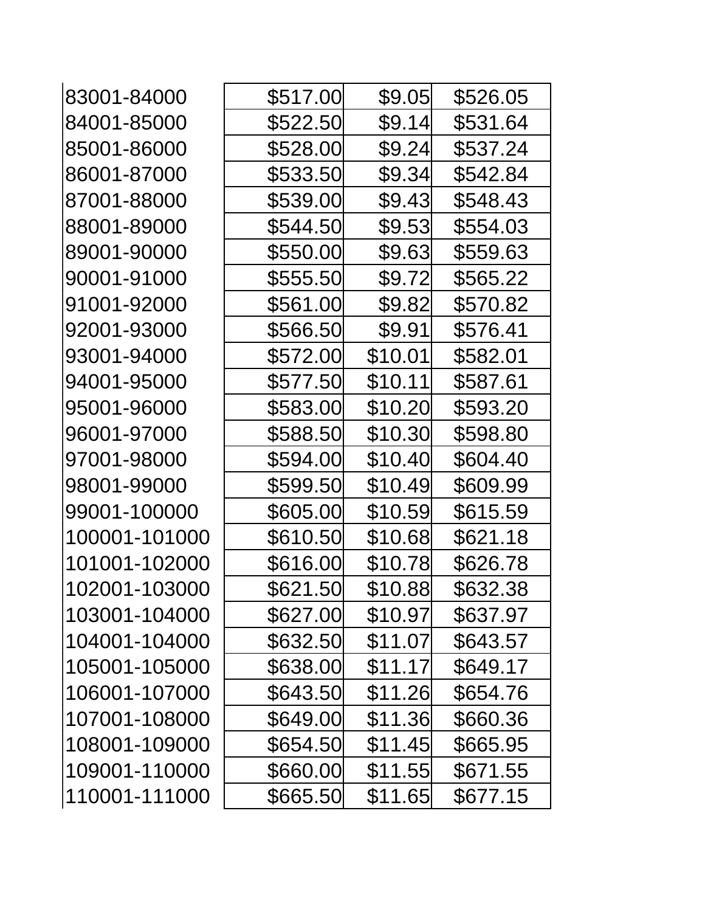| | | | |
|---|---|---|---|
| 83001-84000 | $517.00 | $9.05 | $526.05 |
| 84001-85000 | $522.50 | $9.14 | $531.64 |
| 85001-86000 | $528.00 | $9.24 | $537.24 |
| 86001-87000 | $533.50 | $9.34 | $542.84 |
| 87001-88000 | $539.00 | $9.43 | $548.43 |
| 88001-89000 | $544.50 | $9.53 | $554.03 |
| 89001-90000 | $550.00 | $9.63 | $559.63 |
| 90001-91000 | $555.50 | $9.72 | $565.22 |
| 91001-92000 | $561.00 | $9.82 | $570.82 |
| 92001-93000 | $566.50 | $9.91 | $576.41 |
| 93001-94000 | $572.00 | $10.01 | $582.01 |
| 94001-95000 | $577.50 | $10.11 | $587.61 |
| 95001-96000 | $583.00 | $10.20 | $593.20 |
| 96001-97000 | $588.50 | $10.30 | $598.80 |
| 97001-98000 | $594.00 | $10.40 | $604.40 |
| 98001-99000 | $599.50 | $10.49 | $609.99 |
| 99001-100000 | $605.00 | $10.59 | $615.59 |
| 100001-101000 | $610.50 | $10.68 | $621.18 |
| 101001-102000 | $616.00 | $10.78 | $626.78 |
| 102001-103000 | $621.50 | $10.88 | $632.38 |
| 103001-104000 | $627.00 | $10.97 | $637.97 |
| 104001-104000 | $632.50 | $11.07 | $643.57 |
| 105001-105000 | $638.00 | $11.17 | $649.17 |
| 106001-107000 | $643.50 | $11.26 | $654.76 |
| 107001-108000 | $649.00 | $11.36 | $660.36 |
| 108001-109000 | $654.50 | $11.45 | $665.95 |
| 109001-110000 | $660.00 | $11.55 | $671.55 |
| 110001-111000 | $665.50 | $11.65 | $677.15 |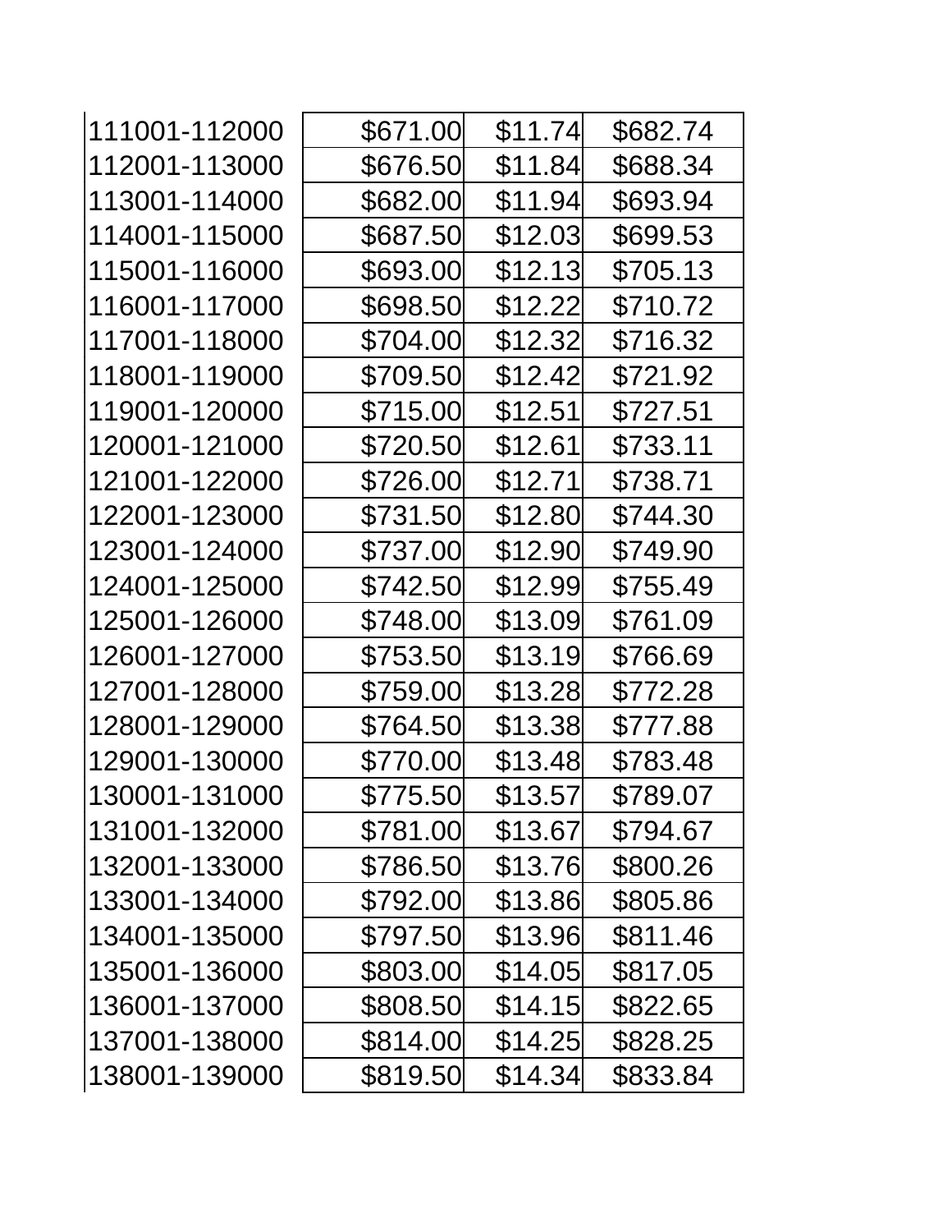| | | | |
|---|---|---|---|
| 111001-112000 | $671.00 | $11.74 | $682.74 |
| 112001-113000 | $676.50 | $11.84 | $688.34 |
| 113001-114000 | $682.00 | $11.94 | $693.94 |
| 114001-115000 | $687.50 | $12.03 | $699.53 |
| 115001-116000 | $693.00 | $12.13 | $705.13 |
| 116001-117000 | $698.50 | $12.22 | $710.72 |
| 117001-118000 | $704.00 | $12.32 | $716.32 |
| 118001-119000 | $709.50 | $12.42 | $721.92 |
| 119001-120000 | $715.00 | $12.51 | $727.51 |
| 120001-121000 | $720.50 | $12.61 | $733.11 |
| 121001-122000 | $726.00 | $12.71 | $738.71 |
| 122001-123000 | $731.50 | $12.80 | $744.30 |
| 123001-124000 | $737.00 | $12.90 | $749.90 |
| 124001-125000 | $742.50 | $12.99 | $755.49 |
| 125001-126000 | $748.00 | $13.09 | $761.09 |
| 126001-127000 | $753.50 | $13.19 | $766.69 |
| 127001-128000 | $759.00 | $13.28 | $772.28 |
| 128001-129000 | $764.50 | $13.38 | $777.88 |
| 129001-130000 | $770.00 | $13.48 | $783.48 |
| 130001-131000 | $775.50 | $13.57 | $789.07 |
| 131001-132000 | $781.00 | $13.67 | $794.67 |
| 132001-133000 | $786.50 | $13.76 | $800.26 |
| 133001-134000 | $792.00 | $13.86 | $805.86 |
| 134001-135000 | $797.50 | $13.96 | $811.46 |
| 135001-136000 | $803.00 | $14.05 | $817.05 |
| 136001-137000 | $808.50 | $14.15 | $822.65 |
| 137001-138000 | $814.00 | $14.25 | $828.25 |
| 138001-139000 | $819.50 | $14.34 | $833.84 |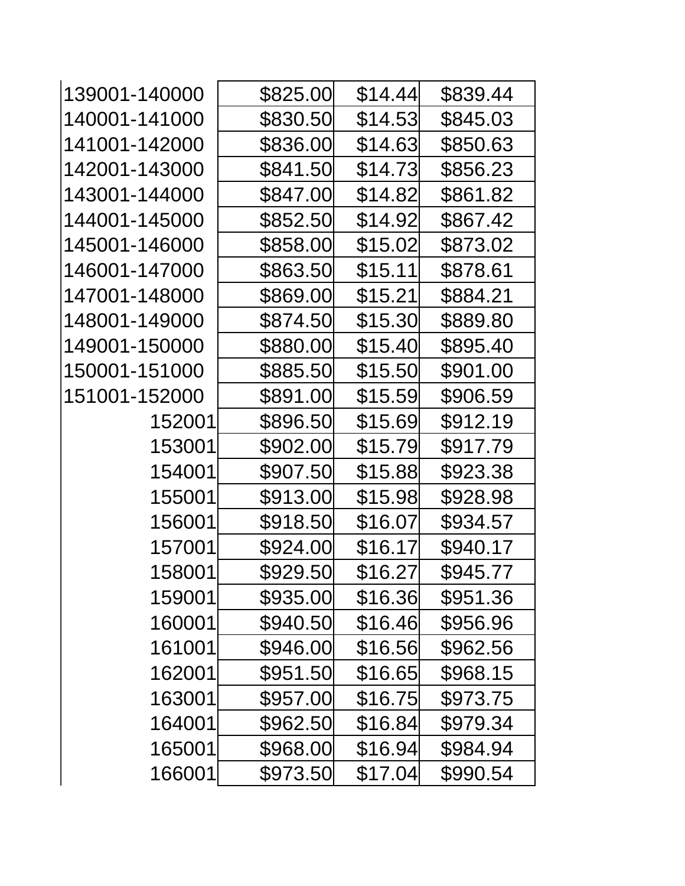| | | | |
|---|---|---|---|
| 139001-140000 | $825.00 | $14.44 | $839.44 |
| 140001-141000 | $830.50 | $14.53 | $845.03 |
| 141001-142000 | $836.00 | $14.63 | $850.63 |
| 142001-143000 | $841.50 | $14.73 | $856.23 |
| 143001-144000 | $847.00 | $14.82 | $861.82 |
| 144001-145000 | $852.50 | $14.92 | $867.42 |
| 145001-146000 | $858.00 | $15.02 | $873.02 |
| 146001-147000 | $863.50 | $15.11 | $878.61 |
| 147001-148000 | $869.00 | $15.21 | $884.21 |
| 148001-149000 | $874.50 | $15.30 | $889.80 |
| 149001-150000 | $880.00 | $15.40 | $895.40 |
| 150001-151000 | $885.50 | $15.50 | $901.00 |
| 151001-152000 | $891.00 | $15.59 | $906.59 |
| 152001 | $896.50 | $15.69 | $912.19 |
| 153001 | $902.00 | $15.79 | $917.79 |
| 154001 | $907.50 | $15.88 | $923.38 |
| 155001 | $913.00 | $15.98 | $928.98 |
| 156001 | $918.50 | $16.07 | $934.57 |
| 157001 | $924.00 | $16.17 | $940.17 |
| 158001 | $929.50 | $16.27 | $945.77 |
| 159001 | $935.00 | $16.36 | $951.36 |
| 160001 | $940.50 | $16.46 | $956.96 |
| 161001 | $946.00 | $16.56 | $962.56 |
| 162001 | $951.50 | $16.65 | $968.15 |
| 163001 | $957.00 | $16.75 | $973.75 |
| 164001 | $962.50 | $16.84 | $979.34 |
| 165001 | $968.00 | $16.94 | $984.94 |
| 166001 | $973.50 | $17.04 | $990.54 |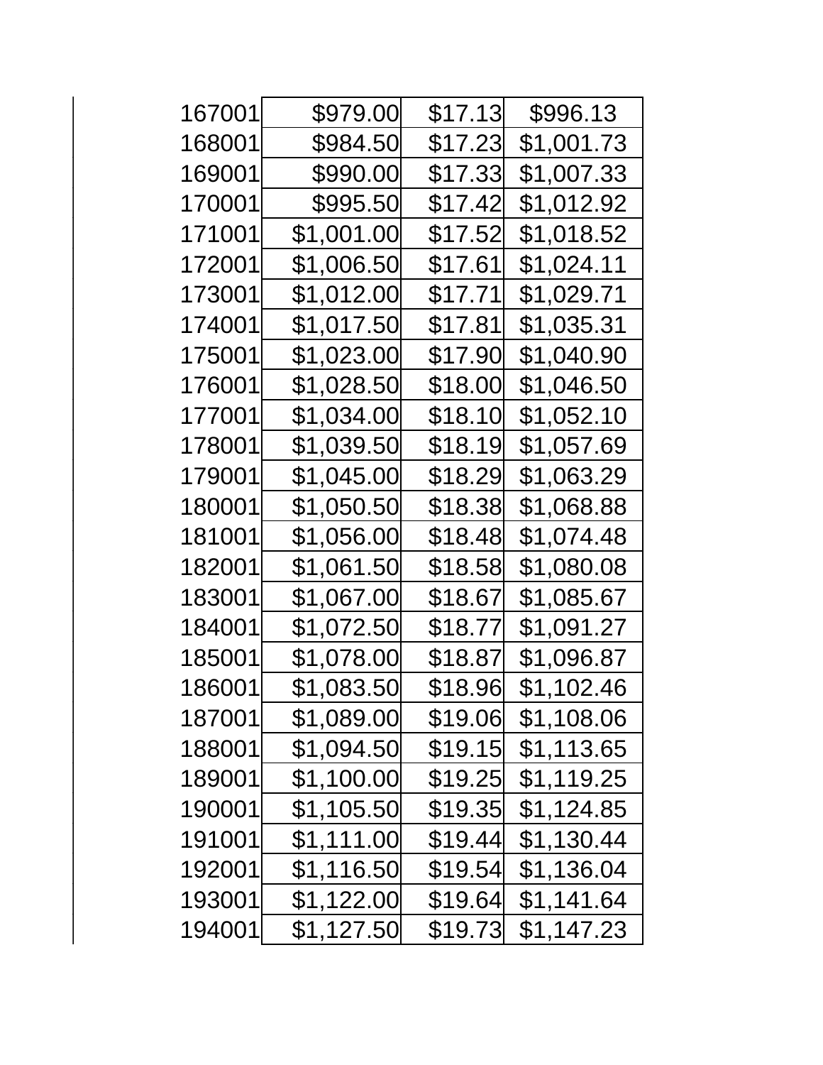| | | | |
|---|---|---|---|
| 167001 | $979.00 | $17.13 | $996.13 |
| 168001 | $984.50 | $17.23 | $1,001.73 |
| 169001 | $990.00 | $17.33 | $1,007.33 |
| 170001 | $995.50 | $17.42 | $1,012.92 |
| 171001 | $1,001.00 | $17.52 | $1,018.52 |
| 172001 | $1,006.50 | $17.61 | $1,024.11 |
| 173001 | $1,012.00 | $17.71 | $1,029.71 |
| 174001 | $1,017.50 | $17.81 | $1,035.31 |
| 175001 | $1,023.00 | $17.90 | $1,040.90 |
| 176001 | $1,028.50 | $18.00 | $1,046.50 |
| 177001 | $1,034.00 | $18.10 | $1,052.10 |
| 178001 | $1,039.50 | $18.19 | $1,057.69 |
| 179001 | $1,045.00 | $18.29 | $1,063.29 |
| 180001 | $1,050.50 | $18.38 | $1,068.88 |
| 181001 | $1,056.00 | $18.48 | $1,074.48 |
| 182001 | $1,061.50 | $18.58 | $1,080.08 |
| 183001 | $1,067.00 | $18.67 | $1,085.67 |
| 184001 | $1,072.50 | $18.77 | $1,091.27 |
| 185001 | $1,078.00 | $18.87 | $1,096.87 |
| 186001 | $1,083.50 | $18.96 | $1,102.46 |
| 187001 | $1,089.00 | $19.06 | $1,108.06 |
| 188001 | $1,094.50 | $19.15 | $1,113.65 |
| 189001 | $1,100.00 | $19.25 | $1,119.25 |
| 190001 | $1,105.50 | $19.35 | $1,124.85 |
| 191001 | $1,111.00 | $19.44 | $1,130.44 |
| 192001 | $1,116.50 | $19.54 | $1,136.04 |
| 193001 | $1,122.00 | $19.64 | $1,141.64 |
| 194001 | $1,127.50 | $19.73 | $1,147.23 |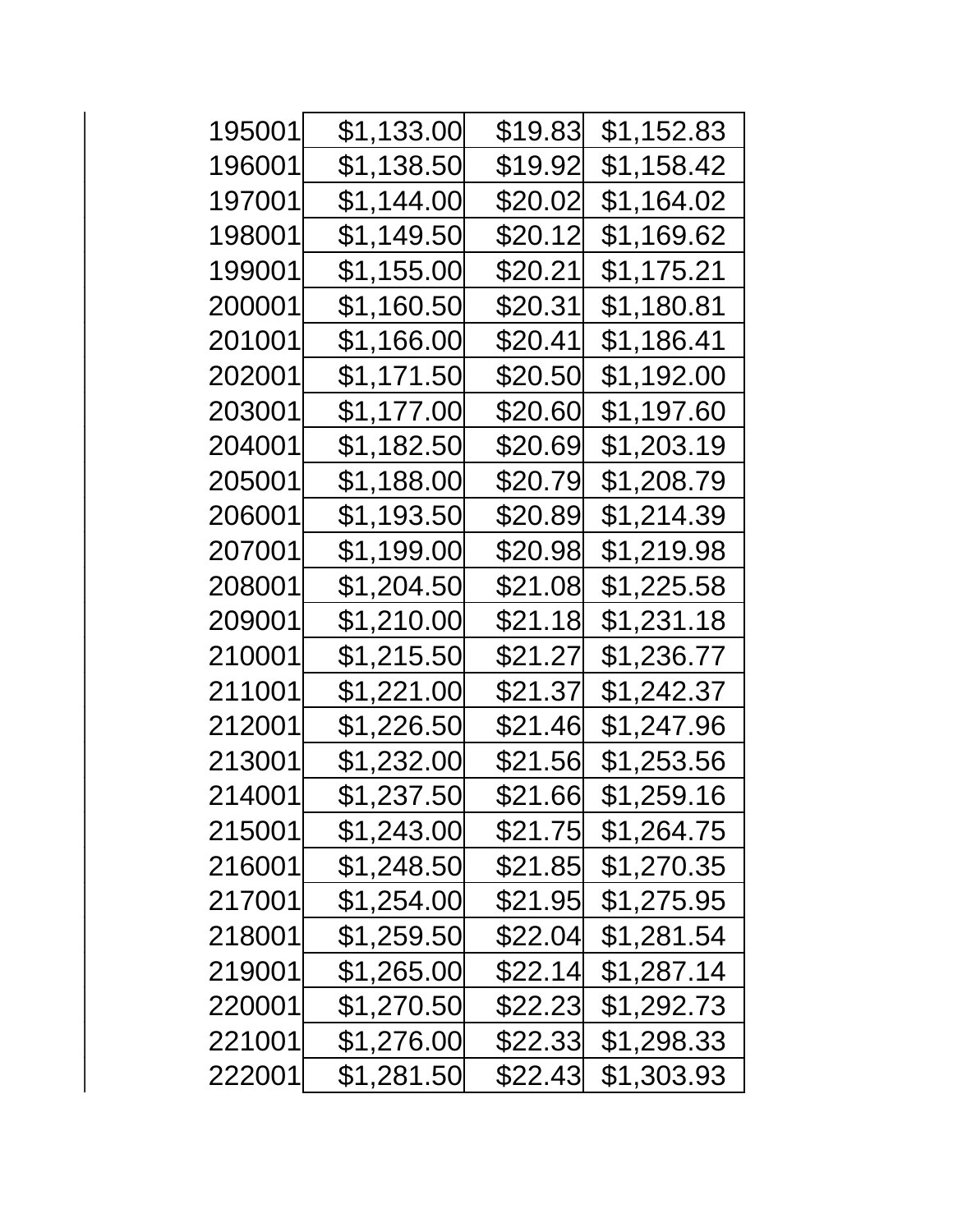| | | | |
|---|---|---|---|
| 195001 | $1,133.00 | $19.83 | $1,152.83 |
| 196001 | $1,138.50 | $19.92 | $1,158.42 |
| 197001 | $1,144.00 | $20.02 | $1,164.02 |
| 198001 | $1,149.50 | $20.12 | $1,169.62 |
| 199001 | $1,155.00 | $20.21 | $1,175.21 |
| 200001 | $1,160.50 | $20.31 | $1,180.81 |
| 201001 | $1,166.00 | $20.41 | $1,186.41 |
| 202001 | $1,171.50 | $20.50 | $1,192.00 |
| 203001 | $1,177.00 | $20.60 | $1,197.60 |
| 204001 | $1,182.50 | $20.69 | $1,203.19 |
| 205001 | $1,188.00 | $20.79 | $1,208.79 |
| 206001 | $1,193.50 | $20.89 | $1,214.39 |
| 207001 | $1,199.00 | $20.98 | $1,219.98 |
| 208001 | $1,204.50 | $21.08 | $1,225.58 |
| 209001 | $1,210.00 | $21.18 | $1,231.18 |
| 210001 | $1,215.50 | $21.27 | $1,236.77 |
| 211001 | $1,221.00 | $21.37 | $1,242.37 |
| 212001 | $1,226.50 | $21.46 | $1,247.96 |
| 213001 | $1,232.00 | $21.56 | $1,253.56 |
| 214001 | $1,237.50 | $21.66 | $1,259.16 |
| 215001 | $1,243.00 | $21.75 | $1,264.75 |
| 216001 | $1,248.50 | $21.85 | $1,270.35 |
| 217001 | $1,254.00 | $21.95 | $1,275.95 |
| 218001 | $1,259.50 | $22.04 | $1,281.54 |
| 219001 | $1,265.00 | $22.14 | $1,287.14 |
| 220001 | $1,270.50 | $22.23 | $1,292.73 |
| 221001 | $1,276.00 | $22.33 | $1,298.33 |
| 222001 | $1,281.50 | $22.43 | $1,303.93 |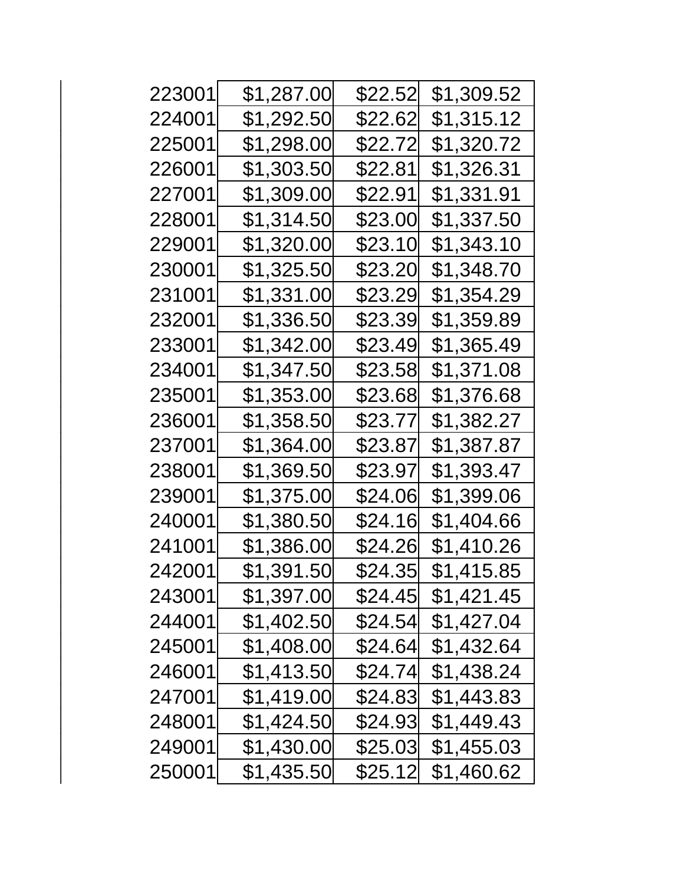| | | | |
|---|---|---|---|
| 223001 | $1,287.00 | $22.52 | $1,309.52 |
| 224001 | $1,292.50 | $22.62 | $1,315.12 |
| 225001 | $1,298.00 | $22.72 | $1,320.72 |
| 226001 | $1,303.50 | $22.81 | $1,326.31 |
| 227001 | $1,309.00 | $22.91 | $1,331.91 |
| 228001 | $1,314.50 | $23.00 | $1,337.50 |
| 229001 | $1,320.00 | $23.10 | $1,343.10 |
| 230001 | $1,325.50 | $23.20 | $1,348.70 |
| 231001 | $1,331.00 | $23.29 | $1,354.29 |
| 232001 | $1,336.50 | $23.39 | $1,359.89 |
| 233001 | $1,342.00 | $23.49 | $1,365.49 |
| 234001 | $1,347.50 | $23.58 | $1,371.08 |
| 235001 | $1,353.00 | $23.68 | $1,376.68 |
| 236001 | $1,358.50 | $23.77 | $1,382.27 |
| 237001 | $1,364.00 | $23.87 | $1,387.87 |
| 238001 | $1,369.50 | $23.97 | $1,393.47 |
| 239001 | $1,375.00 | $24.06 | $1,399.06 |
| 240001 | $1,380.50 | $24.16 | $1,404.66 |
| 241001 | $1,386.00 | $24.26 | $1,410.26 |
| 242001 | $1,391.50 | $24.35 | $1,415.85 |
| 243001 | $1,397.00 | $24.45 | $1,421.45 |
| 244001 | $1,402.50 | $24.54 | $1,427.04 |
| 245001 | $1,408.00 | $24.64 | $1,432.64 |
| 246001 | $1,413.50 | $24.74 | $1,438.24 |
| 247001 | $1,419.00 | $24.83 | $1,443.83 |
| 248001 | $1,424.50 | $24.93 | $1,449.43 |
| 249001 | $1,430.00 | $25.03 | $1,455.03 |
| 250001 | $1,435.50 | $25.12 | $1,460.62 |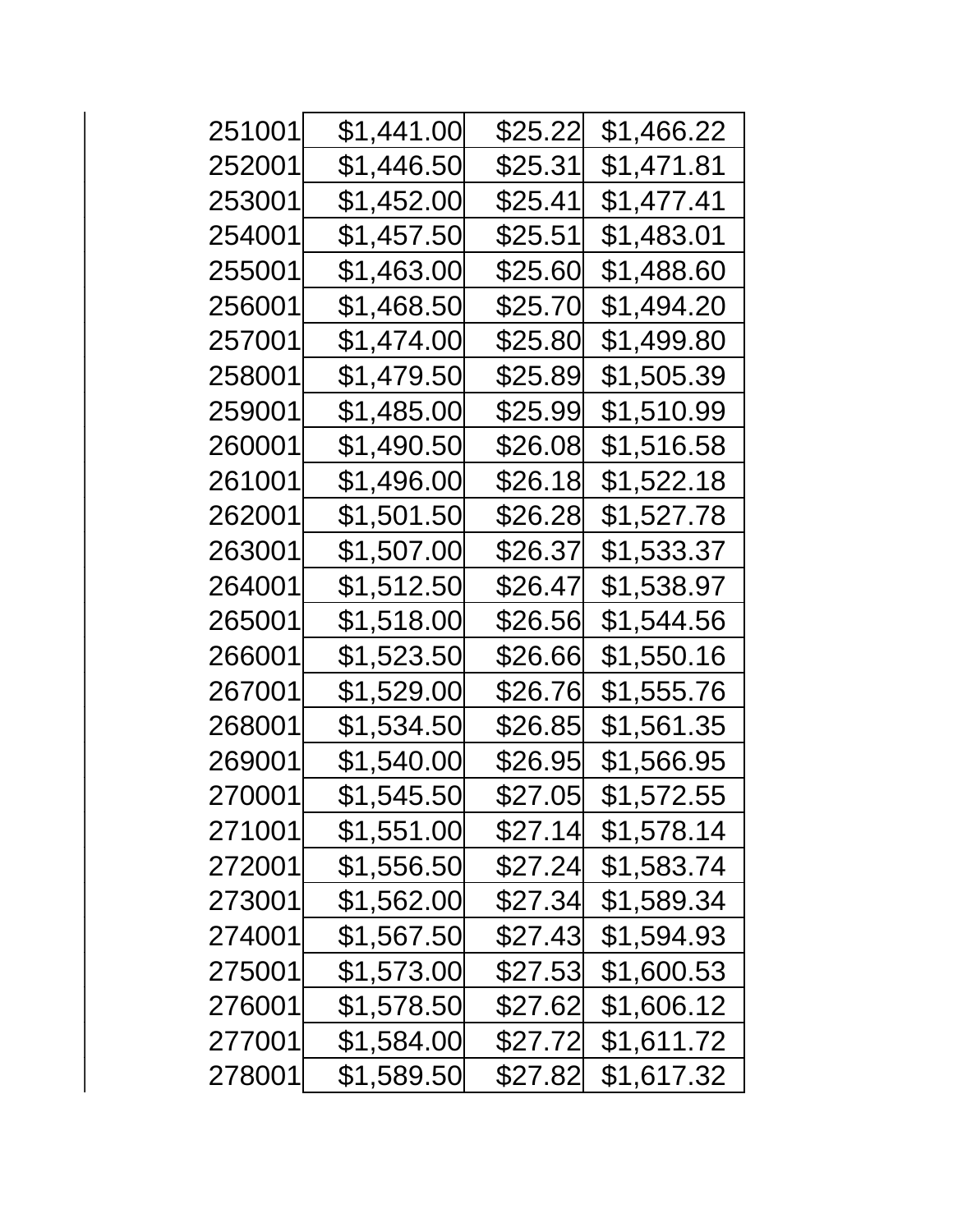| | | | |
|---|---|---|---|
| 251001 | $1,441.00 | $25.22 | $1,466.22 |
| 252001 | $1,446.50 | $25.31 | $1,471.81 |
| 253001 | $1,452.00 | $25.41 | $1,477.41 |
| 254001 | $1,457.50 | $25.51 | $1,483.01 |
| 255001 | $1,463.00 | $25.60 | $1,488.60 |
| 256001 | $1,468.50 | $25.70 | $1,494.20 |
| 257001 | $1,474.00 | $25.80 | $1,499.80 |
| 258001 | $1,479.50 | $25.89 | $1,505.39 |
| 259001 | $1,485.00 | $25.99 | $1,510.99 |
| 260001 | $1,490.50 | $26.08 | $1,516.58 |
| 261001 | $1,496.00 | $26.18 | $1,522.18 |
| 262001 | $1,501.50 | $26.28 | $1,527.78 |
| 263001 | $1,507.00 | $26.37 | $1,533.37 |
| 264001 | $1,512.50 | $26.47 | $1,538.97 |
| 265001 | $1,518.00 | $26.56 | $1,544.56 |
| 266001 | $1,523.50 | $26.66 | $1,550.16 |
| 267001 | $1,529.00 | $26.76 | $1,555.76 |
| 268001 | $1,534.50 | $26.85 | $1,561.35 |
| 269001 | $1,540.00 | $26.95 | $1,566.95 |
| 270001 | $1,545.50 | $27.05 | $1,572.55 |
| 271001 | $1,551.00 | $27.14 | $1,578.14 |
| 272001 | $1,556.50 | $27.24 | $1,583.74 |
| 273001 | $1,562.00 | $27.34 | $1,589.34 |
| 274001 | $1,567.50 | $27.43 | $1,594.93 |
| 275001 | $1,573.00 | $27.53 | $1,600.53 |
| 276001 | $1,578.50 | $27.62 | $1,606.12 |
| 277001 | $1,584.00 | $27.72 | $1,611.72 |
| 278001 | $1,589.50 | $27.82 | $1,617.32 |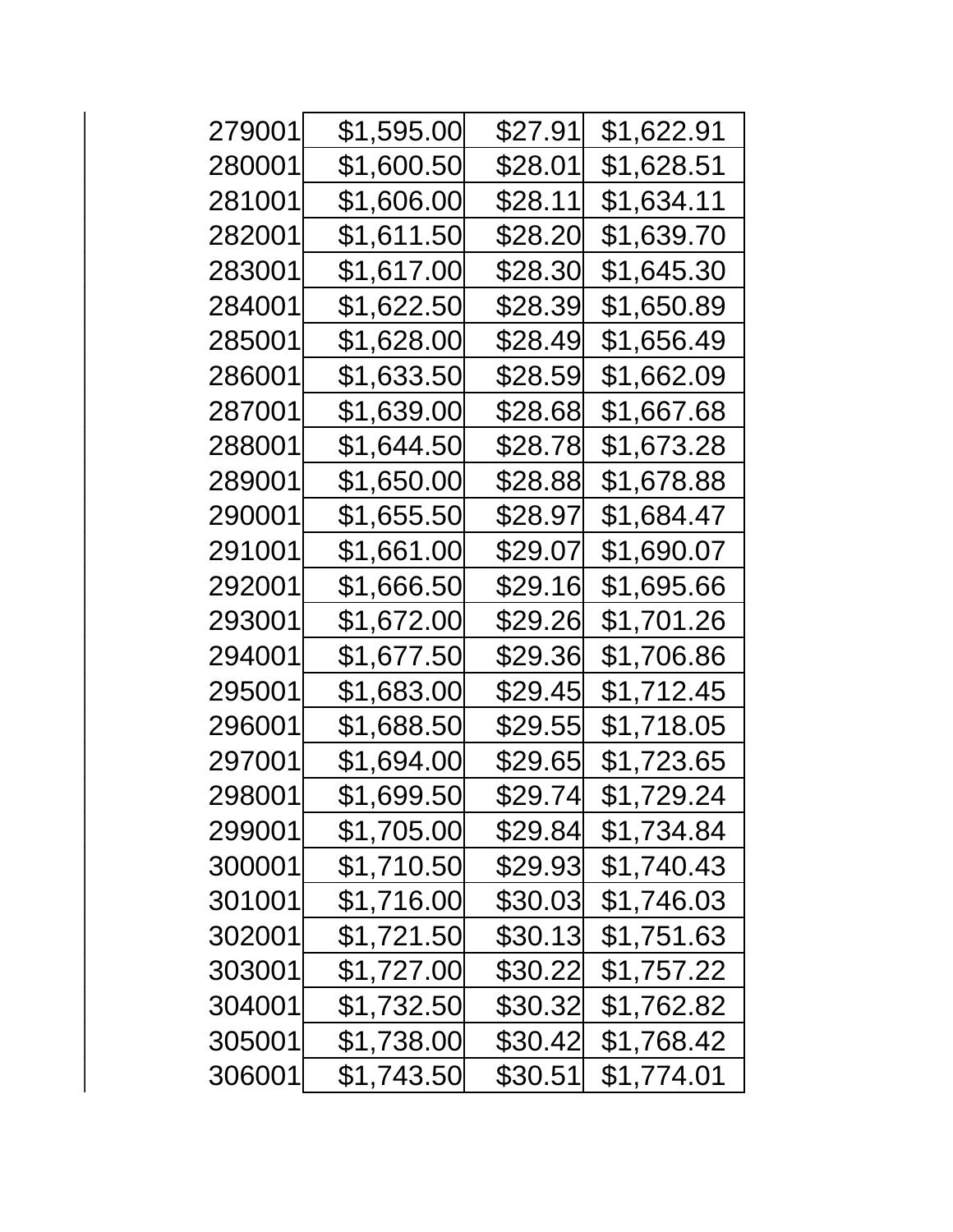| | | | |
|---|---|---|---|
| 279001 | $1,595.00 | $27.91 | $1,622.91 |
| 280001 | $1,600.50 | $28.01 | $1,628.51 |
| 281001 | $1,606.00 | $28.11 | $1,634.11 |
| 282001 | $1,611.50 | $28.20 | $1,639.70 |
| 283001 | $1,617.00 | $28.30 | $1,645.30 |
| 284001 | $1,622.50 | $28.39 | $1,650.89 |
| 285001 | $1,628.00 | $28.49 | $1,656.49 |
| 286001 | $1,633.50 | $28.59 | $1,662.09 |
| 287001 | $1,639.00 | $28.68 | $1,667.68 |
| 288001 | $1,644.50 | $28.78 | $1,673.28 |
| 289001 | $1,650.00 | $28.88 | $1,678.88 |
| 290001 | $1,655.50 | $28.97 | $1,684.47 |
| 291001 | $1,661.00 | $29.07 | $1,690.07 |
| 292001 | $1,666.50 | $29.16 | $1,695.66 |
| 293001 | $1,672.00 | $29.26 | $1,701.26 |
| 294001 | $1,677.50 | $29.36 | $1,706.86 |
| 295001 | $1,683.00 | $29.45 | $1,712.45 |
| 296001 | $1,688.50 | $29.55 | $1,718.05 |
| 297001 | $1,694.00 | $29.65 | $1,723.65 |
| 298001 | $1,699.50 | $29.74 | $1,729.24 |
| 299001 | $1,705.00 | $29.84 | $1,734.84 |
| 300001 | $1,710.50 | $29.93 | $1,740.43 |
| 301001 | $1,716.00 | $30.03 | $1,746.03 |
| 302001 | $1,721.50 | $30.13 | $1,751.63 |
| 303001 | $1,727.00 | $30.22 | $1,757.22 |
| 304001 | $1,732.50 | $30.32 | $1,762.82 |
| 305001 | $1,738.00 | $30.42 | $1,768.42 |
| 306001 | $1,743.50 | $30.51 | $1,774.01 |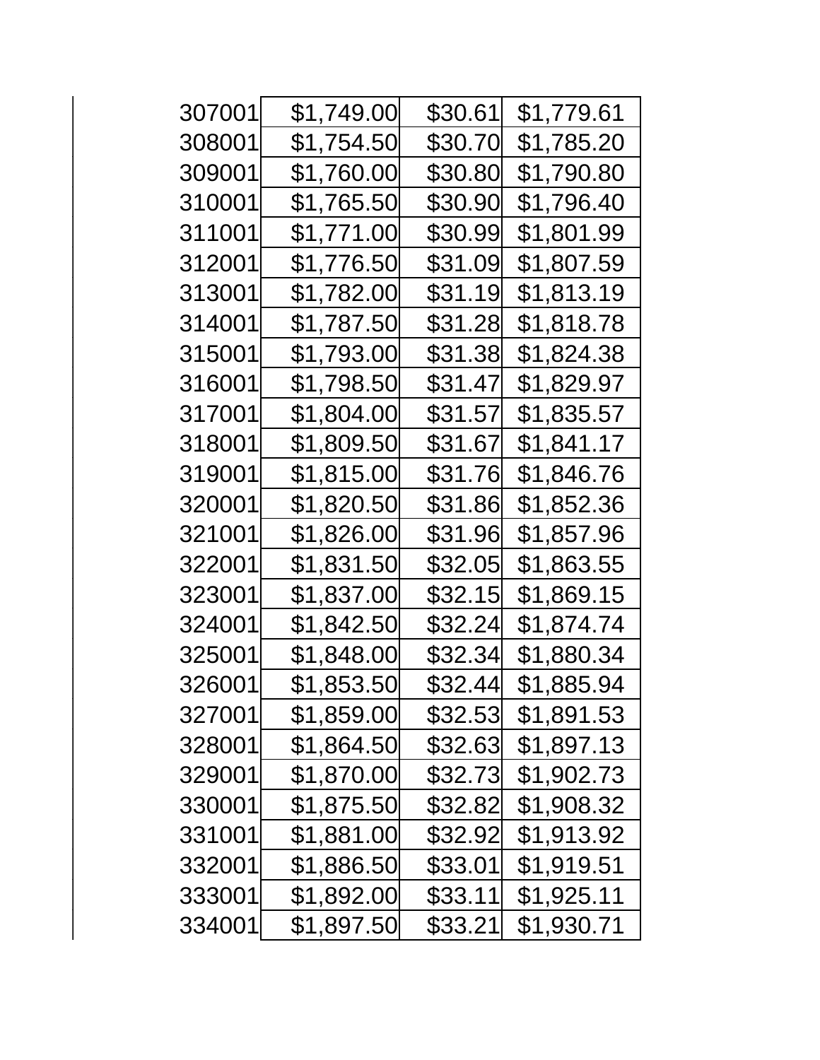| | | | |
|---|---|---|---|
| 307001 | $1,749.00 | $30.61 | $1,779.61 |
| 308001 | $1,754.50 | $30.70 | $1,785.20 |
| 309001 | $1,760.00 | $30.80 | $1,790.80 |
| 310001 | $1,765.50 | $30.90 | $1,796.40 |
| 311001 | $1,771.00 | $30.99 | $1,801.99 |
| 312001 | $1,776.50 | $31.09 | $1,807.59 |
| 313001 | $1,782.00 | $31.19 | $1,813.19 |
| 314001 | $1,787.50 | $31.28 | $1,818.78 |
| 315001 | $1,793.00 | $31.38 | $1,824.38 |
| 316001 | $1,798.50 | $31.47 | $1,829.97 |
| 317001 | $1,804.00 | $31.57 | $1,835.57 |
| 318001 | $1,809.50 | $31.67 | $1,841.17 |
| 319001 | $1,815.00 | $31.76 | $1,846.76 |
| 320001 | $1,820.50 | $31.86 | $1,852.36 |
| 321001 | $1,826.00 | $31.96 | $1,857.96 |
| 322001 | $1,831.50 | $32.05 | $1,863.55 |
| 323001 | $1,837.00 | $32.15 | $1,869.15 |
| 324001 | $1,842.50 | $32.24 | $1,874.74 |
| 325001 | $1,848.00 | $32.34 | $1,880.34 |
| 326001 | $1,853.50 | $32.44 | $1,885.94 |
| 327001 | $1,859.00 | $32.53 | $1,891.53 |
| 328001 | $1,864.50 | $32.63 | $1,897.13 |
| 329001 | $1,870.00 | $32.73 | $1,902.73 |
| 330001 | $1,875.50 | $32.82 | $1,908.32 |
| 331001 | $1,881.00 | $32.92 | $1,913.92 |
| 332001 | $1,886.50 | $33.01 | $1,919.51 |
| 333001 | $1,892.00 | $33.11 | $1,925.11 |
| 334001 | $1,897.50 | $33.21 | $1,930.71 |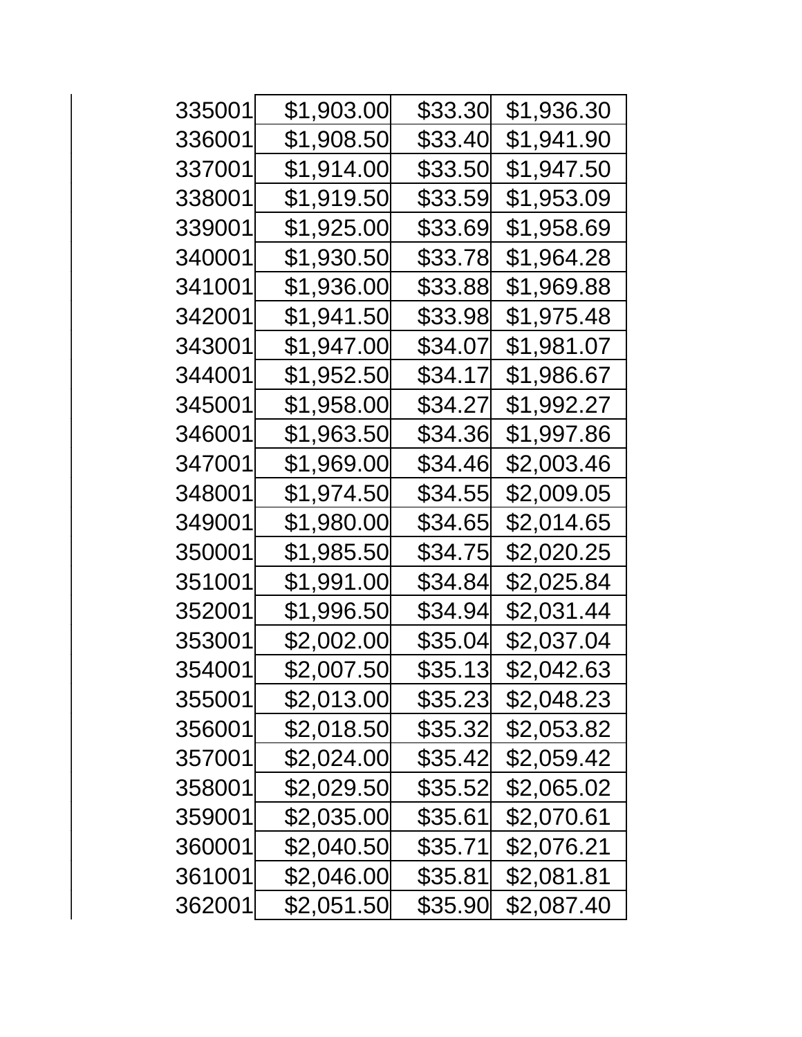| | | | |
|---|---|---|---|
| 335001 | $1,903.00 | $33.30 | $1,936.30 |
| 336001 | $1,908.50 | $33.40 | $1,941.90 |
| 337001 | $1,914.00 | $33.50 | $1,947.50 |
| 338001 | $1,919.50 | $33.59 | $1,953.09 |
| 339001 | $1,925.00 | $33.69 | $1,958.69 |
| 340001 | $1,930.50 | $33.78 | $1,964.28 |
| 341001 | $1,936.00 | $33.88 | $1,969.88 |
| 342001 | $1,941.50 | $33.98 | $1,975.48 |
| 343001 | $1,947.00 | $34.07 | $1,981.07 |
| 344001 | $1,952.50 | $34.17 | $1,986.67 |
| 345001 | $1,958.00 | $34.27 | $1,992.27 |
| 346001 | $1,963.50 | $34.36 | $1,997.86 |
| 347001 | $1,969.00 | $34.46 | $2,003.46 |
| 348001 | $1,974.50 | $34.55 | $2,009.05 |
| 349001 | $1,980.00 | $34.65 | $2,014.65 |
| 350001 | $1,985.50 | $34.75 | $2,020.25 |
| 351001 | $1,991.00 | $34.84 | $2,025.84 |
| 352001 | $1,996.50 | $34.94 | $2,031.44 |
| 353001 | $2,002.00 | $35.04 | $2,037.04 |
| 354001 | $2,007.50 | $35.13 | $2,042.63 |
| 355001 | $2,013.00 | $35.23 | $2,048.23 |
| 356001 | $2,018.50 | $35.32 | $2,053.82 |
| 357001 | $2,024.00 | $35.42 | $2,059.42 |
| 358001 | $2,029.50 | $35.52 | $2,065.02 |
| 359001 | $2,035.00 | $35.61 | $2,070.61 |
| 360001 | $2,040.50 | $35.71 | $2,076.21 |
| 361001 | $2,046.00 | $35.81 | $2,081.81 |
| 362001 | $2,051.50 | $35.90 | $2,087.40 |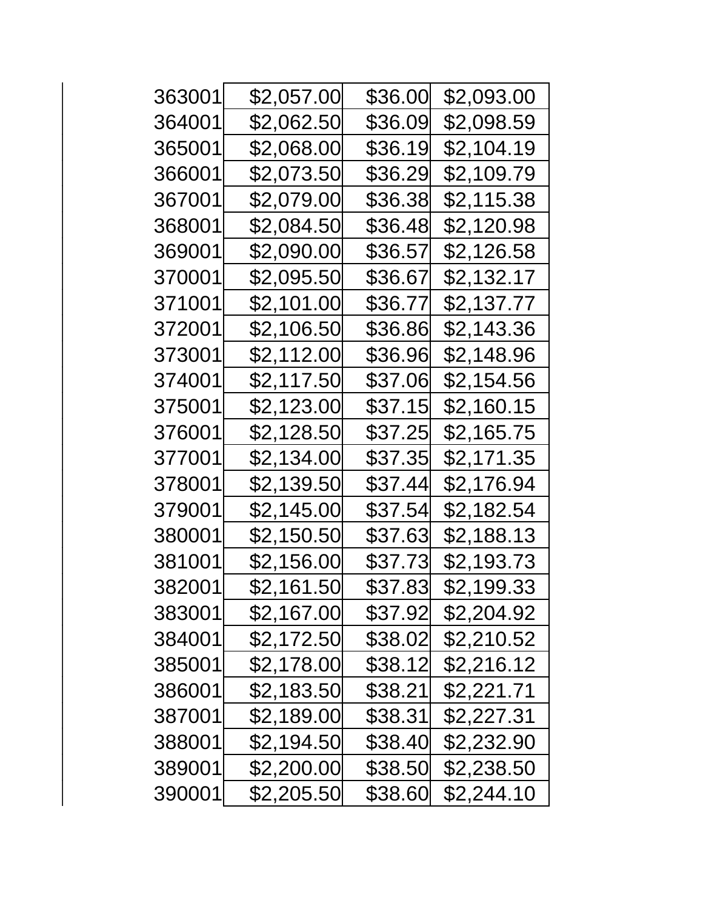| | | | |
|---|---|---|---|
| 363001 | $2,057.00 | $36.00 | $2,093.00 |
| 364001 | $2,062.50 | $36.09 | $2,098.59 |
| 365001 | $2,068.00 | $36.19 | $2,104.19 |
| 366001 | $2,073.50 | $36.29 | $2,109.79 |
| 367001 | $2,079.00 | $36.38 | $2,115.38 |
| 368001 | $2,084.50 | $36.48 | $2,120.98 |
| 369001 | $2,090.00 | $36.57 | $2,126.58 |
| 370001 | $2,095.50 | $36.67 | $2,132.17 |
| 371001 | $2,101.00 | $36.77 | $2,137.77 |
| 372001 | $2,106.50 | $36.86 | $2,143.36 |
| 373001 | $2,112.00 | $36.96 | $2,148.96 |
| 374001 | $2,117.50 | $37.06 | $2,154.56 |
| 375001 | $2,123.00 | $37.15 | $2,160.15 |
| 376001 | $2,128.50 | $37.25 | $2,165.75 |
| 377001 | $2,134.00 | $37.35 | $2,171.35 |
| 378001 | $2,139.50 | $37.44 | $2,176.94 |
| 379001 | $2,145.00 | $37.54 | $2,182.54 |
| 380001 | $2,150.50 | $37.63 | $2,188.13 |
| 381001 | $2,156.00 | $37.73 | $2,193.73 |
| 382001 | $2,161.50 | $37.83 | $2,199.33 |
| 383001 | $2,167.00 | $37.92 | $2,204.92 |
| 384001 | $2,172.50 | $38.02 | $2,210.52 |
| 385001 | $2,178.00 | $38.12 | $2,216.12 |
| 386001 | $2,183.50 | $38.21 | $2,221.71 |
| 387001 | $2,189.00 | $38.31 | $2,227.31 |
| 388001 | $2,194.50 | $38.40 | $2,232.90 |
| 389001 | $2,200.00 | $38.50 | $2,238.50 |
| 390001 | $2,205.50 | $38.60 | $2,244.10 |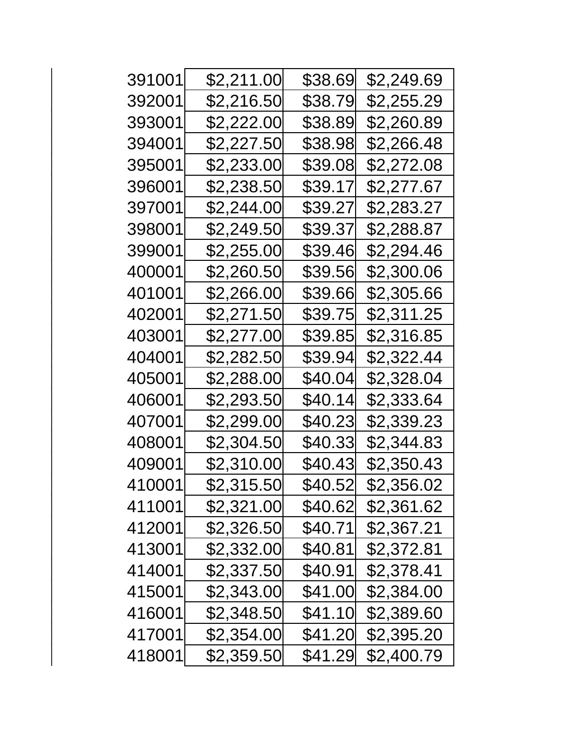| | | | |
|---|---|---|---|
| 391001 | $2,211.00 | $38.69 | $2,249.69 |
| 392001 | $2,216.50 | $38.79 | $2,255.29 |
| 393001 | $2,222.00 | $38.89 | $2,260.89 |
| 394001 | $2,227.50 | $38.98 | $2,266.48 |
| 395001 | $2,233.00 | $39.08 | $2,272.08 |
| 396001 | $2,238.50 | $39.17 | $2,277.67 |
| 397001 | $2,244.00 | $39.27 | $2,283.27 |
| 398001 | $2,249.50 | $39.37 | $2,288.87 |
| 399001 | $2,255.00 | $39.46 | $2,294.46 |
| 400001 | $2,260.50 | $39.56 | $2,300.06 |
| 401001 | $2,266.00 | $39.66 | $2,305.66 |
| 402001 | $2,271.50 | $39.75 | $2,311.25 |
| 403001 | $2,277.00 | $39.85 | $2,316.85 |
| 404001 | $2,282.50 | $39.94 | $2,322.44 |
| 405001 | $2,288.00 | $40.04 | $2,328.04 |
| 406001 | $2,293.50 | $40.14 | $2,333.64 |
| 407001 | $2,299.00 | $40.23 | $2,339.23 |
| 408001 | $2,304.50 | $40.33 | $2,344.83 |
| 409001 | $2,310.00 | $40.43 | $2,350.43 |
| 410001 | $2,315.50 | $40.52 | $2,356.02 |
| 411001 | $2,321.00 | $40.62 | $2,361.62 |
| 412001 | $2,326.50 | $40.71 | $2,367.21 |
| 413001 | $2,332.00 | $40.81 | $2,372.81 |
| 414001 | $2,337.50 | $40.91 | $2,378.41 |
| 415001 | $2,343.00 | $41.00 | $2,384.00 |
| 416001 | $2,348.50 | $41.10 | $2,389.60 |
| 417001 | $2,354.00 | $41.20 | $2,395.20 |
| 418001 | $2,359.50 | $41.29 | $2,400.79 |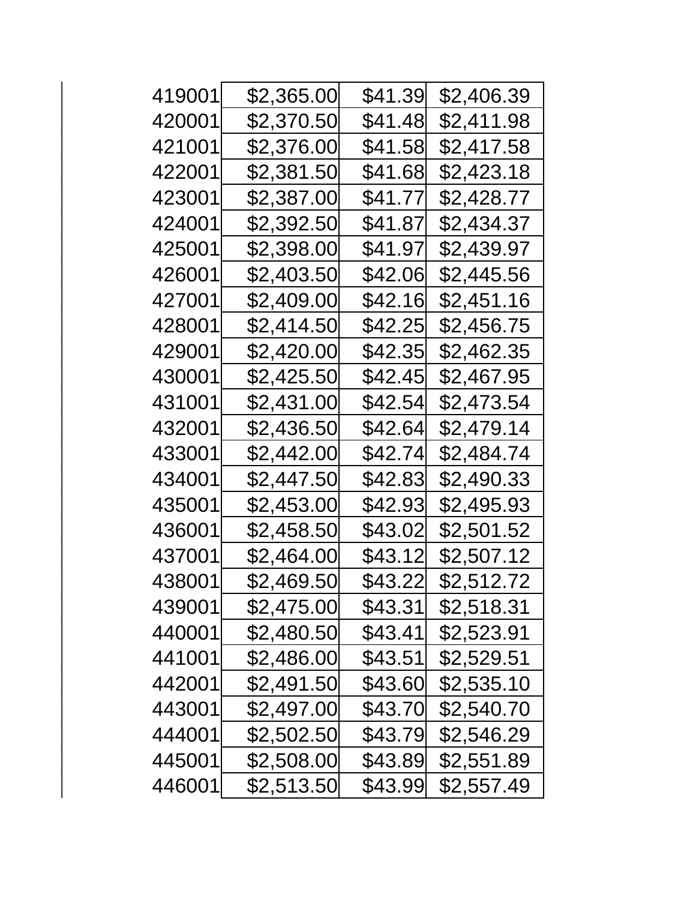| | | | |
|---|---|---|---|
| 419001 | $2,365.00 | $41.39 | $2,406.39 |
| 420001 | $2,370.50 | $41.48 | $2,411.98 |
| 421001 | $2,376.00 | $41.58 | $2,417.58 |
| 422001 | $2,381.50 | $41.68 | $2,423.18 |
| 423001 | $2,387.00 | $41.77 | $2,428.77 |
| 424001 | $2,392.50 | $41.87 | $2,434.37 |
| 425001 | $2,398.00 | $41.97 | $2,439.97 |
| 426001 | $2,403.50 | $42.06 | $2,445.56 |
| 427001 | $2,409.00 | $42.16 | $2,451.16 |
| 428001 | $2,414.50 | $42.25 | $2,456.75 |
| 429001 | $2,420.00 | $42.35 | $2,462.35 |
| 430001 | $2,425.50 | $42.45 | $2,467.95 |
| 431001 | $2,431.00 | $42.54 | $2,473.54 |
| 432001 | $2,436.50 | $42.64 | $2,479.14 |
| 433001 | $2,442.00 | $42.74 | $2,484.74 |
| 434001 | $2,447.50 | $42.83 | $2,490.33 |
| 435001 | $2,453.00 | $42.93 | $2,495.93 |
| 436001 | $2,458.50 | $43.02 | $2,501.52 |
| 437001 | $2,464.00 | $43.12 | $2,507.12 |
| 438001 | $2,469.50 | $43.22 | $2,512.72 |
| 439001 | $2,475.00 | $43.31 | $2,518.31 |
| 440001 | $2,480.50 | $43.41 | $2,523.91 |
| 441001 | $2,486.00 | $43.51 | $2,529.51 |
| 442001 | $2,491.50 | $43.60 | $2,535.10 |
| 443001 | $2,497.00 | $43.70 | $2,540.70 |
| 444001 | $2,502.50 | $43.79 | $2,546.29 |
| 445001 | $2,508.00 | $43.89 | $2,551.89 |
| 446001 | $2,513.50 | $43.99 | $2,557.49 |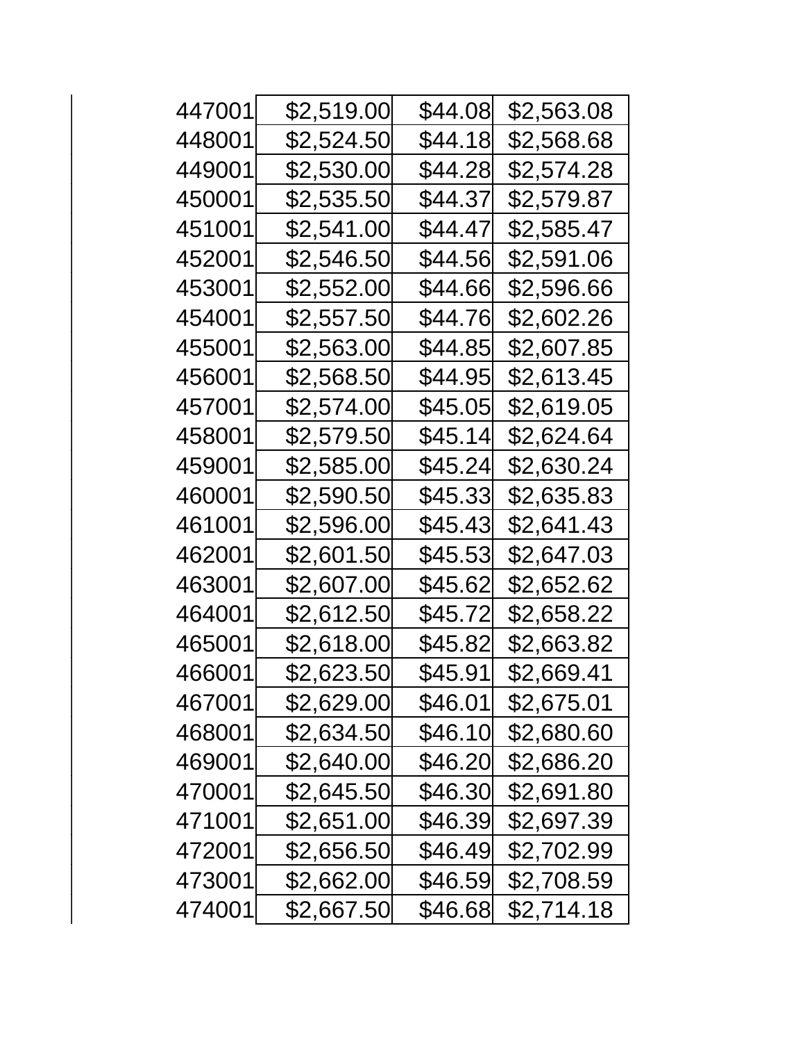| | | | |
|---|---|---|---|
| 447001 | $2,519.00 | $44.08 | $2,563.08 |
| 448001 | $2,524.50 | $44.18 | $2,568.68 |
| 449001 | $2,530.00 | $44.28 | $2,574.28 |
| 450001 | $2,535.50 | $44.37 | $2,579.87 |
| 451001 | $2,541.00 | $44.47 | $2,585.47 |
| 452001 | $2,546.50 | $44.56 | $2,591.06 |
| 453001 | $2,552.00 | $44.66 | $2,596.66 |
| 454001 | $2,557.50 | $44.76 | $2,602.26 |
| 455001 | $2,563.00 | $44.85 | $2,607.85 |
| 456001 | $2,568.50 | $44.95 | $2,613.45 |
| 457001 | $2,574.00 | $45.05 | $2,619.05 |
| 458001 | $2,579.50 | $45.14 | $2,624.64 |
| 459001 | $2,585.00 | $45.24 | $2,630.24 |
| 460001 | $2,590.50 | $45.33 | $2,635.83 |
| 461001 | $2,596.00 | $45.43 | $2,641.43 |
| 462001 | $2,601.50 | $45.53 | $2,647.03 |
| 463001 | $2,607.00 | $45.62 | $2,652.62 |
| 464001 | $2,612.50 | $45.72 | $2,658.22 |
| 465001 | $2,618.00 | $45.82 | $2,663.82 |
| 466001 | $2,623.50 | $45.91 | $2,669.41 |
| 467001 | $2,629.00 | $46.01 | $2,675.01 |
| 468001 | $2,634.50 | $46.10 | $2,680.60 |
| 469001 | $2,640.00 | $46.20 | $2,686.20 |
| 470001 | $2,645.50 | $46.30 | $2,691.80 |
| 471001 | $2,651.00 | $46.39 | $2,697.39 |
| 472001 | $2,656.50 | $46.49 | $2,702.99 |
| 473001 | $2,662.00 | $46.59 | $2,708.59 |
| 474001 | $2,667.50 | $46.68 | $2,714.18 |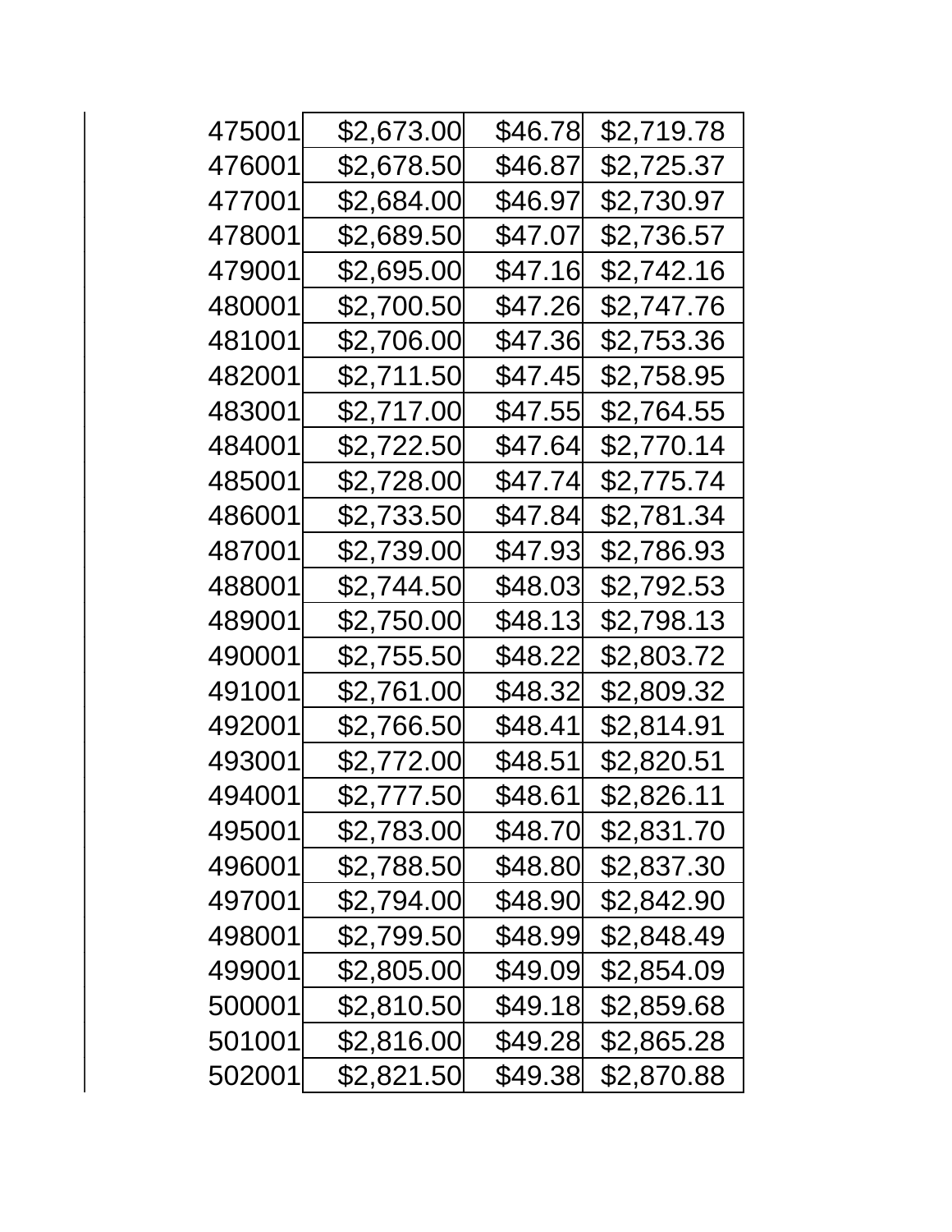| | | | |
|---|---|---|---|
| 475001 | $2,673.00 | $46.78 | $2,719.78 |
| 476001 | $2,678.50 | $46.87 | $2,725.37 |
| 477001 | $2,684.00 | $46.97 | $2,730.97 |
| 478001 | $2,689.50 | $47.07 | $2,736.57 |
| 479001 | $2,695.00 | $47.16 | $2,742.16 |
| 480001 | $2,700.50 | $47.26 | $2,747.76 |
| 481001 | $2,706.00 | $47.36 | $2,753.36 |
| 482001 | $2,711.50 | $47.45 | $2,758.95 |
| 483001 | $2,717.00 | $47.55 | $2,764.55 |
| 484001 | $2,722.50 | $47.64 | $2,770.14 |
| 485001 | $2,728.00 | $47.74 | $2,775.74 |
| 486001 | $2,733.50 | $47.84 | $2,781.34 |
| 487001 | $2,739.00 | $47.93 | $2,786.93 |
| 488001 | $2,744.50 | $48.03 | $2,792.53 |
| 489001 | $2,750.00 | $48.13 | $2,798.13 |
| 490001 | $2,755.50 | $48.22 | $2,803.72 |
| 491001 | $2,761.00 | $48.32 | $2,809.32 |
| 492001 | $2,766.50 | $48.41 | $2,814.91 |
| 493001 | $2,772.00 | $48.51 | $2,820.51 |
| 494001 | $2,777.50 | $48.61 | $2,826.11 |
| 495001 | $2,783.00 | $48.70 | $2,831.70 |
| 496001 | $2,788.50 | $48.80 | $2,837.30 |
| 497001 | $2,794.00 | $48.90 | $2,842.90 |
| 498001 | $2,799.50 | $48.99 | $2,848.49 |
| 499001 | $2,805.00 | $49.09 | $2,854.09 |
| 500001 | $2,810.50 | $49.18 | $2,859.68 |
| 501001 | $2,816.00 | $49.28 | $2,865.28 |
| 502001 | $2,821.50 | $49.38 | $2,870.88 |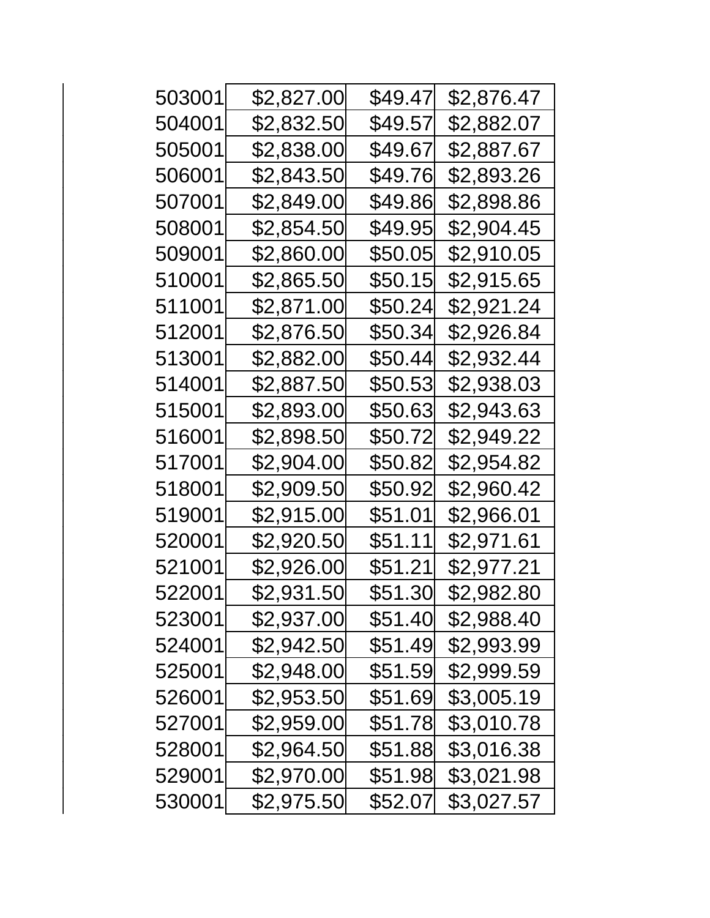| | | | |
|---|---|---|---|
| 503001 | $2,827.00 | $49.47 | $2,876.47 |
| 504001 | $2,832.50 | $49.57 | $2,882.07 |
| 505001 | $2,838.00 | $49.67 | $2,887.67 |
| 506001 | $2,843.50 | $49.76 | $2,893.26 |
| 507001 | $2,849.00 | $49.86 | $2,898.86 |
| 508001 | $2,854.50 | $49.95 | $2,904.45 |
| 509001 | $2,860.00 | $50.05 | $2,910.05 |
| 510001 | $2,865.50 | $50.15 | $2,915.65 |
| 511001 | $2,871.00 | $50.24 | $2,921.24 |
| 512001 | $2,876.50 | $50.34 | $2,926.84 |
| 513001 | $2,882.00 | $50.44 | $2,932.44 |
| 514001 | $2,887.50 | $50.53 | $2,938.03 |
| 515001 | $2,893.00 | $50.63 | $2,943.63 |
| 516001 | $2,898.50 | $50.72 | $2,949.22 |
| 517001 | $2,904.00 | $50.82 | $2,954.82 |
| 518001 | $2,909.50 | $50.92 | $2,960.42 |
| 519001 | $2,915.00 | $51.01 | $2,966.01 |
| 520001 | $2,920.50 | $51.11 | $2,971.61 |
| 521001 | $2,926.00 | $51.21 | $2,977.21 |
| 522001 | $2,931.50 | $51.30 | $2,982.80 |
| 523001 | $2,937.00 | $51.40 | $2,988.40 |
| 524001 | $2,942.50 | $51.49 | $2,993.99 |
| 525001 | $2,948.00 | $51.59 | $2,999.59 |
| 526001 | $2,953.50 | $51.69 | $3,005.19 |
| 527001 | $2,959.00 | $51.78 | $3,010.78 |
| 528001 | $2,964.50 | $51.88 | $3,016.38 |
| 529001 | $2,970.00 | $51.98 | $3,021.98 |
| 530001 | $2,975.50 | $52.07 | $3,027.57 |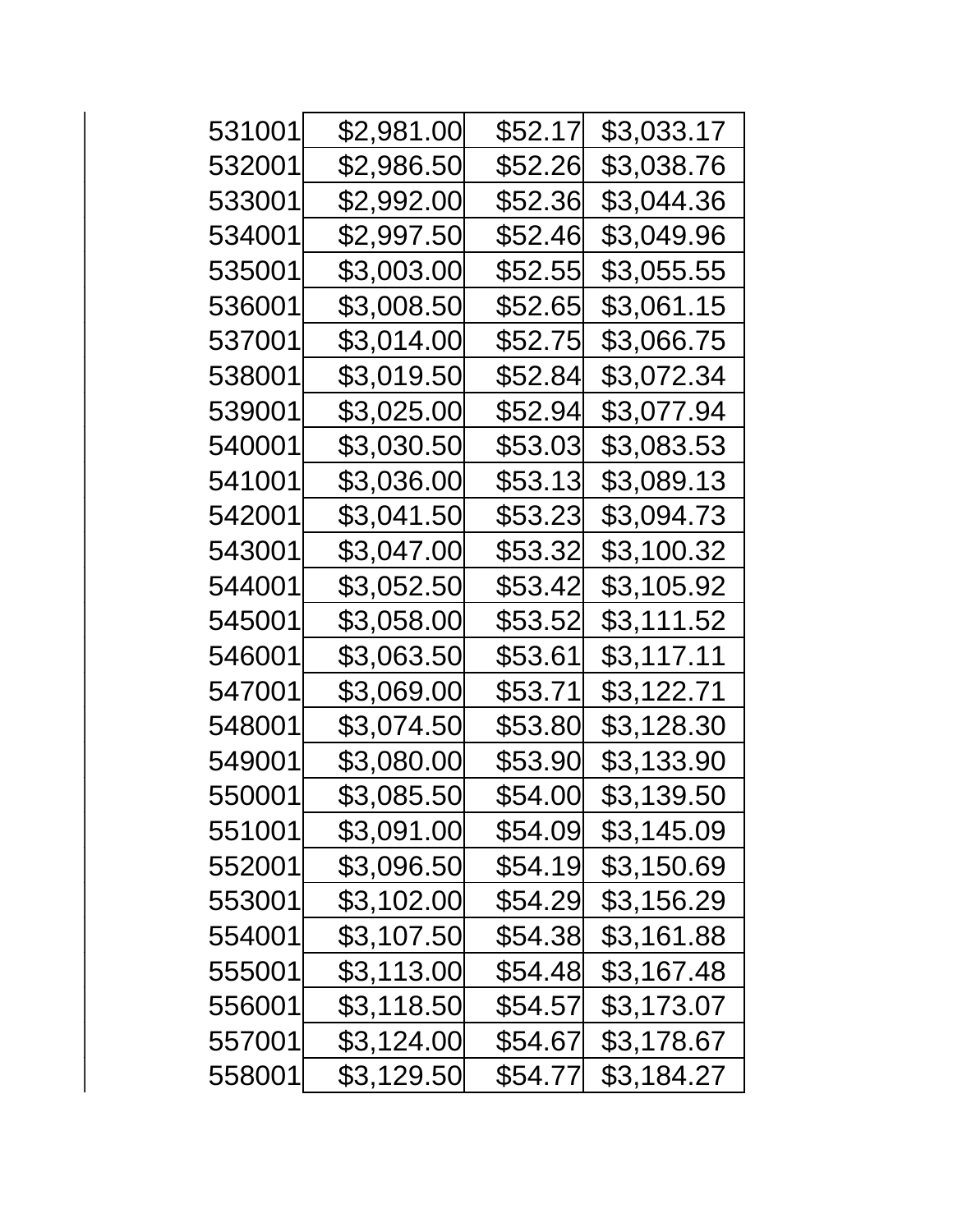| | | | |
|---|---|---|---|
| 531001 | $2,981.00 | $52.17 | $3,033.17 |
| 532001 | $2,986.50 | $52.26 | $3,038.76 |
| 533001 | $2,992.00 | $52.36 | $3,044.36 |
| 534001 | $2,997.50 | $52.46 | $3,049.96 |
| 535001 | $3,003.00 | $52.55 | $3,055.55 |
| 536001 | $3,008.50 | $52.65 | $3,061.15 |
| 537001 | $3,014.00 | $52.75 | $3,066.75 |
| 538001 | $3,019.50 | $52.84 | $3,072.34 |
| 539001 | $3,025.00 | $52.94 | $3,077.94 |
| 540001 | $3,030.50 | $53.03 | $3,083.53 |
| 541001 | $3,036.00 | $53.13 | $3,089.13 |
| 542001 | $3,041.50 | $53.23 | $3,094.73 |
| 543001 | $3,047.00 | $53.32 | $3,100.32 |
| 544001 | $3,052.50 | $53.42 | $3,105.92 |
| 545001 | $3,058.00 | $53.52 | $3,111.52 |
| 546001 | $3,063.50 | $53.61 | $3,117.11 |
| 547001 | $3,069.00 | $53.71 | $3,122.71 |
| 548001 | $3,074.50 | $53.80 | $3,128.30 |
| 549001 | $3,080.00 | $53.90 | $3,133.90 |
| 550001 | $3,085.50 | $54.00 | $3,139.50 |
| 551001 | $3,091.00 | $54.09 | $3,145.09 |
| 552001 | $3,096.50 | $54.19 | $3,150.69 |
| 553001 | $3,102.00 | $54.29 | $3,156.29 |
| 554001 | $3,107.50 | $54.38 | $3,161.88 |
| 555001 | $3,113.00 | $54.48 | $3,167.48 |
| 556001 | $3,118.50 | $54.57 | $3,173.07 |
| 557001 | $3,124.00 | $54.67 | $3,178.67 |
| 558001 | $3,129.50 | $54.77 | $3,184.27 |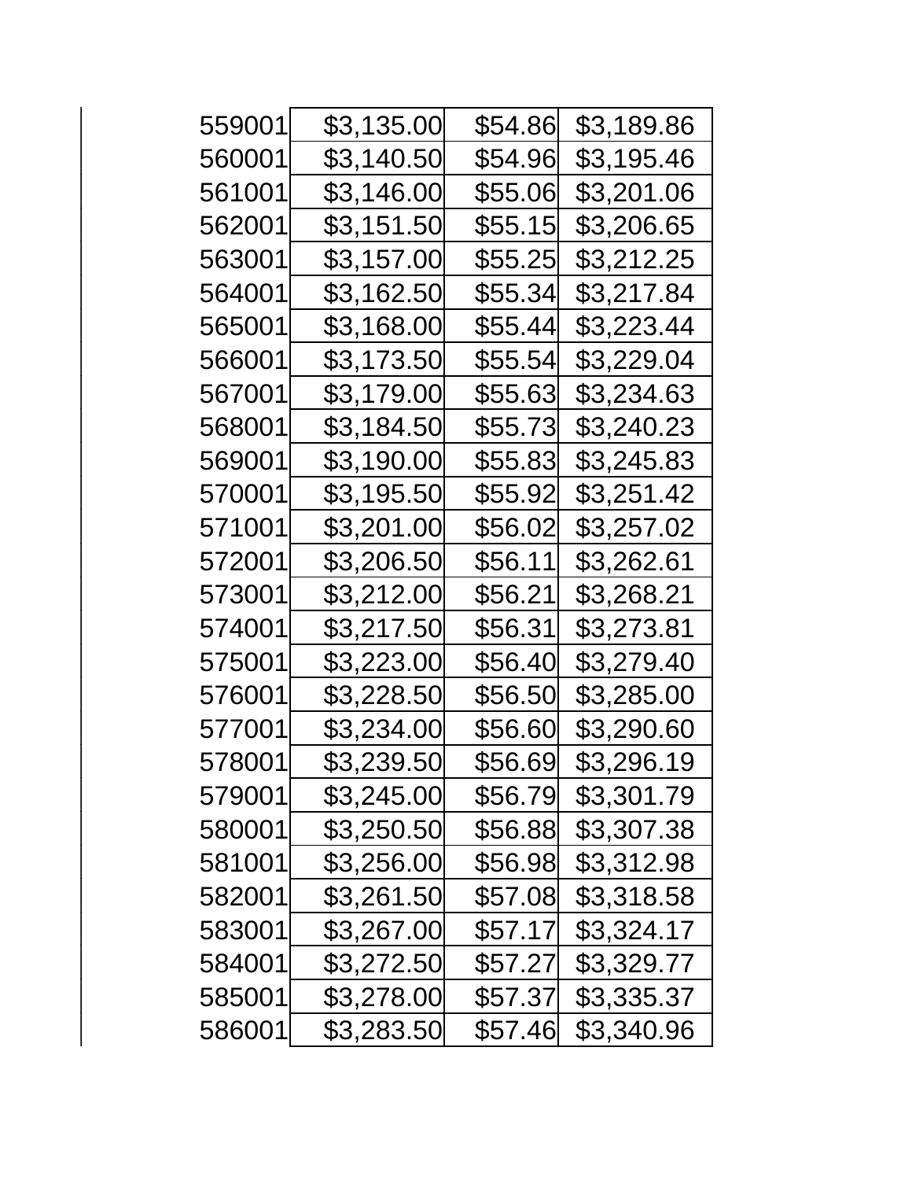| | | | |
|---|---|---|---|
| 559001 | $3,135.00 | $54.86 | $3,189.86 |
| 560001 | $3,140.50 | $54.96 | $3,195.46 |
| 561001 | $3,146.00 | $55.06 | $3,201.06 |
| 562001 | $3,151.50 | $55.15 | $3,206.65 |
| 563001 | $3,157.00 | $55.25 | $3,212.25 |
| 564001 | $3,162.50 | $55.34 | $3,217.84 |
| 565001 | $3,168.00 | $55.44 | $3,223.44 |
| 566001 | $3,173.50 | $55.54 | $3,229.04 |
| 567001 | $3,179.00 | $55.63 | $3,234.63 |
| 568001 | $3,184.50 | $55.73 | $3,240.23 |
| 569001 | $3,190.00 | $55.83 | $3,245.83 |
| 570001 | $3,195.50 | $55.92 | $3,251.42 |
| 571001 | $3,201.00 | $56.02 | $3,257.02 |
| 572001 | $3,206.50 | $56.11 | $3,262.61 |
| 573001 | $3,212.00 | $56.21 | $3,268.21 |
| 574001 | $3,217.50 | $56.31 | $3,273.81 |
| 575001 | $3,223.00 | $56.40 | $3,279.40 |
| 576001 | $3,228.50 | $56.50 | $3,285.00 |
| 577001 | $3,234.00 | $56.60 | $3,290.60 |
| 578001 | $3,239.50 | $56.69 | $3,296.19 |
| 579001 | $3,245.00 | $56.79 | $3,301.79 |
| 580001 | $3,250.50 | $56.88 | $3,307.38 |
| 581001 | $3,256.00 | $56.98 | $3,312.98 |
| 582001 | $3,261.50 | $57.08 | $3,318.58 |
| 583001 | $3,267.00 | $57.17 | $3,324.17 |
| 584001 | $3,272.50 | $57.27 | $3,329.77 |
| 585001 | $3,278.00 | $57.37 | $3,335.37 |
| 586001 | $3,283.50 | $57.46 | $3,340.96 |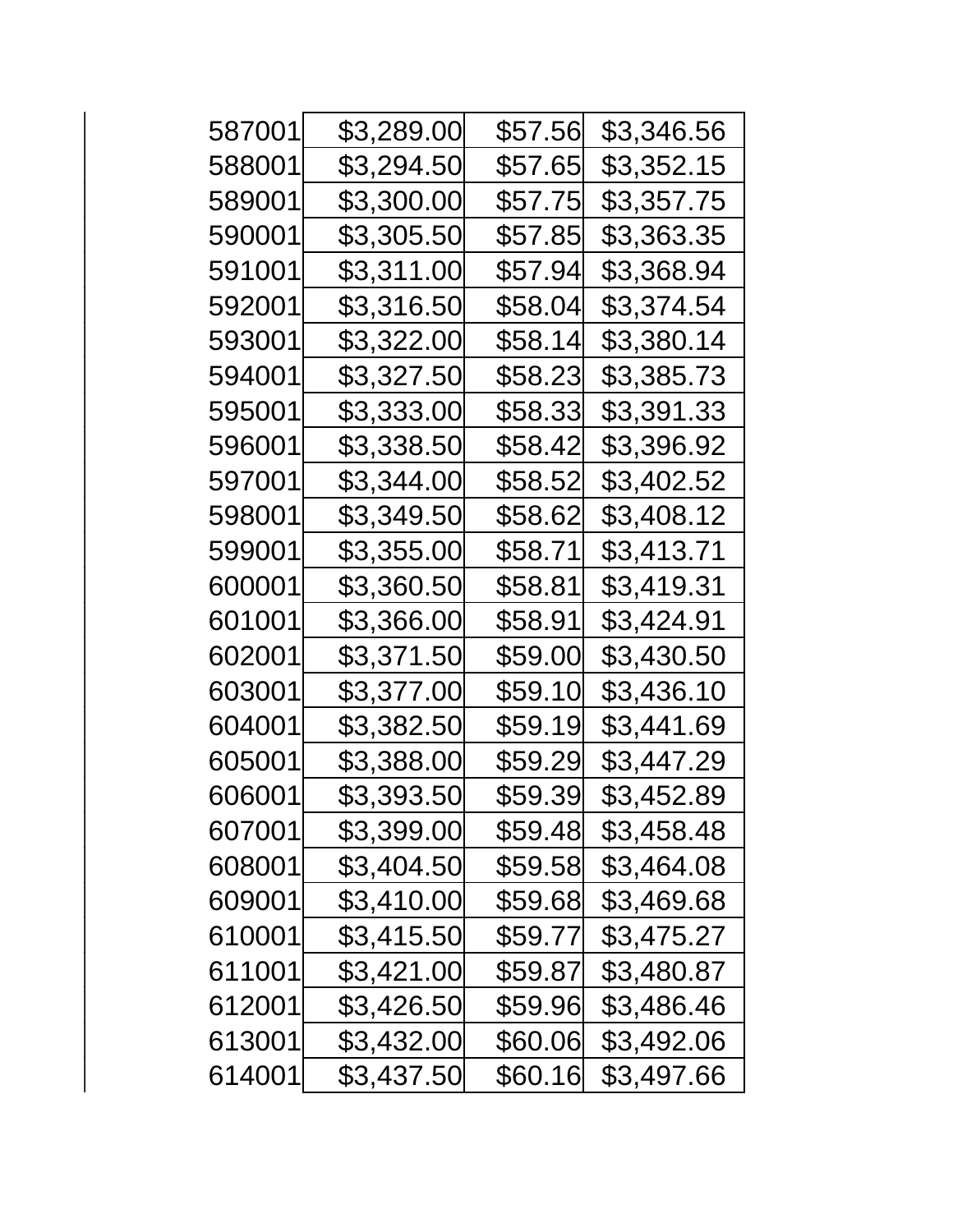| | | | |
|---|---|---|---|
| 587001 | $3,289.00 | $57.56 | $3,346.56 |
| 588001 | $3,294.50 | $57.65 | $3,352.15 |
| 589001 | $3,300.00 | $57.75 | $3,357.75 |
| 590001 | $3,305.50 | $57.85 | $3,363.35 |
| 591001 | $3,311.00 | $57.94 | $3,368.94 |
| 592001 | $3,316.50 | $58.04 | $3,374.54 |
| 593001 | $3,322.00 | $58.14 | $3,380.14 |
| 594001 | $3,327.50 | $58.23 | $3,385.73 |
| 595001 | $3,333.00 | $58.33 | $3,391.33 |
| 596001 | $3,338.50 | $58.42 | $3,396.92 |
| 597001 | $3,344.00 | $58.52 | $3,402.52 |
| 598001 | $3,349.50 | $58.62 | $3,408.12 |
| 599001 | $3,355.00 | $58.71 | $3,413.71 |
| 600001 | $3,360.50 | $58.81 | $3,419.31 |
| 601001 | $3,366.00 | $58.91 | $3,424.91 |
| 602001 | $3,371.50 | $59.00 | $3,430.50 |
| 603001 | $3,377.00 | $59.10 | $3,436.10 |
| 604001 | $3,382.50 | $59.19 | $3,441.69 |
| 605001 | $3,388.00 | $59.29 | $3,447.29 |
| 606001 | $3,393.50 | $59.39 | $3,452.89 |
| 607001 | $3,399.00 | $59.48 | $3,458.48 |
| 608001 | $3,404.50 | $59.58 | $3,464.08 |
| 609001 | $3,410.00 | $59.68 | $3,469.68 |
| 610001 | $3,415.50 | $59.77 | $3,475.27 |
| 611001 | $3,421.00 | $59.87 | $3,480.87 |
| 612001 | $3,426.50 | $59.96 | $3,486.46 |
| 613001 | $3,432.00 | $60.06 | $3,492.06 |
| 614001 | $3,437.50 | $60.16 | $3,497.66 |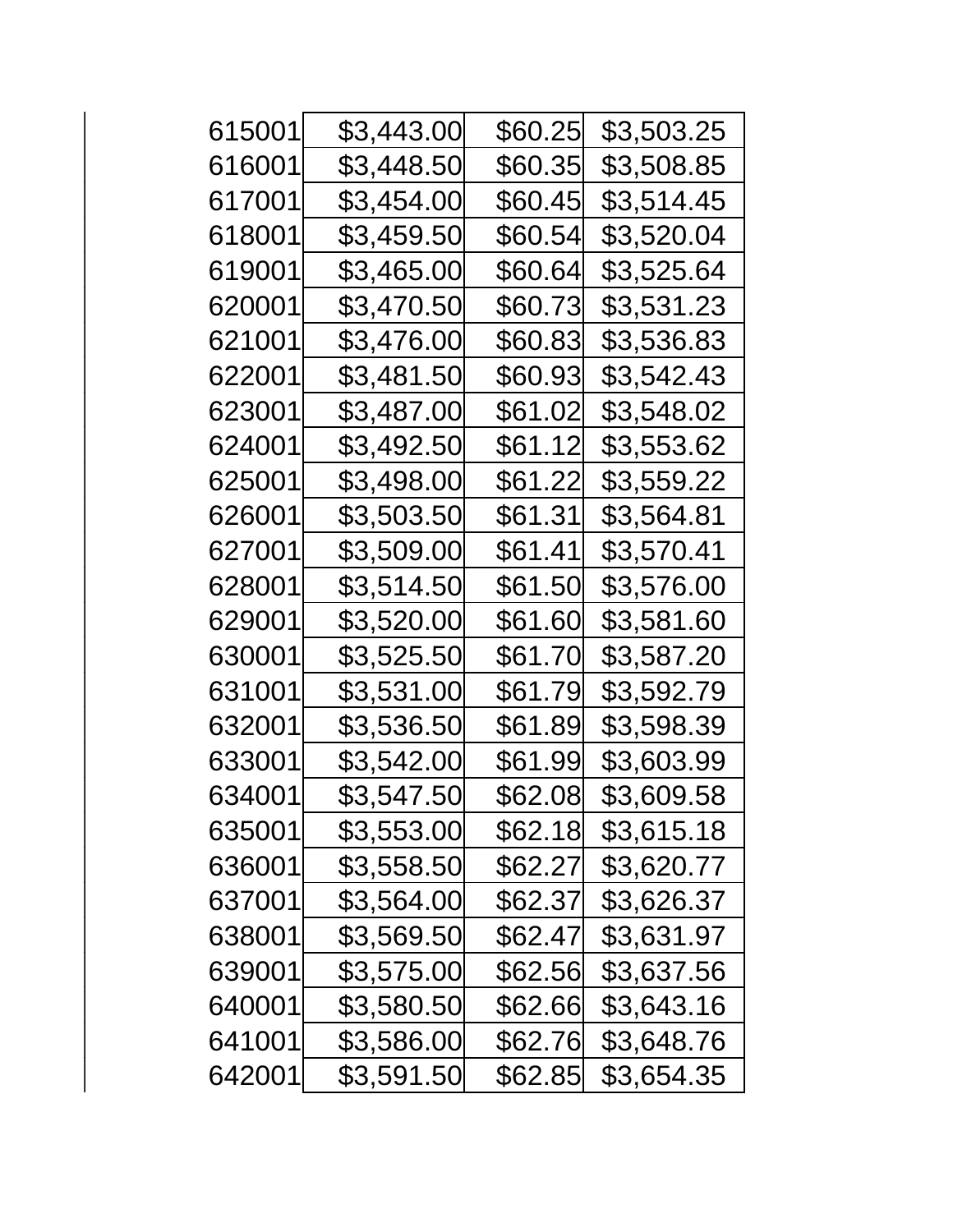| | | | |
|---|---|---|---|
| 615001 | $3,443.00 | $60.25 | $3,503.25 |
| 616001 | $3,448.50 | $60.35 | $3,508.85 |
| 617001 | $3,454.00 | $60.45 | $3,514.45 |
| 618001 | $3,459.50 | $60.54 | $3,520.04 |
| 619001 | $3,465.00 | $60.64 | $3,525.64 |
| 620001 | $3,470.50 | $60.73 | $3,531.23 |
| 621001 | $3,476.00 | $60.83 | $3,536.83 |
| 622001 | $3,481.50 | $60.93 | $3,542.43 |
| 623001 | $3,487.00 | $61.02 | $3,548.02 |
| 624001 | $3,492.50 | $61.12 | $3,553.62 |
| 625001 | $3,498.00 | $61.22 | $3,559.22 |
| 626001 | $3,503.50 | $61.31 | $3,564.81 |
| 627001 | $3,509.00 | $61.41 | $3,570.41 |
| 628001 | $3,514.50 | $61.50 | $3,576.00 |
| 629001 | $3,520.00 | $61.60 | $3,581.60 |
| 630001 | $3,525.50 | $61.70 | $3,587.20 |
| 631001 | $3,531.00 | $61.79 | $3,592.79 |
| 632001 | $3,536.50 | $61.89 | $3,598.39 |
| 633001 | $3,542.00 | $61.99 | $3,603.99 |
| 634001 | $3,547.50 | $62.08 | $3,609.58 |
| 635001 | $3,553.00 | $62.18 | $3,615.18 |
| 636001 | $3,558.50 | $62.27 | $3,620.77 |
| 637001 | $3,564.00 | $62.37 | $3,626.37 |
| 638001 | $3,569.50 | $62.47 | $3,631.97 |
| 639001 | $3,575.00 | $62.56 | $3,637.56 |
| 640001 | $3,580.50 | $62.66 | $3,643.16 |
| 641001 | $3,586.00 | $62.76 | $3,648.76 |
| 642001 | $3,591.50 | $62.85 | $3,654.35 |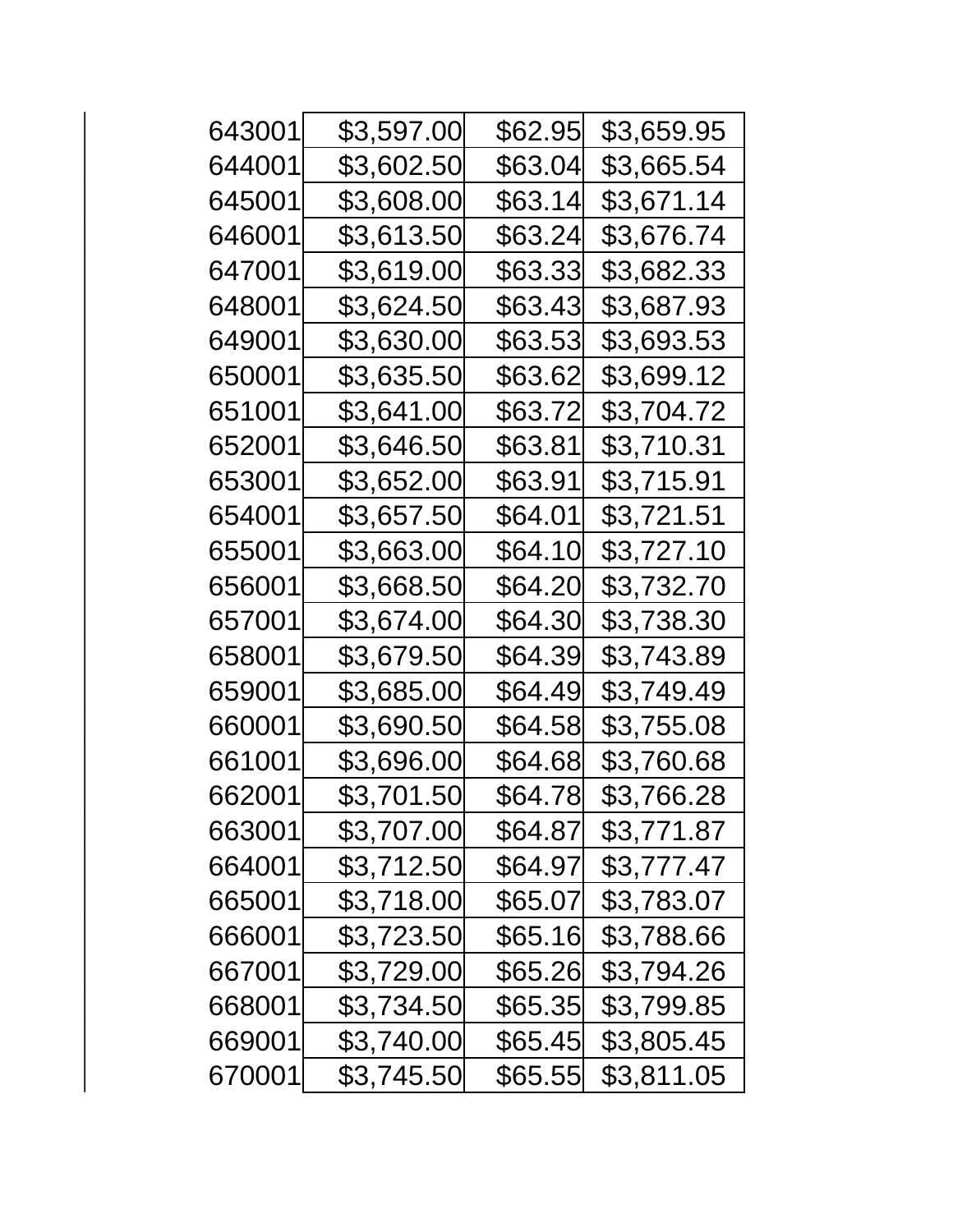| | | | |
|---|---|---|---|
| 643001 | $3,597.00 | $62.95 | $3,659.95 |
| 644001 | $3,602.50 | $63.04 | $3,665.54 |
| 645001 | $3,608.00 | $63.14 | $3,671.14 |
| 646001 | $3,613.50 | $63.24 | $3,676.74 |
| 647001 | $3,619.00 | $63.33 | $3,682.33 |
| 648001 | $3,624.50 | $63.43 | $3,687.93 |
| 649001 | $3,630.00 | $63.53 | $3,693.53 |
| 650001 | $3,635.50 | $63.62 | $3,699.12 |
| 651001 | $3,641.00 | $63.72 | $3,704.72 |
| 652001 | $3,646.50 | $63.81 | $3,710.31 |
| 653001 | $3,652.00 | $63.91 | $3,715.91 |
| 654001 | $3,657.50 | $64.01 | $3,721.51 |
| 655001 | $3,663.00 | $64.10 | $3,727.10 |
| 656001 | $3,668.50 | $64.20 | $3,732.70 |
| 657001 | $3,674.00 | $64.30 | $3,738.30 |
| 658001 | $3,679.50 | $64.39 | $3,743.89 |
| 659001 | $3,685.00 | $64.49 | $3,749.49 |
| 660001 | $3,690.50 | $64.58 | $3,755.08 |
| 661001 | $3,696.00 | $64.68 | $3,760.68 |
| 662001 | $3,701.50 | $64.78 | $3,766.28 |
| 663001 | $3,707.00 | $64.87 | $3,771.87 |
| 664001 | $3,712.50 | $64.97 | $3,777.47 |
| 665001 | $3,718.00 | $65.07 | $3,783.07 |
| 666001 | $3,723.50 | $65.16 | $3,788.66 |
| 667001 | $3,729.00 | $65.26 | $3,794.26 |
| 668001 | $3,734.50 | $65.35 | $3,799.85 |
| 669001 | $3,740.00 | $65.45 | $3,805.45 |
| 670001 | $3,745.50 | $65.55 | $3,811.05 |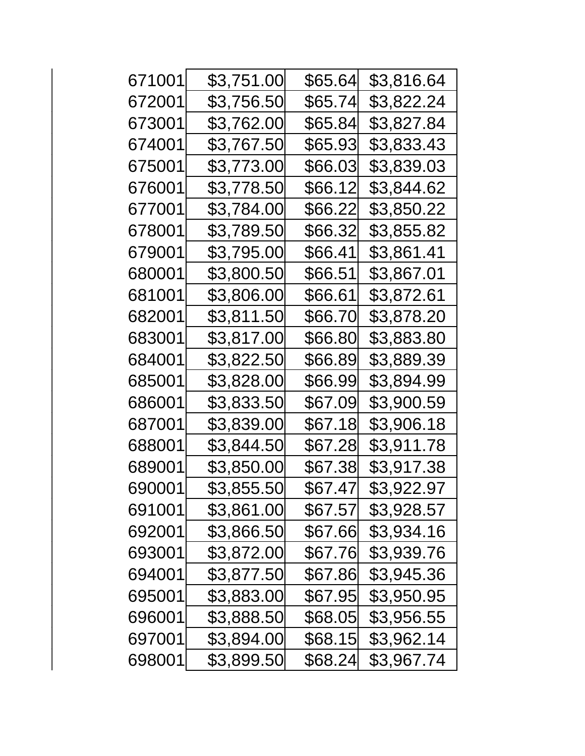| | | | |
|---|---|---|---|
| 671001 | $3,751.00 | $65.64 | $3,816.64 |
| 672001 | $3,756.50 | $65.74 | $3,822.24 |
| 673001 | $3,762.00 | $65.84 | $3,827.84 |
| 674001 | $3,767.50 | $65.93 | $3,833.43 |
| 675001 | $3,773.00 | $66.03 | $3,839.03 |
| 676001 | $3,778.50 | $66.12 | $3,844.62 |
| 677001 | $3,784.00 | $66.22 | $3,850.22 |
| 678001 | $3,789.50 | $66.32 | $3,855.82 |
| 679001 | $3,795.00 | $66.41 | $3,861.41 |
| 680001 | $3,800.50 | $66.51 | $3,867.01 |
| 681001 | $3,806.00 | $66.61 | $3,872.61 |
| 682001 | $3,811.50 | $66.70 | $3,878.20 |
| 683001 | $3,817.00 | $66.80 | $3,883.80 |
| 684001 | $3,822.50 | $66.89 | $3,889.39 |
| 685001 | $3,828.00 | $66.99 | $3,894.99 |
| 686001 | $3,833.50 | $67.09 | $3,900.59 |
| 687001 | $3,839.00 | $67.18 | $3,906.18 |
| 688001 | $3,844.50 | $67.28 | $3,911.78 |
| 689001 | $3,850.00 | $67.38 | $3,917.38 |
| 690001 | $3,855.50 | $67.47 | $3,922.97 |
| 691001 | $3,861.00 | $67.57 | $3,928.57 |
| 692001 | $3,866.50 | $67.66 | $3,934.16 |
| 693001 | $3,872.00 | $67.76 | $3,939.76 |
| 694001 | $3,877.50 | $67.86 | $3,945.36 |
| 695001 | $3,883.00 | $67.95 | $3,950.95 |
| 696001 | $3,888.50 | $68.05 | $3,956.55 |
| 697001 | $3,894.00 | $68.15 | $3,962.14 |
| 698001 | $3,899.50 | $68.24 | $3,967.74 |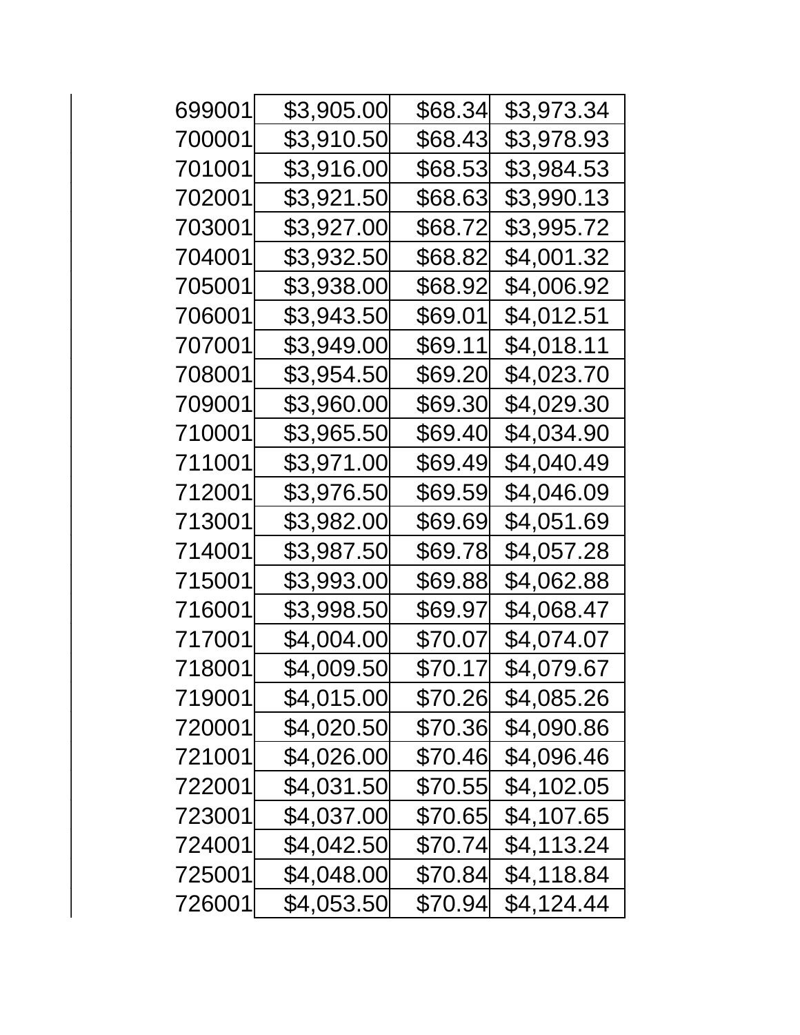| | | | |
|---|---|---|---|
| 699001 | $3,905.00 | $68.34 | $3,973.34 |
| 700001 | $3,910.50 | $68.43 | $3,978.93 |
| 701001 | $3,916.00 | $68.53 | $3,984.53 |
| 702001 | $3,921.50 | $68.63 | $3,990.13 |
| 703001 | $3,927.00 | $68.72 | $3,995.72 |
| 704001 | $3,932.50 | $68.82 | $4,001.32 |
| 705001 | $3,938.00 | $68.92 | $4,006.92 |
| 706001 | $3,943.50 | $69.01 | $4,012.51 |
| 707001 | $3,949.00 | $69.11 | $4,018.11 |
| 708001 | $3,954.50 | $69.20 | $4,023.70 |
| 709001 | $3,960.00 | $69.30 | $4,029.30 |
| 710001 | $3,965.50 | $69.40 | $4,034.90 |
| 711001 | $3,971.00 | $69.49 | $4,040.49 |
| 712001 | $3,976.50 | $69.59 | $4,046.09 |
| 713001 | $3,982.00 | $69.69 | $4,051.69 |
| 714001 | $3,987.50 | $69.78 | $4,057.28 |
| 715001 | $3,993.00 | $69.88 | $4,062.88 |
| 716001 | $3,998.50 | $69.97 | $4,068.47 |
| 717001 | $4,004.00 | $70.07 | $4,074.07 |
| 718001 | $4,009.50 | $70.17 | $4,079.67 |
| 719001 | $4,015.00 | $70.26 | $4,085.26 |
| 720001 | $4,020.50 | $70.36 | $4,090.86 |
| 721001 | $4,026.00 | $70.46 | $4,096.46 |
| 722001 | $4,031.50 | $70.55 | $4,102.05 |
| 723001 | $4,037.00 | $70.65 | $4,107.65 |
| 724001 | $4,042.50 | $70.74 | $4,113.24 |
| 725001 | $4,048.00 | $70.84 | $4,118.84 |
| 726001 | $4,053.50 | $70.94 | $4,124.44 |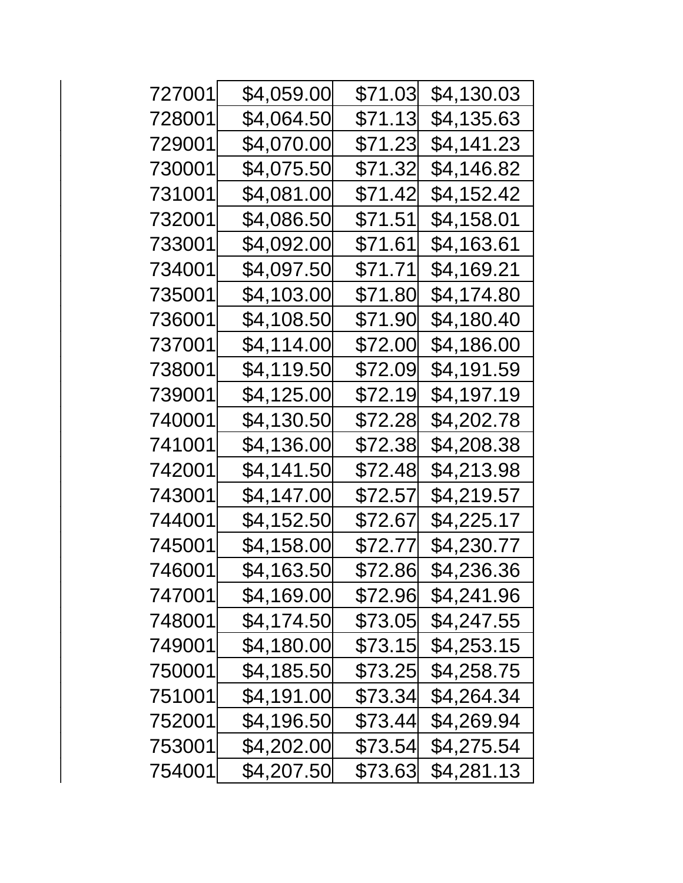| | | | |
|---|---|---|---|
| 727001 | $4,059.00 | $71.03 | $4,130.03 |
| 728001 | $4,064.50 | $71.13 | $4,135.63 |
| 729001 | $4,070.00 | $71.23 | $4,141.23 |
| 730001 | $4,075.50 | $71.32 | $4,146.82 |
| 731001 | $4,081.00 | $71.42 | $4,152.42 |
| 732001 | $4,086.50 | $71.51 | $4,158.01 |
| 733001 | $4,092.00 | $71.61 | $4,163.61 |
| 734001 | $4,097.50 | $71.71 | $4,169.21 |
| 735001 | $4,103.00 | $71.80 | $4,174.80 |
| 736001 | $4,108.50 | $71.90 | $4,180.40 |
| 737001 | $4,114.00 | $72.00 | $4,186.00 |
| 738001 | $4,119.50 | $72.09 | $4,191.59 |
| 739001 | $4,125.00 | $72.19 | $4,197.19 |
| 740001 | $4,130.50 | $72.28 | $4,202.78 |
| 741001 | $4,136.00 | $72.38 | $4,208.38 |
| 742001 | $4,141.50 | $72.48 | $4,213.98 |
| 743001 | $4,147.00 | $72.57 | $4,219.57 |
| 744001 | $4,152.50 | $72.67 | $4,225.17 |
| 745001 | $4,158.00 | $72.77 | $4,230.77 |
| 746001 | $4,163.50 | $72.86 | $4,236.36 |
| 747001 | $4,169.00 | $72.96 | $4,241.96 |
| 748001 | $4,174.50 | $73.05 | $4,247.55 |
| 749001 | $4,180.00 | $73.15 | $4,253.15 |
| 750001 | $4,185.50 | $73.25 | $4,258.75 |
| 751001 | $4,191.00 | $73.34 | $4,264.34 |
| 752001 | $4,196.50 | $73.44 | $4,269.94 |
| 753001 | $4,202.00 | $73.54 | $4,275.54 |
| 754001 | $4,207.50 | $73.63 | $4,281.13 |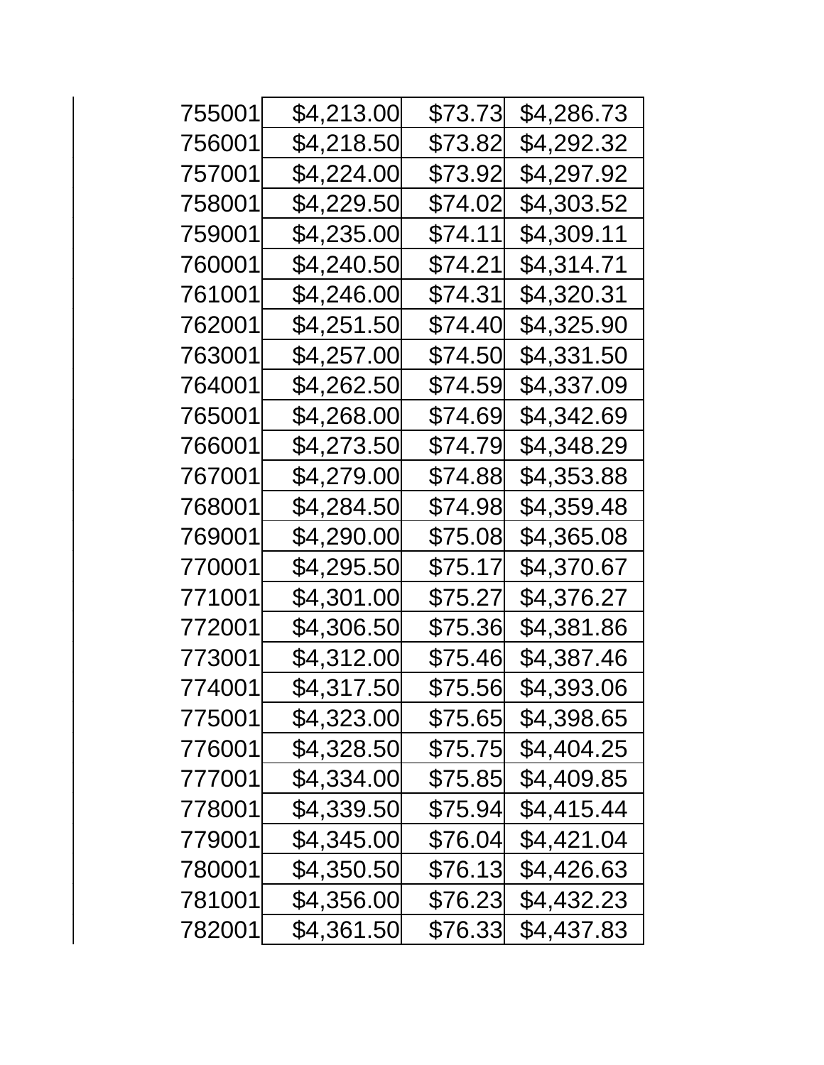| | | | |
|---|---|---|---|
| 755001 | $4,213.00 | $73.73 | $4,286.73 |
| 756001 | $4,218.50 | $73.82 | $4,292.32 |
| 757001 | $4,224.00 | $73.92 | $4,297.92 |
| 758001 | $4,229.50 | $74.02 | $4,303.52 |
| 759001 | $4,235.00 | $74.11 | $4,309.11 |
| 760001 | $4,240.50 | $74.21 | $4,314.71 |
| 761001 | $4,246.00 | $74.31 | $4,320.31 |
| 762001 | $4,251.50 | $74.40 | $4,325.90 |
| 763001 | $4,257.00 | $74.50 | $4,331.50 |
| 764001 | $4,262.50 | $74.59 | $4,337.09 |
| 765001 | $4,268.00 | $74.69 | $4,342.69 |
| 766001 | $4,273.50 | $74.79 | $4,348.29 |
| 767001 | $4,279.00 | $74.88 | $4,353.88 |
| 768001 | $4,284.50 | $74.98 | $4,359.48 |
| 769001 | $4,290.00 | $75.08 | $4,365.08 |
| 770001 | $4,295.50 | $75.17 | $4,370.67 |
| 771001 | $4,301.00 | $75.27 | $4,376.27 |
| 772001 | $4,306.50 | $75.36 | $4,381.86 |
| 773001 | $4,312.00 | $75.46 | $4,387.46 |
| 774001 | $4,317.50 | $75.56 | $4,393.06 |
| 775001 | $4,323.00 | $75.65 | $4,398.65 |
| 776001 | $4,328.50 | $75.75 | $4,404.25 |
| 777001 | $4,334.00 | $75.85 | $4,409.85 |
| 778001 | $4,339.50 | $75.94 | $4,415.44 |
| 779001 | $4,345.00 | $76.04 | $4,421.04 |
| 780001 | $4,350.50 | $76.13 | $4,426.63 |
| 781001 | $4,356.00 | $76.23 | $4,432.23 |
| 782001 | $4,361.50 | $76.33 | $4,437.83 |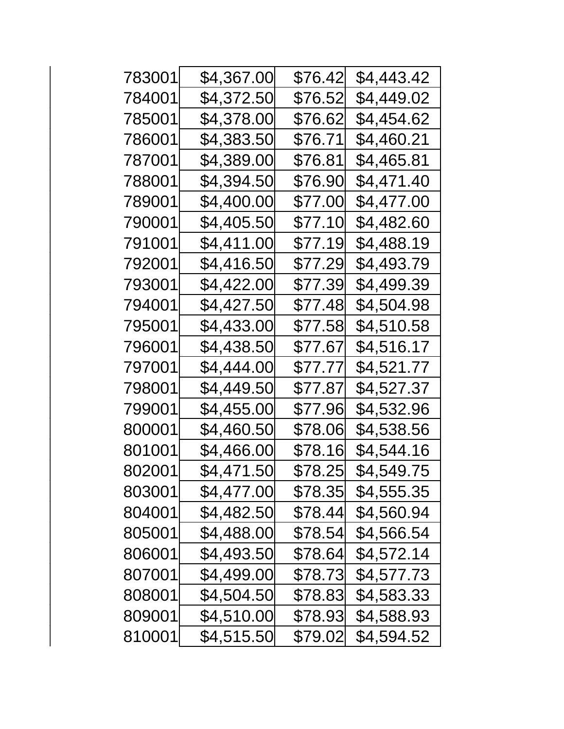| | | | |
|---|---|---|---|
| 783001 | $4,367.00 | $76.42 | $4,443.42 |
| 784001 | $4,372.50 | $76.52 | $4,449.02 |
| 785001 | $4,378.00 | $76.62 | $4,454.62 |
| 786001 | $4,383.50 | $76.71 | $4,460.21 |
| 787001 | $4,389.00 | $76.81 | $4,465.81 |
| 788001 | $4,394.50 | $76.90 | $4,471.40 |
| 789001 | $4,400.00 | $77.00 | $4,477.00 |
| 790001 | $4,405.50 | $77.10 | $4,482.60 |
| 791001 | $4,411.00 | $77.19 | $4,488.19 |
| 792001 | $4,416.50 | $77.29 | $4,493.79 |
| 793001 | $4,422.00 | $77.39 | $4,499.39 |
| 794001 | $4,427.50 | $77.48 | $4,504.98 |
| 795001 | $4,433.00 | $77.58 | $4,510.58 |
| 796001 | $4,438.50 | $77.67 | $4,516.17 |
| 797001 | $4,444.00 | $77.77 | $4,521.77 |
| 798001 | $4,449.50 | $77.87 | $4,527.37 |
| 799001 | $4,455.00 | $77.96 | $4,532.96 |
| 800001 | $4,460.50 | $78.06 | $4,538.56 |
| 801001 | $4,466.00 | $78.16 | $4,544.16 |
| 802001 | $4,471.50 | $78.25 | $4,549.75 |
| 803001 | $4,477.00 | $78.35 | $4,555.35 |
| 804001 | $4,482.50 | $78.44 | $4,560.94 |
| 805001 | $4,488.00 | $78.54 | $4,566.54 |
| 806001 | $4,493.50 | $78.64 | $4,572.14 |
| 807001 | $4,499.00 | $78.73 | $4,577.73 |
| 808001 | $4,504.50 | $78.83 | $4,583.33 |
| 809001 | $4,510.00 | $78.93 | $4,588.93 |
| 810001 | $4,515.50 | $79.02 | $4,594.52 |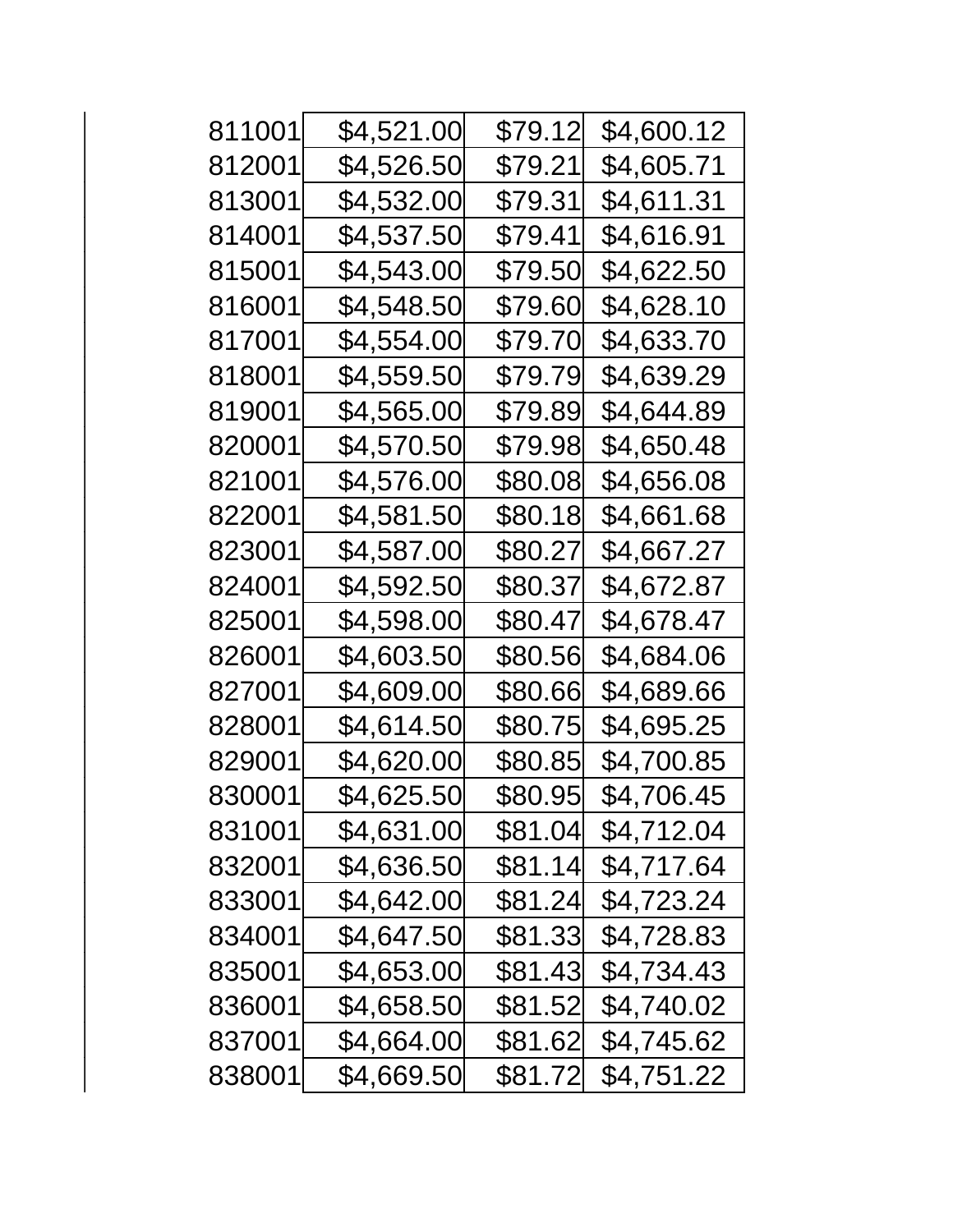| | | | |
|---|---|---|---|
| 811001 | $4,521.00 | $79.12 | $4,600.12 |
| 812001 | $4,526.50 | $79.21 | $4,605.71 |
| 813001 | $4,532.00 | $79.31 | $4,611.31 |
| 814001 | $4,537.50 | $79.41 | $4,616.91 |
| 815001 | $4,543.00 | $79.50 | $4,622.50 |
| 816001 | $4,548.50 | $79.60 | $4,628.10 |
| 817001 | $4,554.00 | $79.70 | $4,633.70 |
| 818001 | $4,559.50 | $79.79 | $4,639.29 |
| 819001 | $4,565.00 | $79.89 | $4,644.89 |
| 820001 | $4,570.50 | $79.98 | $4,650.48 |
| 821001 | $4,576.00 | $80.08 | $4,656.08 |
| 822001 | $4,581.50 | $80.18 | $4,661.68 |
| 823001 | $4,587.00 | $80.27 | $4,667.27 |
| 824001 | $4,592.50 | $80.37 | $4,672.87 |
| 825001 | $4,598.00 | $80.47 | $4,678.47 |
| 826001 | $4,603.50 | $80.56 | $4,684.06 |
| 827001 | $4,609.00 | $80.66 | $4,689.66 |
| 828001 | $4,614.50 | $80.75 | $4,695.25 |
| 829001 | $4,620.00 | $80.85 | $4,700.85 |
| 830001 | $4,625.50 | $80.95 | $4,706.45 |
| 831001 | $4,631.00 | $81.04 | $4,712.04 |
| 832001 | $4,636.50 | $81.14 | $4,717.64 |
| 833001 | $4,642.00 | $81.24 | $4,723.24 |
| 834001 | $4,647.50 | $81.33 | $4,728.83 |
| 835001 | $4,653.00 | $81.43 | $4,734.43 |
| 836001 | $4,658.50 | $81.52 | $4,740.02 |
| 837001 | $4,664.00 | $81.62 | $4,745.62 |
| 838001 | $4,669.50 | $81.72 | $4,751.22 |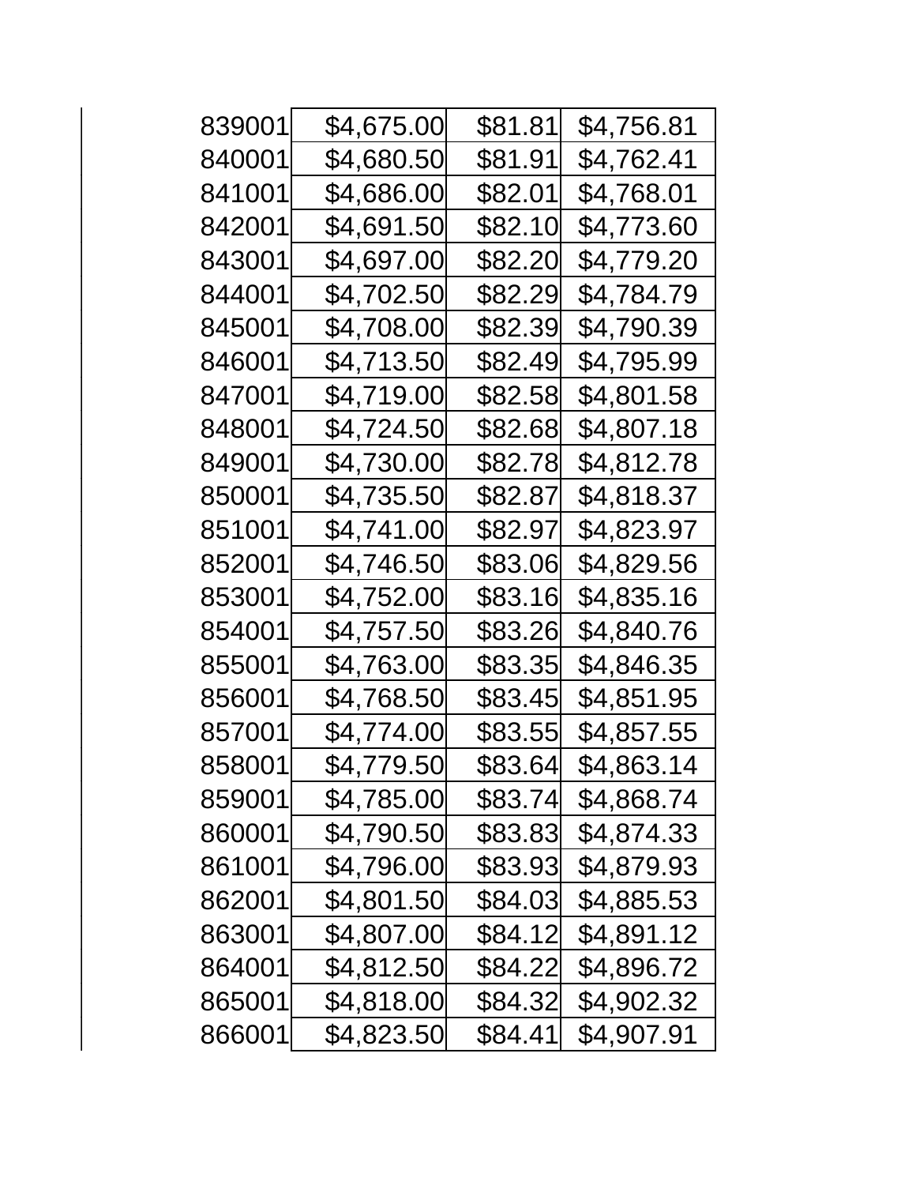| | | | |
|---|---|---|---|
| 839001 | $4,675.00 | $81.81 | $4,756.81 |
| 840001 | $4,680.50 | $81.91 | $4,762.41 |
| 841001 | $4,686.00 | $82.01 | $4,768.01 |
| 842001 | $4,691.50 | $82.10 | $4,773.60 |
| 843001 | $4,697.00 | $82.20 | $4,779.20 |
| 844001 | $4,702.50 | $82.29 | $4,784.79 |
| 845001 | $4,708.00 | $82.39 | $4,790.39 |
| 846001 | $4,713.50 | $82.49 | $4,795.99 |
| 847001 | $4,719.00 | $82.58 | $4,801.58 |
| 848001 | $4,724.50 | $82.68 | $4,807.18 |
| 849001 | $4,730.00 | $82.78 | $4,812.78 |
| 850001 | $4,735.50 | $82.87 | $4,818.37 |
| 851001 | $4,741.00 | $82.97 | $4,823.97 |
| 852001 | $4,746.50 | $83.06 | $4,829.56 |
| 853001 | $4,752.00 | $83.16 | $4,835.16 |
| 854001 | $4,757.50 | $83.26 | $4,840.76 |
| 855001 | $4,763.00 | $83.35 | $4,846.35 |
| 856001 | $4,768.50 | $83.45 | $4,851.95 |
| 857001 | $4,774.00 | $83.55 | $4,857.55 |
| 858001 | $4,779.50 | $83.64 | $4,863.14 |
| 859001 | $4,785.00 | $83.74 | $4,868.74 |
| 860001 | $4,790.50 | $83.83 | $4,874.33 |
| 861001 | $4,796.00 | $83.93 | $4,879.93 |
| 862001 | $4,801.50 | $84.03 | $4,885.53 |
| 863001 | $4,807.00 | $84.12 | $4,891.12 |
| 864001 | $4,812.50 | $84.22 | $4,896.72 |
| 865001 | $4,818.00 | $84.32 | $4,902.32 |
| 866001 | $4,823.50 | $84.41 | $4,907.91 |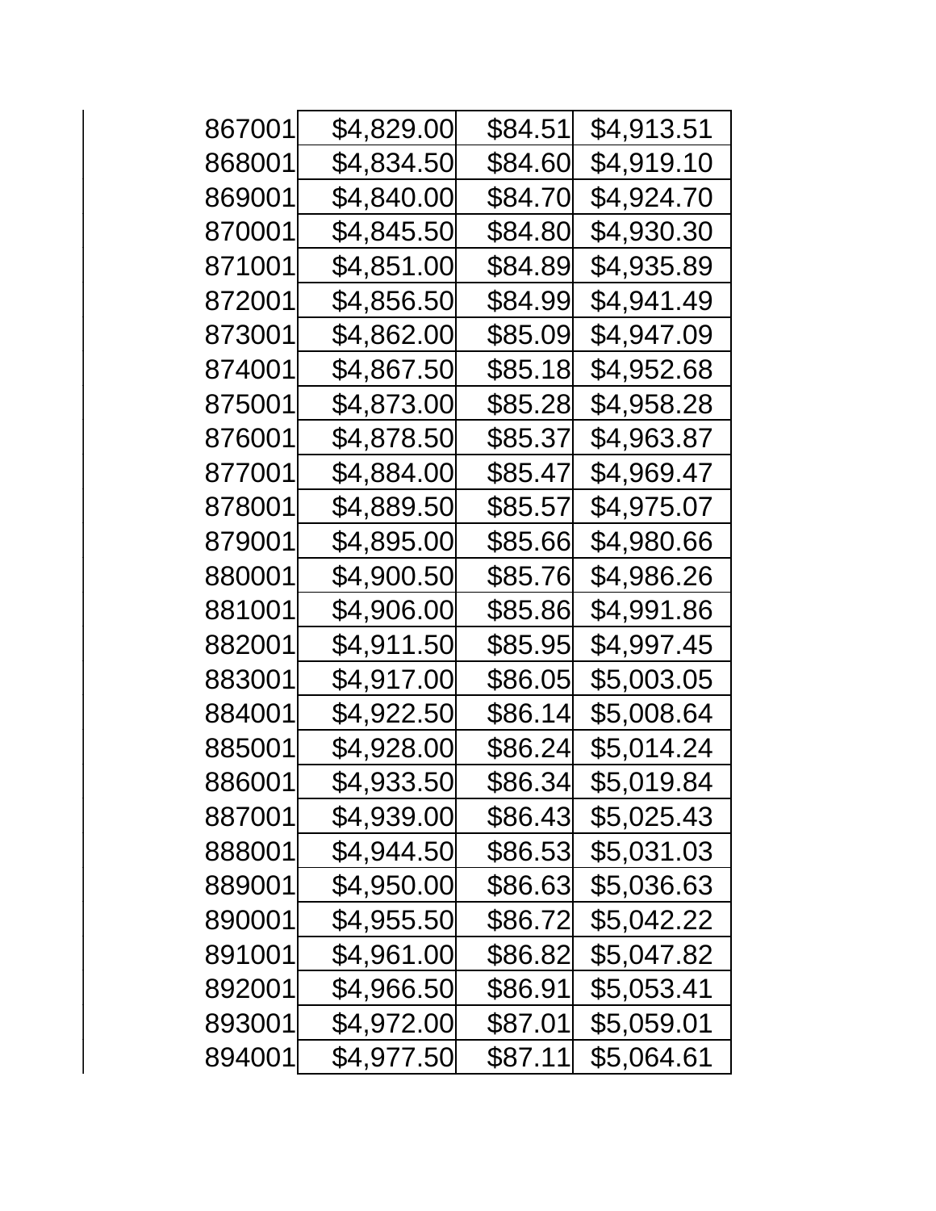| | | | |
|---|---|---|---|
| 867001 | $4,829.00 | $84.51 | $4,913.51 |
| 868001 | $4,834.50 | $84.60 | $4,919.10 |
| 869001 | $4,840.00 | $84.70 | $4,924.70 |
| 870001 | $4,845.50 | $84.80 | $4,930.30 |
| 871001 | $4,851.00 | $84.89 | $4,935.89 |
| 872001 | $4,856.50 | $84.99 | $4,941.49 |
| 873001 | $4,862.00 | $85.09 | $4,947.09 |
| 874001 | $4,867.50 | $85.18 | $4,952.68 |
| 875001 | $4,873.00 | $85.28 | $4,958.28 |
| 876001 | $4,878.50 | $85.37 | $4,963.87 |
| 877001 | $4,884.00 | $85.47 | $4,969.47 |
| 878001 | $4,889.50 | $85.57 | $4,975.07 |
| 879001 | $4,895.00 | $85.66 | $4,980.66 |
| 880001 | $4,900.50 | $85.76 | $4,986.26 |
| 881001 | $4,906.00 | $85.86 | $4,991.86 |
| 882001 | $4,911.50 | $85.95 | $4,997.45 |
| 883001 | $4,917.00 | $86.05 | $5,003.05 |
| 884001 | $4,922.50 | $86.14 | $5,008.64 |
| 885001 | $4,928.00 | $86.24 | $5,014.24 |
| 886001 | $4,933.50 | $86.34 | $5,019.84 |
| 887001 | $4,939.00 | $86.43 | $5,025.43 |
| 888001 | $4,944.50 | $86.53 | $5,031.03 |
| 889001 | $4,950.00 | $86.63 | $5,036.63 |
| 890001 | $4,955.50 | $86.72 | $5,042.22 |
| 891001 | $4,961.00 | $86.82 | $5,047.82 |
| 892001 | $4,966.50 | $86.91 | $5,053.41 |
| 893001 | $4,972.00 | $87.01 | $5,059.01 |
| 894001 | $4,977.50 | $87.11 | $5,064.61 |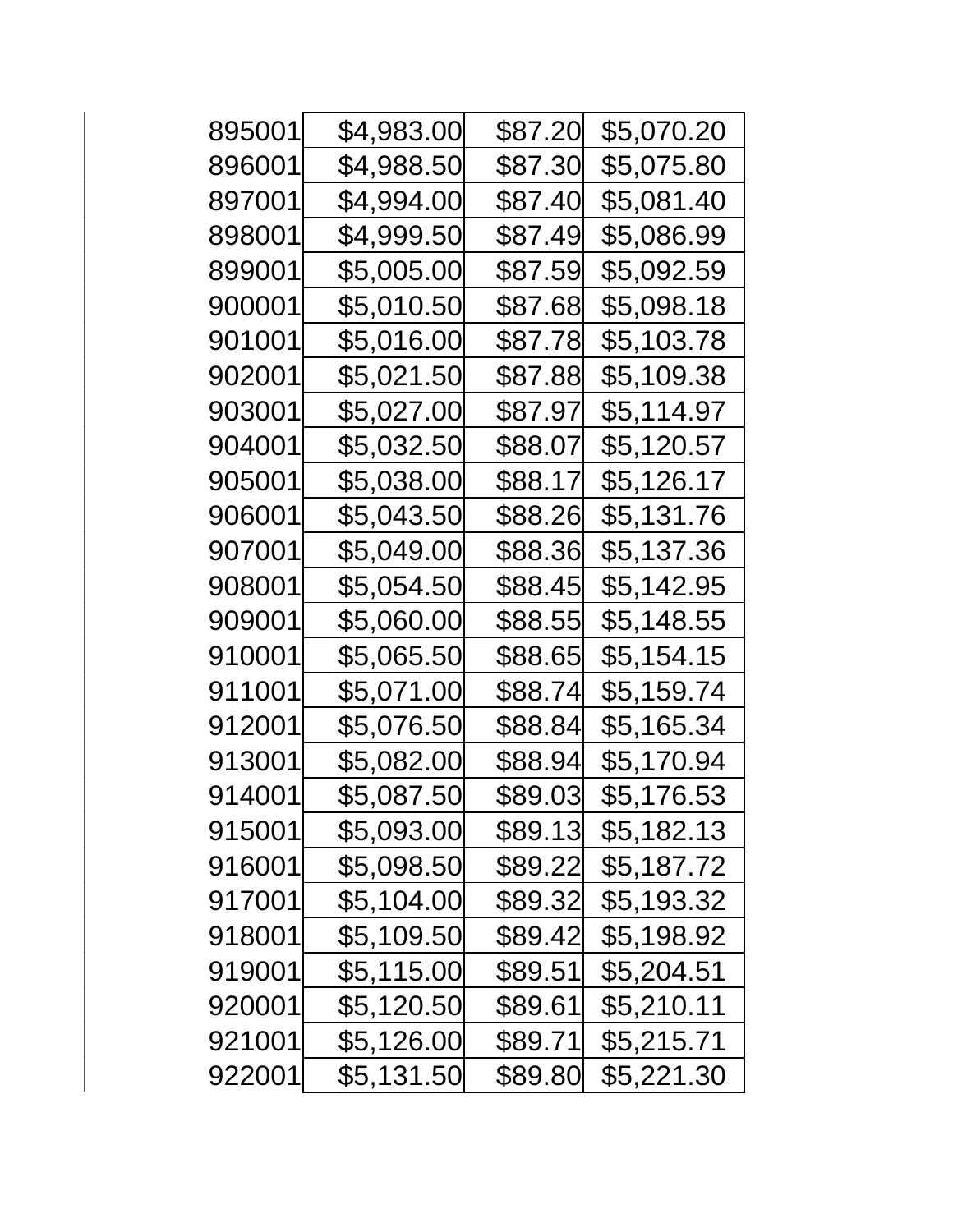| | | | |
|---|---|---|---|
| 895001 | $4,983.00 | $87.20 | $5,070.20 |
| 896001 | $4,988.50 | $87.30 | $5,075.80 |
| 897001 | $4,994.00 | $87.40 | $5,081.40 |
| 898001 | $4,999.50 | $87.49 | $5,086.99 |
| 899001 | $5,005.00 | $87.59 | $5,092.59 |
| 900001 | $5,010.50 | $87.68 | $5,098.18 |
| 901001 | $5,016.00 | $87.78 | $5,103.78 |
| 902001 | $5,021.50 | $87.88 | $5,109.38 |
| 903001 | $5,027.00 | $87.97 | $5,114.97 |
| 904001 | $5,032.50 | $88.07 | $5,120.57 |
| 905001 | $5,038.00 | $88.17 | $5,126.17 |
| 906001 | $5,043.50 | $88.26 | $5,131.76 |
| 907001 | $5,049.00 | $88.36 | $5,137.36 |
| 908001 | $5,054.50 | $88.45 | $5,142.95 |
| 909001 | $5,060.00 | $88.55 | $5,148.55 |
| 910001 | $5,065.50 | $88.65 | $5,154.15 |
| 911001 | $5,071.00 | $88.74 | $5,159.74 |
| 912001 | $5,076.50 | $88.84 | $5,165.34 |
| 913001 | $5,082.00 | $88.94 | $5,170.94 |
| 914001 | $5,087.50 | $89.03 | $5,176.53 |
| 915001 | $5,093.00 | $89.13 | $5,182.13 |
| 916001 | $5,098.50 | $89.22 | $5,187.72 |
| 917001 | $5,104.00 | $89.32 | $5,193.32 |
| 918001 | $5,109.50 | $89.42 | $5,198.92 |
| 919001 | $5,115.00 | $89.51 | $5,204.51 |
| 920001 | $5,120.50 | $89.61 | $5,210.11 |
| 921001 | $5,126.00 | $89.71 | $5,215.71 |
| 922001 | $5,131.50 | $89.80 | $5,221.30 |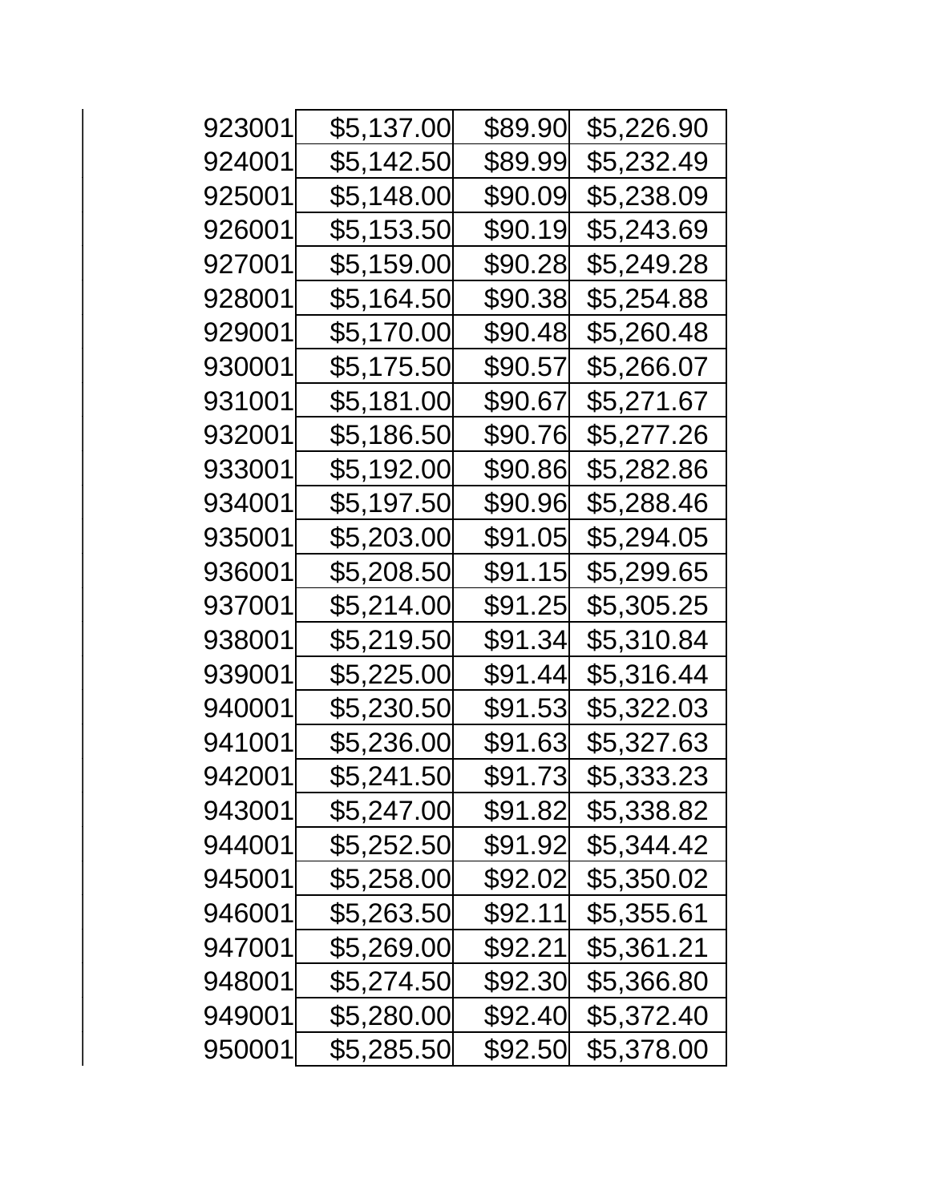| | | | |
|---|---|---|---|
| 923001 | $5,137.00 | $89.90 | $5,226.90 |
| 924001 | $5,142.50 | $89.99 | $5,232.49 |
| 925001 | $5,148.00 | $90.09 | $5,238.09 |
| 926001 | $5,153.50 | $90.19 | $5,243.69 |
| 927001 | $5,159.00 | $90.28 | $5,249.28 |
| 928001 | $5,164.50 | $90.38 | $5,254.88 |
| 929001 | $5,170.00 | $90.48 | $5,260.48 |
| 930001 | $5,175.50 | $90.57 | $5,266.07 |
| 931001 | $5,181.00 | $90.67 | $5,271.67 |
| 932001 | $5,186.50 | $90.76 | $5,277.26 |
| 933001 | $5,192.00 | $90.86 | $5,282.86 |
| 934001 | $5,197.50 | $90.96 | $5,288.46 |
| 935001 | $5,203.00 | $91.05 | $5,294.05 |
| 936001 | $5,208.50 | $91.15 | $5,299.65 |
| 937001 | $5,214.00 | $91.25 | $5,305.25 |
| 938001 | $5,219.50 | $91.34 | $5,310.84 |
| 939001 | $5,225.00 | $91.44 | $5,316.44 |
| 940001 | $5,230.50 | $91.53 | $5,322.03 |
| 941001 | $5,236.00 | $91.63 | $5,327.63 |
| 942001 | $5,241.50 | $91.73 | $5,333.23 |
| 943001 | $5,247.00 | $91.82 | $5,338.82 |
| 944001 | $5,252.50 | $91.92 | $5,344.42 |
| 945001 | $5,258.00 | $92.02 | $5,350.02 |
| 946001 | $5,263.50 | $92.11 | $5,355.61 |
| 947001 | $5,269.00 | $92.21 | $5,361.21 |
| 948001 | $5,274.50 | $92.30 | $5,366.80 |
| 949001 | $5,280.00 | $92.40 | $5,372.40 |
| 950001 | $5,285.50 | $92.50 | $5,378.00 |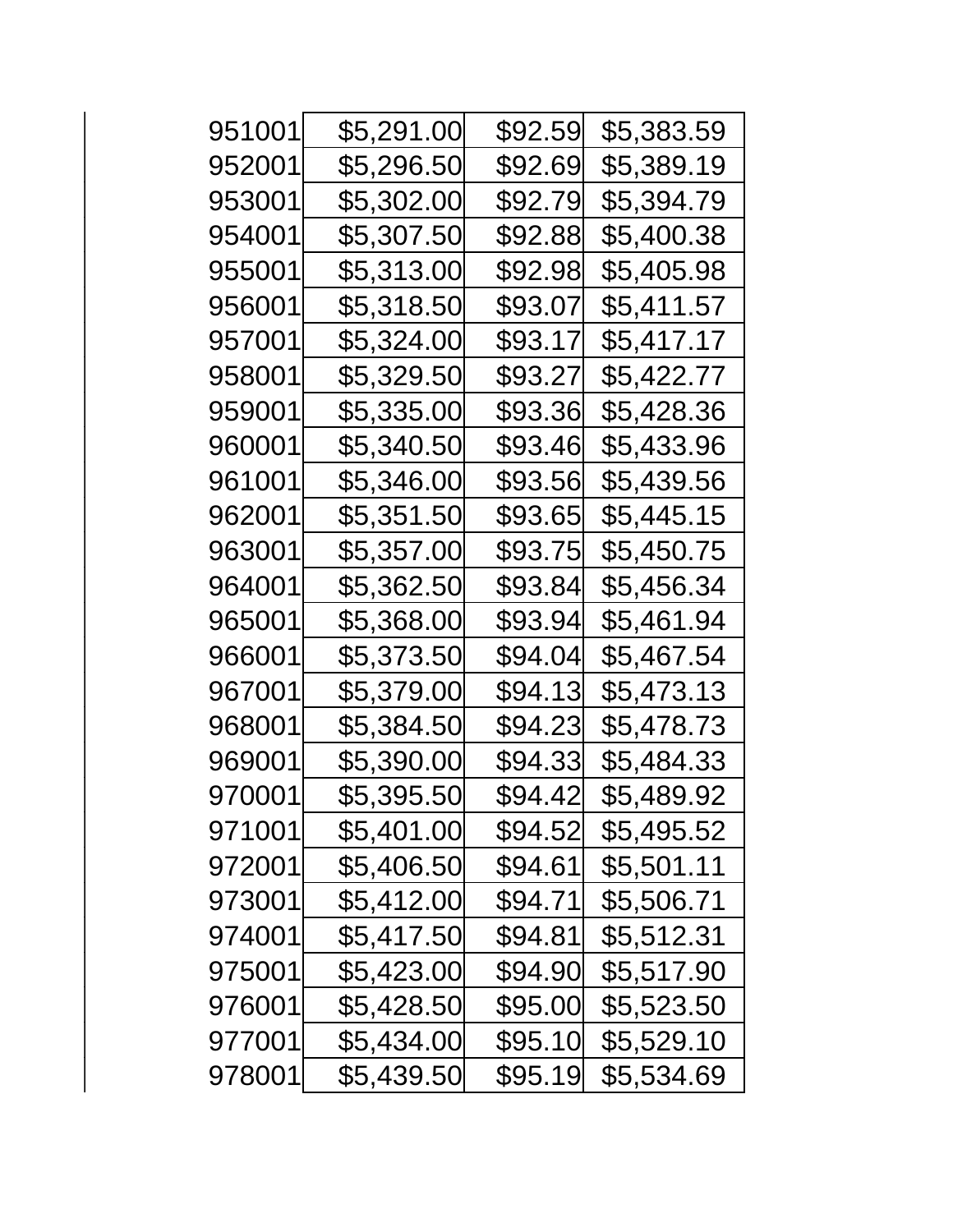| | | | |
|---|---|---|---|
| 951001 | $5,291.00 | $92.59 | $5,383.59 |
| 952001 | $5,296.50 | $92.69 | $5,389.19 |
| 953001 | $5,302.00 | $92.79 | $5,394.79 |
| 954001 | $5,307.50 | $92.88 | $5,400.38 |
| 955001 | $5,313.00 | $92.98 | $5,405.98 |
| 956001 | $5,318.50 | $93.07 | $5,411.57 |
| 957001 | $5,324.00 | $93.17 | $5,417.17 |
| 958001 | $5,329.50 | $93.27 | $5,422.77 |
| 959001 | $5,335.00 | $93.36 | $5,428.36 |
| 960001 | $5,340.50 | $93.46 | $5,433.96 |
| 961001 | $5,346.00 | $93.56 | $5,439.56 |
| 962001 | $5,351.50 | $93.65 | $5,445.15 |
| 963001 | $5,357.00 | $93.75 | $5,450.75 |
| 964001 | $5,362.50 | $93.84 | $5,456.34 |
| 965001 | $5,368.00 | $93.94 | $5,461.94 |
| 966001 | $5,373.50 | $94.04 | $5,467.54 |
| 967001 | $5,379.00 | $94.13 | $5,473.13 |
| 968001 | $5,384.50 | $94.23 | $5,478.73 |
| 969001 | $5,390.00 | $94.33 | $5,484.33 |
| 970001 | $5,395.50 | $94.42 | $5,489.92 |
| 971001 | $5,401.00 | $94.52 | $5,495.52 |
| 972001 | $5,406.50 | $94.61 | $5,501.11 |
| 973001 | $5,412.00 | $94.71 | $5,506.71 |
| 974001 | $5,417.50 | $94.81 | $5,512.31 |
| 975001 | $5,423.00 | $94.90 | $5,517.90 |
| 976001 | $5,428.50 | $95.00 | $5,523.50 |
| 977001 | $5,434.00 | $95.10 | $5,529.10 |
| 978001 | $5,439.50 | $95.19 | $5,534.69 |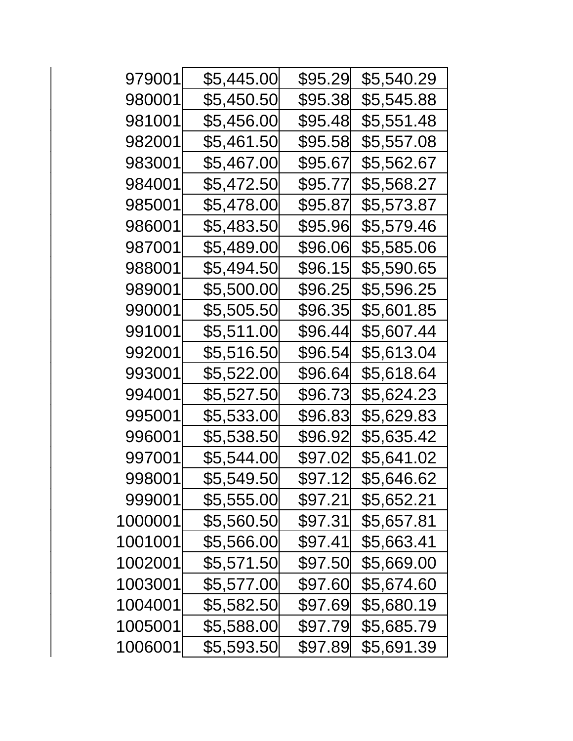| | | | |
|---|---|---|---|
| 979001 | $5,445.00 | $95.29 | $5,540.29 |
| 980001 | $5,450.50 | $95.38 | $5,545.88 |
| 981001 | $5,456.00 | $95.48 | $5,551.48 |
| 982001 | $5,461.50 | $95.58 | $5,557.08 |
| 983001 | $5,467.00 | $95.67 | $5,562.67 |
| 984001 | $5,472.50 | $95.77 | $5,568.27 |
| 985001 | $5,478.00 | $95.87 | $5,573.87 |
| 986001 | $5,483.50 | $95.96 | $5,579.46 |
| 987001 | $5,489.00 | $96.06 | $5,585.06 |
| 988001 | $5,494.50 | $96.15 | $5,590.65 |
| 989001 | $5,500.00 | $96.25 | $5,596.25 |
| 990001 | $5,505.50 | $96.35 | $5,601.85 |
| 991001 | $5,511.00 | $96.44 | $5,607.44 |
| 992001 | $5,516.50 | $96.54 | $5,613.04 |
| 993001 | $5,522.00 | $96.64 | $5,618.64 |
| 994001 | $5,527.50 | $96.73 | $5,624.23 |
| 995001 | $5,533.00 | $96.83 | $5,629.83 |
| 996001 | $5,538.50 | $96.92 | $5,635.42 |
| 997001 | $5,544.00 | $97.02 | $5,641.02 |
| 998001 | $5,549.50 | $97.12 | $5,646.62 |
| 999001 | $5,555.00 | $97.21 | $5,652.21 |
| 1000001 | $5,560.50 | $97.31 | $5,657.81 |
| 1001001 | $5,566.00 | $97.41 | $5,663.41 |
| 1002001 | $5,571.50 | $97.50 | $5,669.00 |
| 1003001 | $5,577.00 | $97.60 | $5,674.60 |
| 1004001 | $5,582.50 | $97.69 | $5,680.19 |
| 1005001 | $5,588.00 | $97.79 | $5,685.79 |
| 1006001 | $5,593.50 | $97.89 | $5,691.39 |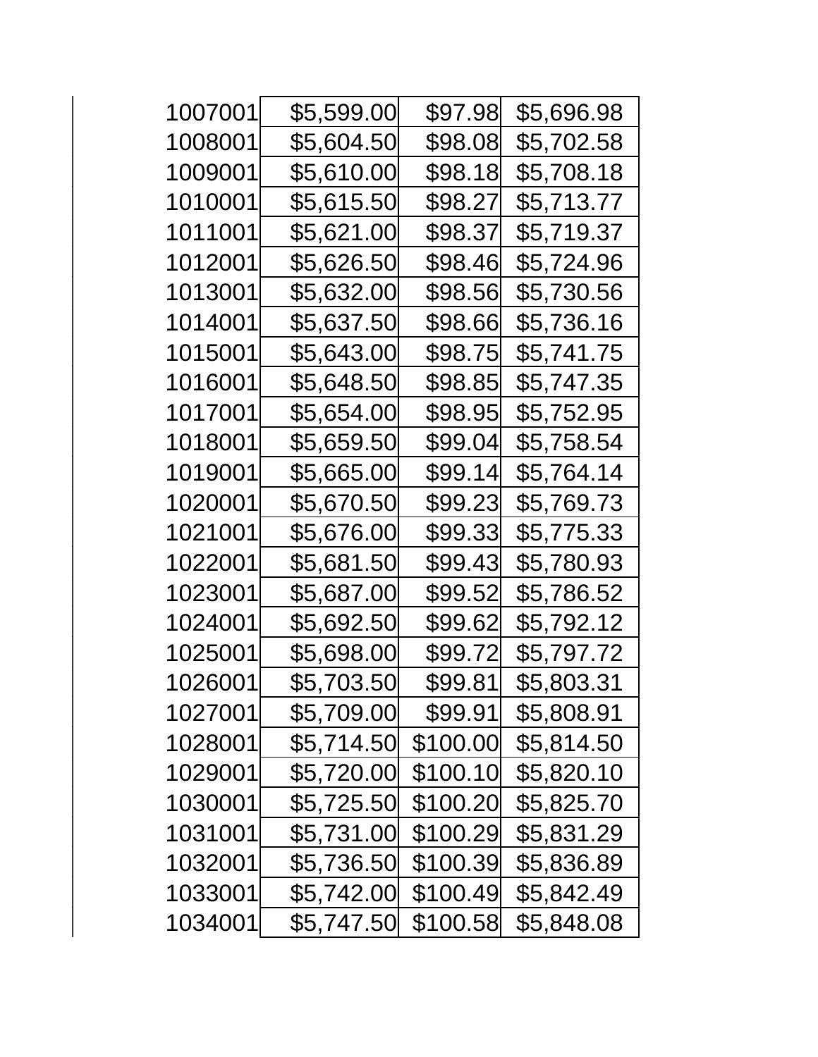| | | | |
|---|---|---|---|
| 1007001 | $5,599.00 | $97.98 | $5,696.98 |
| 1008001 | $5,604.50 | $98.08 | $5,702.58 |
| 1009001 | $5,610.00 | $98.18 | $5,708.18 |
| 1010001 | $5,615.50 | $98.27 | $5,713.77 |
| 1011001 | $5,621.00 | $98.37 | $5,719.37 |
| 1012001 | $5,626.50 | $98.46 | $5,724.96 |
| 1013001 | $5,632.00 | $98.56 | $5,730.56 |
| 1014001 | $5,637.50 | $98.66 | $5,736.16 |
| 1015001 | $5,643.00 | $98.75 | $5,741.75 |
| 1016001 | $5,648.50 | $98.85 | $5,747.35 |
| 1017001 | $5,654.00 | $98.95 | $5,752.95 |
| 1018001 | $5,659.50 | $99.04 | $5,758.54 |
| 1019001 | $5,665.00 | $99.14 | $5,764.14 |
| 1020001 | $5,670.50 | $99.23 | $5,769.73 |
| 1021001 | $5,676.00 | $99.33 | $5,775.33 |
| 1022001 | $5,681.50 | $99.43 | $5,780.93 |
| 1023001 | $5,687.00 | $99.52 | $5,786.52 |
| 1024001 | $5,692.50 | $99.62 | $5,792.12 |
| 1025001 | $5,698.00 | $99.72 | $5,797.72 |
| 1026001 | $5,703.50 | $99.81 | $5,803.31 |
| 1027001 | $5,709.00 | $99.91 | $5,808.91 |
| 1028001 | $5,714.50 | $100.00 | $5,814.50 |
| 1029001 | $5,720.00 | $100.10 | $5,820.10 |
| 1030001 | $5,725.50 | $100.20 | $5,825.70 |
| 1031001 | $5,731.00 | $100.29 | $5,831.29 |
| 1032001 | $5,736.50 | $100.39 | $5,836.89 |
| 1033001 | $5,742.00 | $100.49 | $5,842.49 |
| 1034001 | $5,747.50 | $100.58 | $5,848.08 |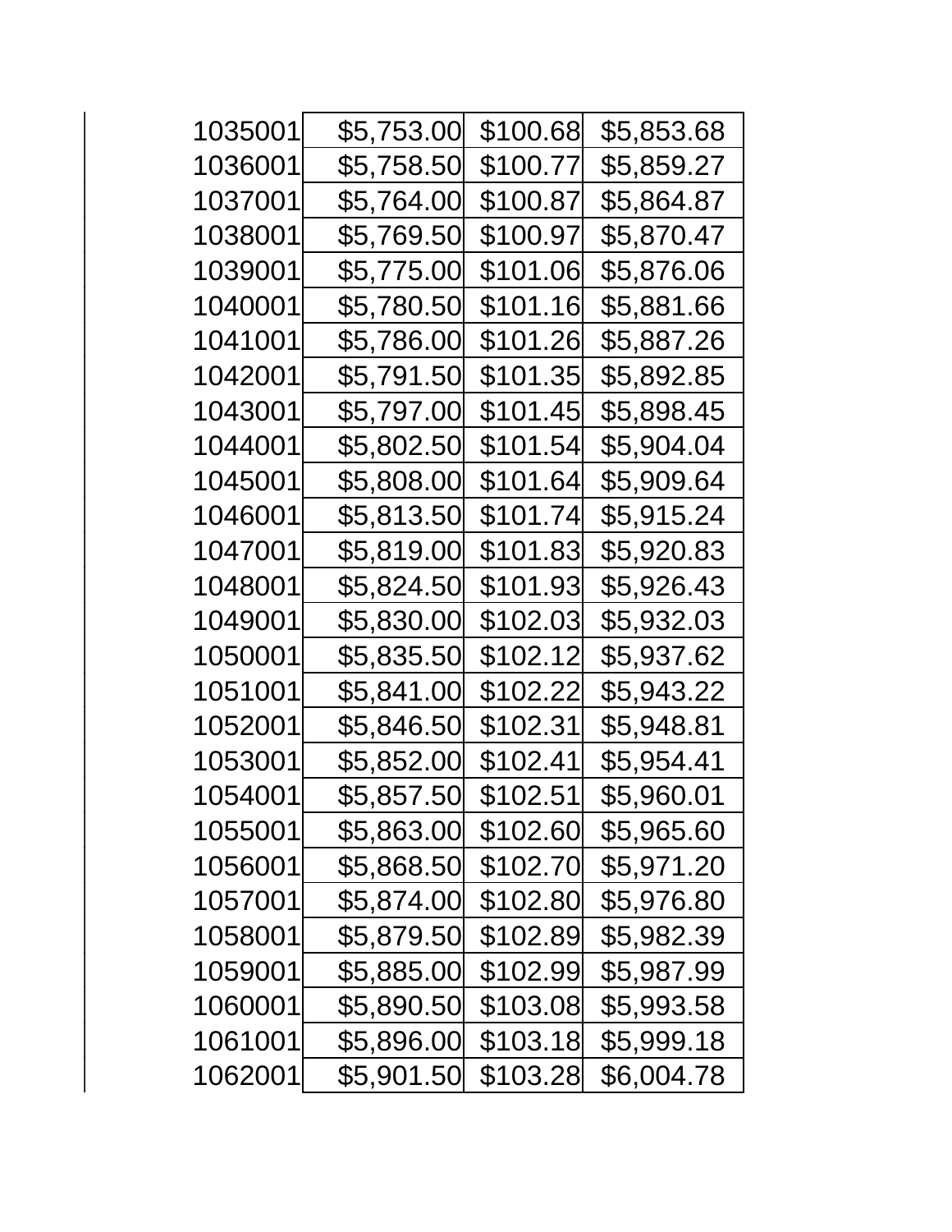| | | | |
|---|---|---|---|
| 1035001 | $5,753.00 | $100.68 | $5,853.68 |
| 1036001 | $5,758.50 | $100.77 | $5,859.27 |
| 1037001 | $5,764.00 | $100.87 | $5,864.87 |
| 1038001 | $5,769.50 | $100.97 | $5,870.47 |
| 1039001 | $5,775.00 | $101.06 | $5,876.06 |
| 1040001 | $5,780.50 | $101.16 | $5,881.66 |
| 1041001 | $5,786.00 | $101.26 | $5,887.26 |
| 1042001 | $5,791.50 | $101.35 | $5,892.85 |
| 1043001 | $5,797.00 | $101.45 | $5,898.45 |
| 1044001 | $5,802.50 | $101.54 | $5,904.04 |
| 1045001 | $5,808.00 | $101.64 | $5,909.64 |
| 1046001 | $5,813.50 | $101.74 | $5,915.24 |
| 1047001 | $5,819.00 | $101.83 | $5,920.83 |
| 1048001 | $5,824.50 | $101.93 | $5,926.43 |
| 1049001 | $5,830.00 | $102.03 | $5,932.03 |
| 1050001 | $5,835.50 | $102.12 | $5,937.62 |
| 1051001 | $5,841.00 | $102.22 | $5,943.22 |
| 1052001 | $5,846.50 | $102.31 | $5,948.81 |
| 1053001 | $5,852.00 | $102.41 | $5,954.41 |
| 1054001 | $5,857.50 | $102.51 | $5,960.01 |
| 1055001 | $5,863.00 | $102.60 | $5,965.60 |
| 1056001 | $5,868.50 | $102.70 | $5,971.20 |
| 1057001 | $5,874.00 | $102.80 | $5,976.80 |
| 1058001 | $5,879.50 | $102.89 | $5,982.39 |
| 1059001 | $5,885.00 | $102.99 | $5,987.99 |
| 1060001 | $5,890.50 | $103.08 | $5,993.58 |
| 1061001 | $5,896.00 | $103.18 | $5,999.18 |
| 1062001 | $5,901.50 | $103.28 | $6,004.78 |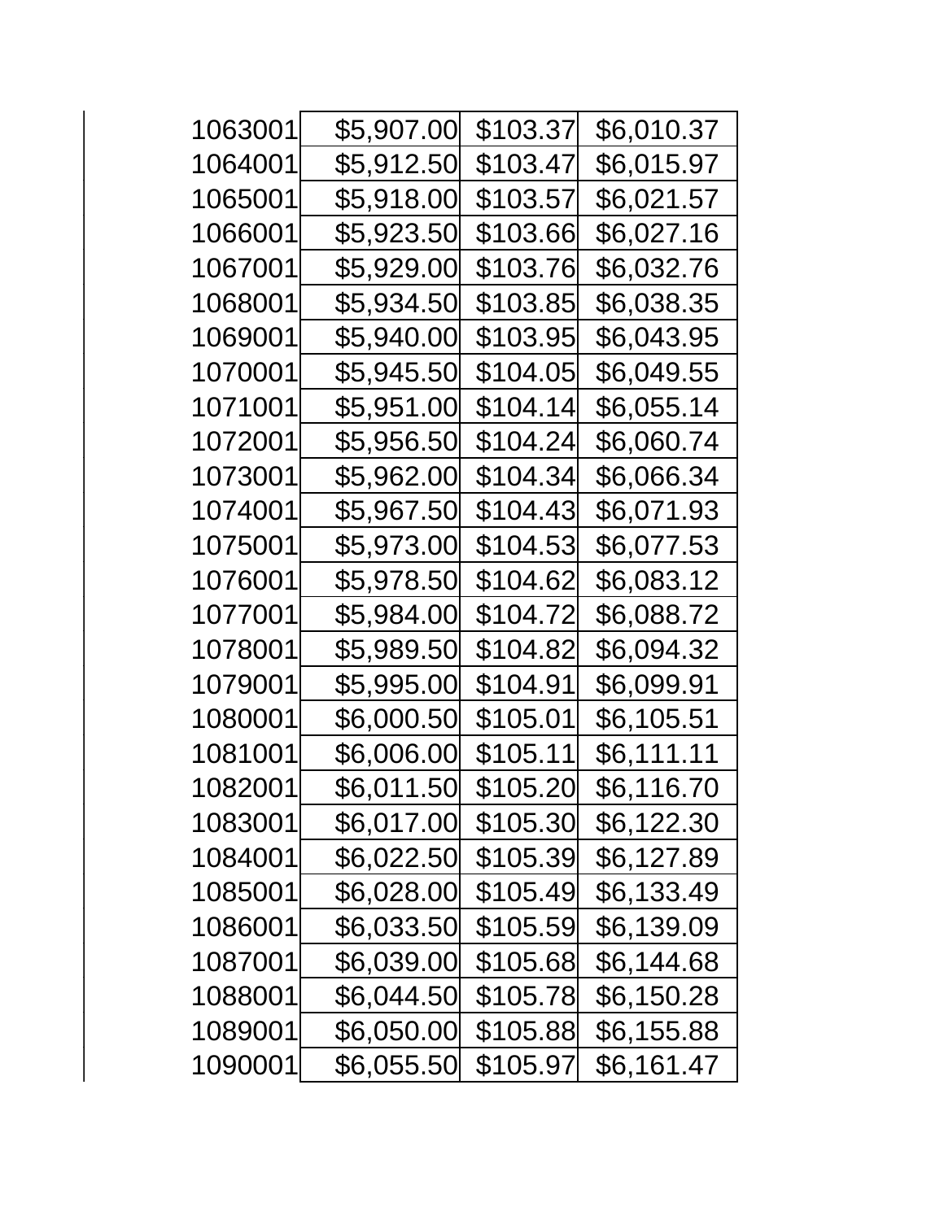| | | | |
|---|---|---|---|
| 1063001 | $5,907.00 | $103.37 | $6,010.37 |
| 1064001 | $5,912.50 | $103.47 | $6,015.97 |
| 1065001 | $5,918.00 | $103.57 | $6,021.57 |
| 1066001 | $5,923.50 | $103.66 | $6,027.16 |
| 1067001 | $5,929.00 | $103.76 | $6,032.76 |
| 1068001 | $5,934.50 | $103.85 | $6,038.35 |
| 1069001 | $5,940.00 | $103.95 | $6,043.95 |
| 1070001 | $5,945.50 | $104.05 | $6,049.55 |
| 1071001 | $5,951.00 | $104.14 | $6,055.14 |
| 1072001 | $5,956.50 | $104.24 | $6,060.74 |
| 1073001 | $5,962.00 | $104.34 | $6,066.34 |
| 1074001 | $5,967.50 | $104.43 | $6,071.93 |
| 1075001 | $5,973.00 | $104.53 | $6,077.53 |
| 1076001 | $5,978.50 | $104.62 | $6,083.12 |
| 1077001 | $5,984.00 | $104.72 | $6,088.72 |
| 1078001 | $5,989.50 | $104.82 | $6,094.32 |
| 1079001 | $5,995.00 | $104.91 | $6,099.91 |
| 1080001 | $6,000.50 | $105.01 | $6,105.51 |
| 1081001 | $6,006.00 | $105.11 | $6,111.11 |
| 1082001 | $6,011.50 | $105.20 | $6,116.70 |
| 1083001 | $6,017.00 | $105.30 | $6,122.30 |
| 1084001 | $6,022.50 | $105.39 | $6,127.89 |
| 1085001 | $6,028.00 | $105.49 | $6,133.49 |
| 1086001 | $6,033.50 | $105.59 | $6,139.09 |
| 1087001 | $6,039.00 | $105.68 | $6,144.68 |
| 1088001 | $6,044.50 | $105.78 | $6,150.28 |
| 1089001 | $6,050.00 | $105.88 | $6,155.88 |
| 1090001 | $6,055.50 | $105.97 | $6,161.47 |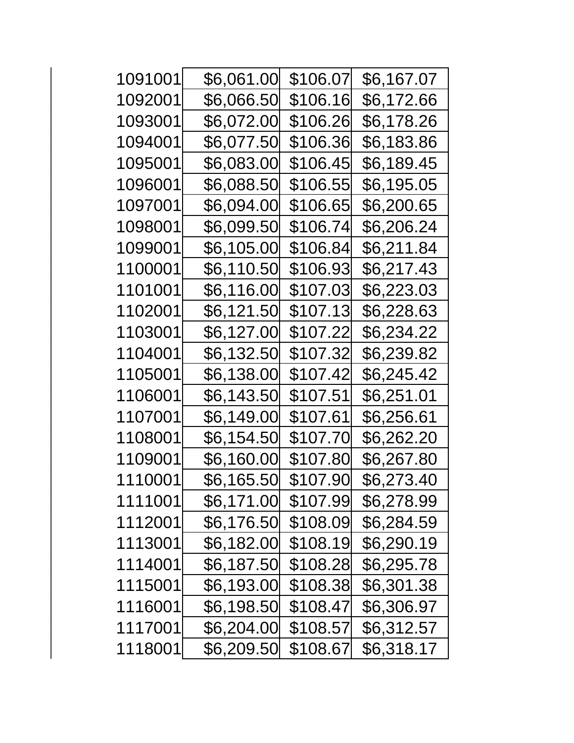| | | | |
|---|---|---|---|
| 1091001 | $6,061.00 | $106.07 | $6,167.07 |
| 1092001 | $6,066.50 | $106.16 | $6,172.66 |
| 1093001 | $6,072.00 | $106.26 | $6,178.26 |
| 1094001 | $6,077.50 | $106.36 | $6,183.86 |
| 1095001 | $6,083.00 | $106.45 | $6,189.45 |
| 1096001 | $6,088.50 | $106.55 | $6,195.05 |
| 1097001 | $6,094.00 | $106.65 | $6,200.65 |
| 1098001 | $6,099.50 | $106.74 | $6,206.24 |
| 1099001 | $6,105.00 | $106.84 | $6,211.84 |
| 1100001 | $6,110.50 | $106.93 | $6,217.43 |
| 1101001 | $6,116.00 | $107.03 | $6,223.03 |
| 1102001 | $6,121.50 | $107.13 | $6,228.63 |
| 1103001 | $6,127.00 | $107.22 | $6,234.22 |
| 1104001 | $6,132.50 | $107.32 | $6,239.82 |
| 1105001 | $6,138.00 | $107.42 | $6,245.42 |
| 1106001 | $6,143.50 | $107.51 | $6,251.01 |
| 1107001 | $6,149.00 | $107.61 | $6,256.61 |
| 1108001 | $6,154.50 | $107.70 | $6,262.20 |
| 1109001 | $6,160.00 | $107.80 | $6,267.80 |
| 1110001 | $6,165.50 | $107.90 | $6,273.40 |
| 1111001 | $6,171.00 | $107.99 | $6,278.99 |
| 1112001 | $6,176.50 | $108.09 | $6,284.59 |
| 1113001 | $6,182.00 | $108.19 | $6,290.19 |
| 1114001 | $6,187.50 | $108.28 | $6,295.78 |
| 1115001 | $6,193.00 | $108.38 | $6,301.38 |
| 1116001 | $6,198.50 | $108.47 | $6,306.97 |
| 1117001 | $6,204.00 | $108.57 | $6,312.57 |
| 1118001 | $6,209.50 | $108.67 | $6,318.17 |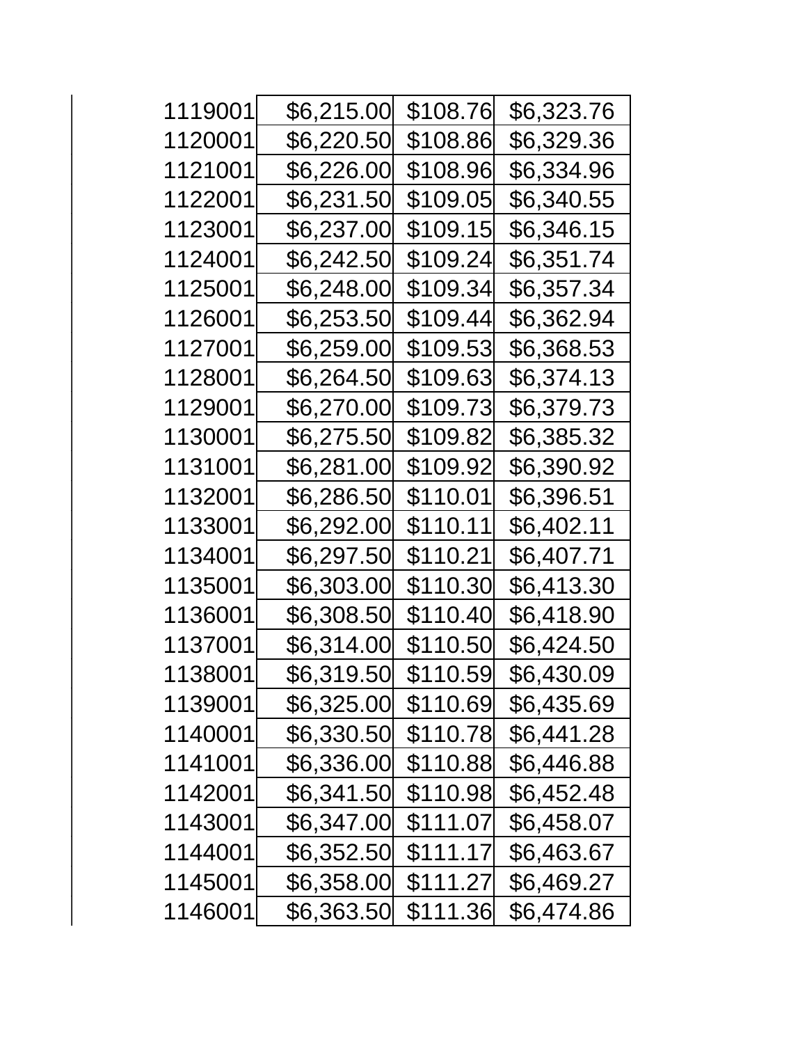| | | | |
|---|---|---|---|
| 1119001 | $6,215.00 | $108.76 | $6,323.76 |
| 1120001 | $6,220.50 | $108.86 | $6,329.36 |
| 1121001 | $6,226.00 | $108.96 | $6,334.96 |
| 1122001 | $6,231.50 | $109.05 | $6,340.55 |
| 1123001 | $6,237.00 | $109.15 | $6,346.15 |
| 1124001 | $6,242.50 | $109.24 | $6,351.74 |
| 1125001 | $6,248.00 | $109.34 | $6,357.34 |
| 1126001 | $6,253.50 | $109.44 | $6,362.94 |
| 1127001 | $6,259.00 | $109.53 | $6,368.53 |
| 1128001 | $6,264.50 | $109.63 | $6,374.13 |
| 1129001 | $6,270.00 | $109.73 | $6,379.73 |
| 1130001 | $6,275.50 | $109.82 | $6,385.32 |
| 1131001 | $6,281.00 | $109.92 | $6,390.92 |
| 1132001 | $6,286.50 | $110.01 | $6,396.51 |
| 1133001 | $6,292.00 | $110.11 | $6,402.11 |
| 1134001 | $6,297.50 | $110.21 | $6,407.71 |
| 1135001 | $6,303.00 | $110.30 | $6,413.30 |
| 1136001 | $6,308.50 | $110.40 | $6,418.90 |
| 1137001 | $6,314.00 | $110.50 | $6,424.50 |
| 1138001 | $6,319.50 | $110.59 | $6,430.09 |
| 1139001 | $6,325.00 | $110.69 | $6,435.69 |
| 1140001 | $6,330.50 | $110.78 | $6,441.28 |
| 1141001 | $6,336.00 | $110.88 | $6,446.88 |
| 1142001 | $6,341.50 | $110.98 | $6,452.48 |
| 1143001 | $6,347.00 | $111.07 | $6,458.07 |
| 1144001 | $6,352.50 | $111.17 | $6,463.67 |
| 1145001 | $6,358.00 | $111.27 | $6,469.27 |
| 1146001 | $6,363.50 | $111.36 | $6,474.86 |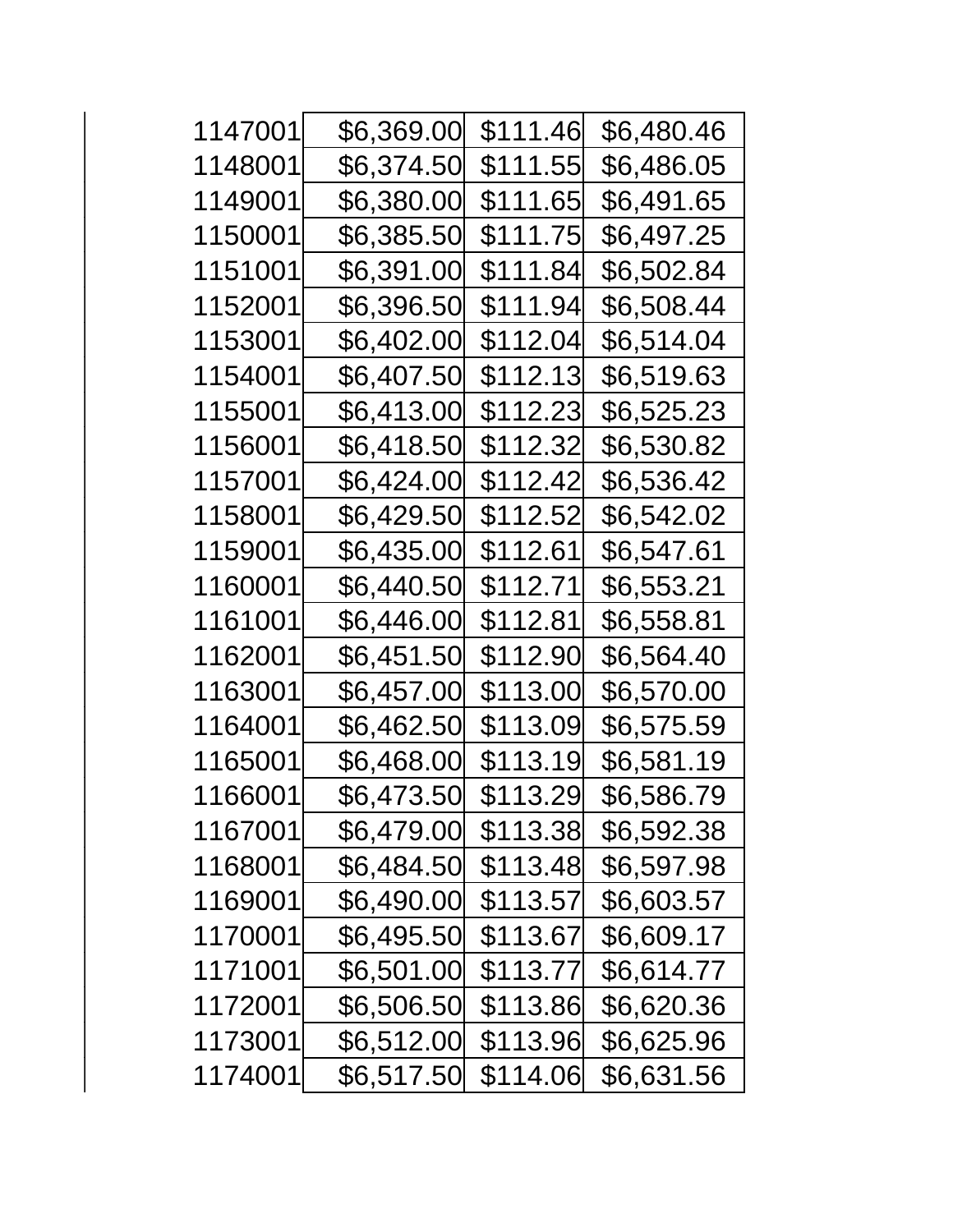| | | | |
|---|---|---|---|
| 1147001 | $6,369.00 | $111.46 | $6,480.46 |
| 1148001 | $6,374.50 | $111.55 | $6,486.05 |
| 1149001 | $6,380.00 | $111.65 | $6,491.65 |
| 1150001 | $6,385.50 | $111.75 | $6,497.25 |
| 1151001 | $6,391.00 | $111.84 | $6,502.84 |
| 1152001 | $6,396.50 | $111.94 | $6,508.44 |
| 1153001 | $6,402.00 | $112.04 | $6,514.04 |
| 1154001 | $6,407.50 | $112.13 | $6,519.63 |
| 1155001 | $6,413.00 | $112.23 | $6,525.23 |
| 1156001 | $6,418.50 | $112.32 | $6,530.82 |
| 1157001 | $6,424.00 | $112.42 | $6,536.42 |
| 1158001 | $6,429.50 | $112.52 | $6,542.02 |
| 1159001 | $6,435.00 | $112.61 | $6,547.61 |
| 1160001 | $6,440.50 | $112.71 | $6,553.21 |
| 1161001 | $6,446.00 | $112.81 | $6,558.81 |
| 1162001 | $6,451.50 | $112.90 | $6,564.40 |
| 1163001 | $6,457.00 | $113.00 | $6,570.00 |
| 1164001 | $6,462.50 | $113.09 | $6,575.59 |
| 1165001 | $6,468.00 | $113.19 | $6,581.19 |
| 1166001 | $6,473.50 | $113.29 | $6,586.79 |
| 1167001 | $6,479.00 | $113.38 | $6,592.38 |
| 1168001 | $6,484.50 | $113.48 | $6,597.98 |
| 1169001 | $6,490.00 | $113.57 | $6,603.57 |
| 1170001 | $6,495.50 | $113.67 | $6,609.17 |
| 1171001 | $6,501.00 | $113.77 | $6,614.77 |
| 1172001 | $6,506.50 | $113.86 | $6,620.36 |
| 1173001 | $6,512.00 | $113.96 | $6,625.96 |
| 1174001 | $6,517.50 | $114.06 | $6,631.56 |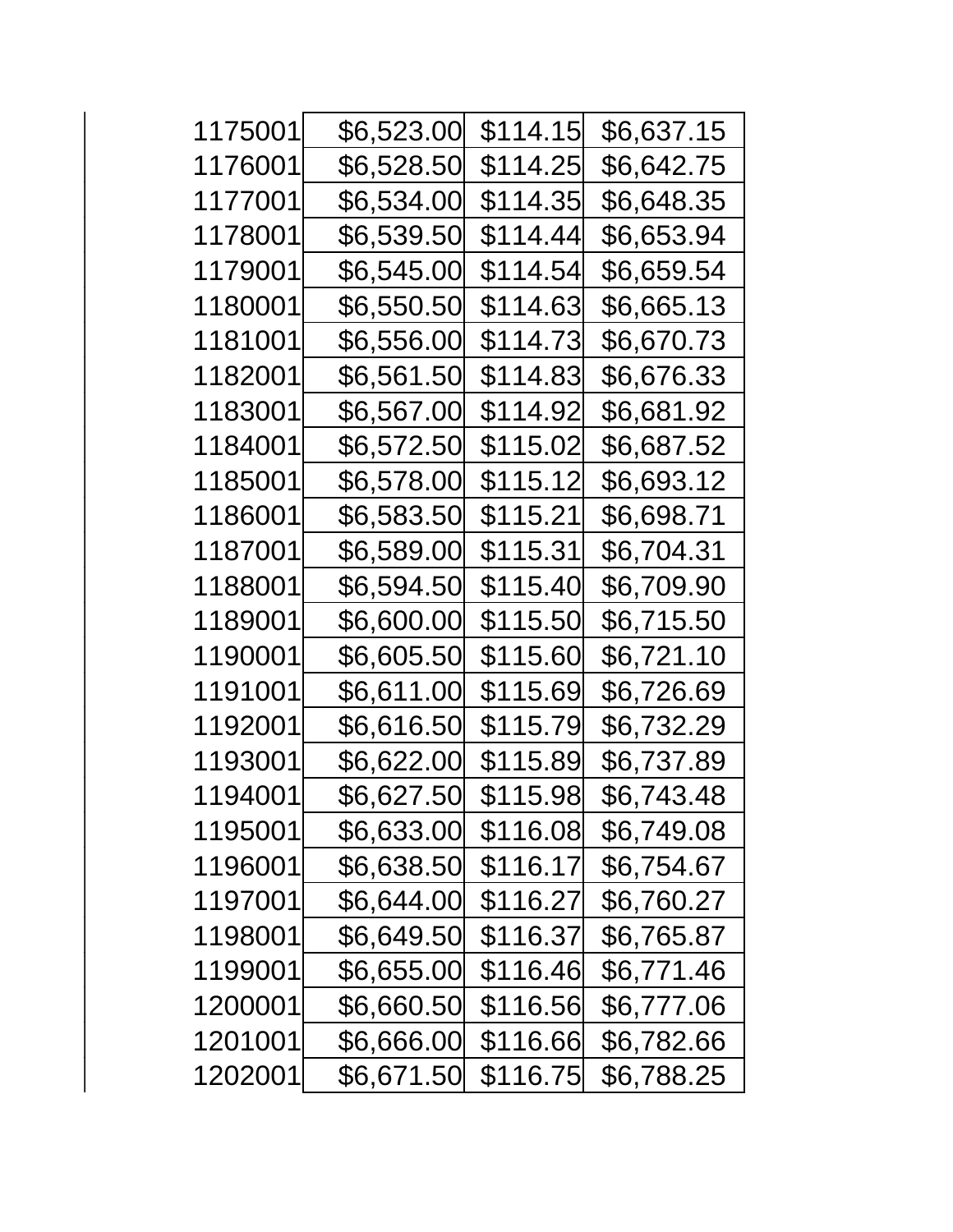| | | | |
|---|---|---|---|
| 1175001 | $6,523.00 | $114.15 | $6,637.15 |
| 1176001 | $6,528.50 | $114.25 | $6,642.75 |
| 1177001 | $6,534.00 | $114.35 | $6,648.35 |
| 1178001 | $6,539.50 | $114.44 | $6,653.94 |
| 1179001 | $6,545.00 | $114.54 | $6,659.54 |
| 1180001 | $6,550.50 | $114.63 | $6,665.13 |
| 1181001 | $6,556.00 | $114.73 | $6,670.73 |
| 1182001 | $6,561.50 | $114.83 | $6,676.33 |
| 1183001 | $6,567.00 | $114.92 | $6,681.92 |
| 1184001 | $6,572.50 | $115.02 | $6,687.52 |
| 1185001 | $6,578.00 | $115.12 | $6,693.12 |
| 1186001 | $6,583.50 | $115.21 | $6,698.71 |
| 1187001 | $6,589.00 | $115.31 | $6,704.31 |
| 1188001 | $6,594.50 | $115.40 | $6,709.90 |
| 1189001 | $6,600.00 | $115.50 | $6,715.50 |
| 1190001 | $6,605.50 | $115.60 | $6,721.10 |
| 1191001 | $6,611.00 | $115.69 | $6,726.69 |
| 1192001 | $6,616.50 | $115.79 | $6,732.29 |
| 1193001 | $6,622.00 | $115.89 | $6,737.89 |
| 1194001 | $6,627.50 | $115.98 | $6,743.48 |
| 1195001 | $6,633.00 | $116.08 | $6,749.08 |
| 1196001 | $6,638.50 | $116.17 | $6,754.67 |
| 1197001 | $6,644.00 | $116.27 | $6,760.27 |
| 1198001 | $6,649.50 | $116.37 | $6,765.87 |
| 1199001 | $6,655.00 | $116.46 | $6,771.46 |
| 1200001 | $6,660.50 | $116.56 | $6,777.06 |
| 1201001 | $6,666.00 | $116.66 | $6,782.66 |
| 1202001 | $6,671.50 | $116.75 | $6,788.25 |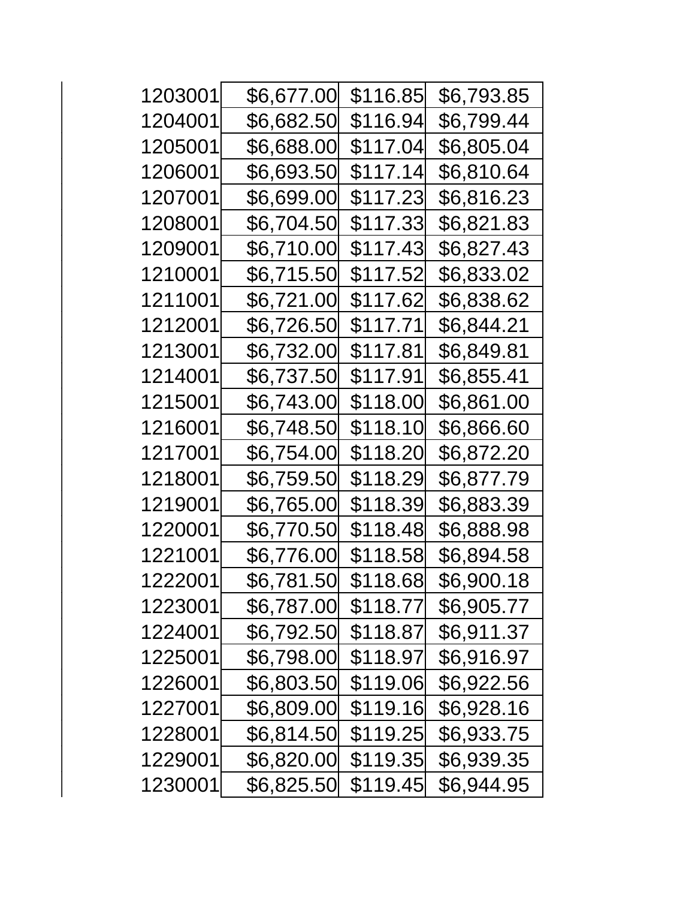| | | | |
|---|---|---|---|
| 1203001 | $6,677.00 | $116.85 | $6,793.85 |
| 1204001 | $6,682.50 | $116.94 | $6,799.44 |
| 1205001 | $6,688.00 | $117.04 | $6,805.04 |
| 1206001 | $6,693.50 | $117.14 | $6,810.64 |
| 1207001 | $6,699.00 | $117.23 | $6,816.23 |
| 1208001 | $6,704.50 | $117.33 | $6,821.83 |
| 1209001 | $6,710.00 | $117.43 | $6,827.43 |
| 1210001 | $6,715.50 | $117.52 | $6,833.02 |
| 1211001 | $6,721.00 | $117.62 | $6,838.62 |
| 1212001 | $6,726.50 | $117.71 | $6,844.21 |
| 1213001 | $6,732.00 | $117.81 | $6,849.81 |
| 1214001 | $6,737.50 | $117.91 | $6,855.41 |
| 1215001 | $6,743.00 | $118.00 | $6,861.00 |
| 1216001 | $6,748.50 | $118.10 | $6,866.60 |
| 1217001 | $6,754.00 | $118.20 | $6,872.20 |
| 1218001 | $6,759.50 | $118.29 | $6,877.79 |
| 1219001 | $6,765.00 | $118.39 | $6,883.39 |
| 1220001 | $6,770.50 | $118.48 | $6,888.98 |
| 1221001 | $6,776.00 | $118.58 | $6,894.58 |
| 1222001 | $6,781.50 | $118.68 | $6,900.18 |
| 1223001 | $6,787.00 | $118.77 | $6,905.77 |
| 1224001 | $6,792.50 | $118.87 | $6,911.37 |
| 1225001 | $6,798.00 | $118.97 | $6,916.97 |
| 1226001 | $6,803.50 | $119.06 | $6,922.56 |
| 1227001 | $6,809.00 | $119.16 | $6,928.16 |
| 1228001 | $6,814.50 | $119.25 | $6,933.75 |
| 1229001 | $6,820.00 | $119.35 | $6,939.35 |
| 1230001 | $6,825.50 | $119.45 | $6,944.95 |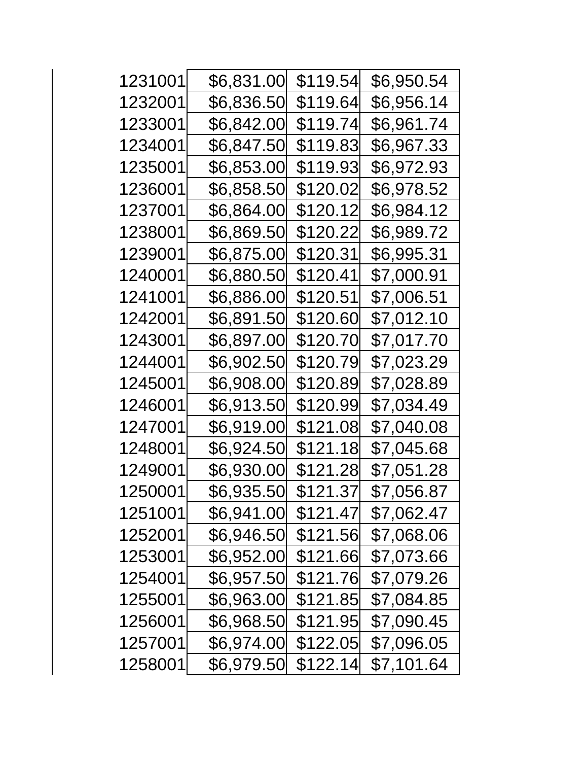| | | | |
|---|---|---|---|
| 1231001 | $6,831.00 | $119.54 | $6,950.54 |
| 1232001 | $6,836.50 | $119.64 | $6,956.14 |
| 1233001 | $6,842.00 | $119.74 | $6,961.74 |
| 1234001 | $6,847.50 | $119.83 | $6,967.33 |
| 1235001 | $6,853.00 | $119.93 | $6,972.93 |
| 1236001 | $6,858.50 | $120.02 | $6,978.52 |
| 1237001 | $6,864.00 | $120.12 | $6,984.12 |
| 1238001 | $6,869.50 | $120.22 | $6,989.72 |
| 1239001 | $6,875.00 | $120.31 | $6,995.31 |
| 1240001 | $6,880.50 | $120.41 | $7,000.91 |
| 1241001 | $6,886.00 | $120.51 | $7,006.51 |
| 1242001 | $6,891.50 | $120.60 | $7,012.10 |
| 1243001 | $6,897.00 | $120.70 | $7,017.70 |
| 1244001 | $6,902.50 | $120.79 | $7,023.29 |
| 1245001 | $6,908.00 | $120.89 | $7,028.89 |
| 1246001 | $6,913.50 | $120.99 | $7,034.49 |
| 1247001 | $6,919.00 | $121.08 | $7,040.08 |
| 1248001 | $6,924.50 | $121.18 | $7,045.68 |
| 1249001 | $6,930.00 | $121.28 | $7,051.28 |
| 1250001 | $6,935.50 | $121.37 | $7,056.87 |
| 1251001 | $6,941.00 | $121.47 | $7,062.47 |
| 1252001 | $6,946.50 | $121.56 | $7,068.06 |
| 1253001 | $6,952.00 | $121.66 | $7,073.66 |
| 1254001 | $6,957.50 | $121.76 | $7,079.26 |
| 1255001 | $6,963.00 | $121.85 | $7,084.85 |
| 1256001 | $6,968.50 | $121.95 | $7,090.45 |
| 1257001 | $6,974.00 | $122.05 | $7,096.05 |
| 1258001 | $6,979.50 | $122.14 | $7,101.64 |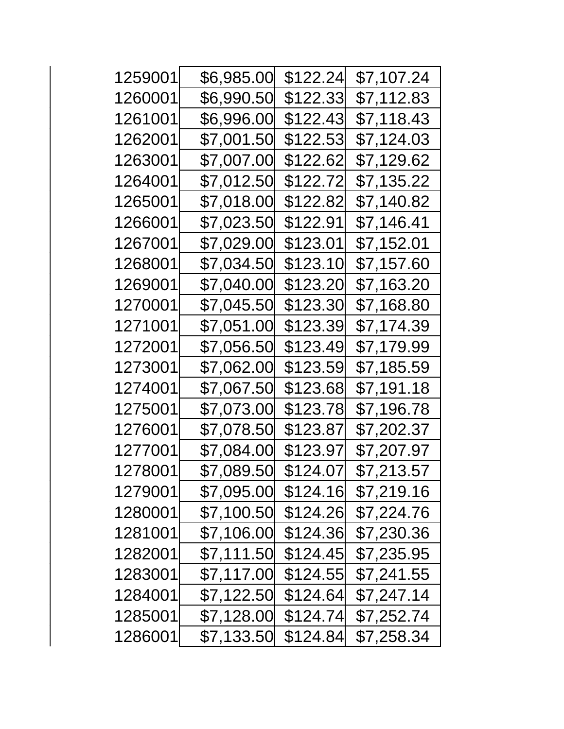| | | | |
|---|---|---|---|
| 1259001 | $6,985.00 | $122.24 | $7,107.24 |
| 1260001 | $6,990.50 | $122.33 | $7,112.83 |
| 1261001 | $6,996.00 | $122.43 | $7,118.43 |
| 1262001 | $7,001.50 | $122.53 | $7,124.03 |
| 1263001 | $7,007.00 | $122.62 | $7,129.62 |
| 1264001 | $7,012.50 | $122.72 | $7,135.22 |
| 1265001 | $7,018.00 | $122.82 | $7,140.82 |
| 1266001 | $7,023.50 | $122.91 | $7,146.41 |
| 1267001 | $7,029.00 | $123.01 | $7,152.01 |
| 1268001 | $7,034.50 | $123.10 | $7,157.60 |
| 1269001 | $7,040.00 | $123.20 | $7,163.20 |
| 1270001 | $7,045.50 | $123.30 | $7,168.80 |
| 1271001 | $7,051.00 | $123.39 | $7,174.39 |
| 1272001 | $7,056.50 | $123.49 | $7,179.99 |
| 1273001 | $7,062.00 | $123.59 | $7,185.59 |
| 1274001 | $7,067.50 | $123.68 | $7,191.18 |
| 1275001 | $7,073.00 | $123.78 | $7,196.78 |
| 1276001 | $7,078.50 | $123.87 | $7,202.37 |
| 1277001 | $7,084.00 | $123.97 | $7,207.97 |
| 1278001 | $7,089.50 | $124.07 | $7,213.57 |
| 1279001 | $7,095.00 | $124.16 | $7,219.16 |
| 1280001 | $7,100.50 | $124.26 | $7,224.76 |
| 1281001 | $7,106.00 | $124.36 | $7,230.36 |
| 1282001 | $7,111.50 | $124.45 | $7,235.95 |
| 1283001 | $7,117.00 | $124.55 | $7,241.55 |
| 1284001 | $7,122.50 | $124.64 | $7,247.14 |
| 1285001 | $7,128.00 | $124.74 | $7,252.74 |
| 1286001 | $7,133.50 | $124.84 | $7,258.34 |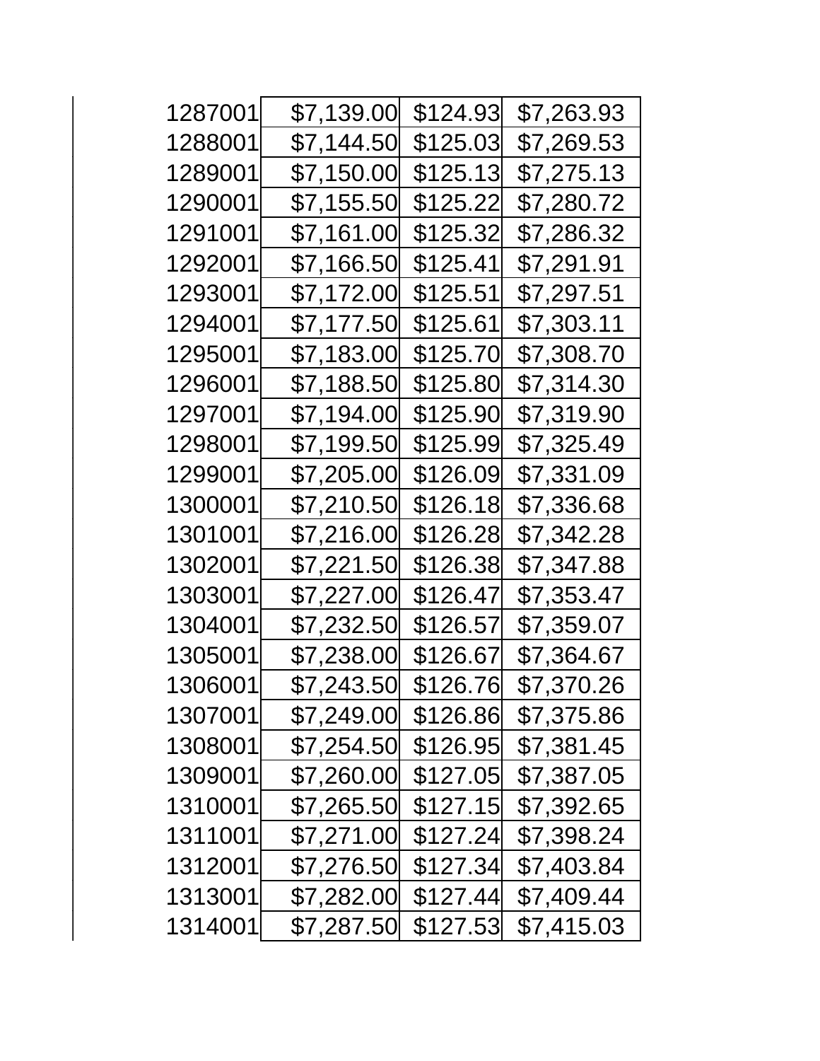| | | | |
|---|---|---|---|
| 1287001 | $7,139.00 | $124.93 | $7,263.93 |
| 1288001 | $7,144.50 | $125.03 | $7,269.53 |
| 1289001 | $7,150.00 | $125.13 | $7,275.13 |
| 1290001 | $7,155.50 | $125.22 | $7,280.72 |
| 1291001 | $7,161.00 | $125.32 | $7,286.32 |
| 1292001 | $7,166.50 | $125.41 | $7,291.91 |
| 1293001 | $7,172.00 | $125.51 | $7,297.51 |
| 1294001 | $7,177.50 | $125.61 | $7,303.11 |
| 1295001 | $7,183.00 | $125.70 | $7,308.70 |
| 1296001 | $7,188.50 | $125.80 | $7,314.30 |
| 1297001 | $7,194.00 | $125.90 | $7,319.90 |
| 1298001 | $7,199.50 | $125.99 | $7,325.49 |
| 1299001 | $7,205.00 | $126.09 | $7,331.09 |
| 1300001 | $7,210.50 | $126.18 | $7,336.68 |
| 1301001 | $7,216.00 | $126.28 | $7,342.28 |
| 1302001 | $7,221.50 | $126.38 | $7,347.88 |
| 1303001 | $7,227.00 | $126.47 | $7,353.47 |
| 1304001 | $7,232.50 | $126.57 | $7,359.07 |
| 1305001 | $7,238.00 | $126.67 | $7,364.67 |
| 1306001 | $7,243.50 | $126.76 | $7,370.26 |
| 1307001 | $7,249.00 | $126.86 | $7,375.86 |
| 1308001 | $7,254.50 | $126.95 | $7,381.45 |
| 1309001 | $7,260.00 | $127.05 | $7,387.05 |
| 1310001 | $7,265.50 | $127.15 | $7,392.65 |
| 1311001 | $7,271.00 | $127.24 | $7,398.24 |
| 1312001 | $7,276.50 | $127.34 | $7,403.84 |
| 1313001 | $7,282.00 | $127.44 | $7,409.44 |
| 1314001 | $7,287.50 | $127.53 | $7,415.03 |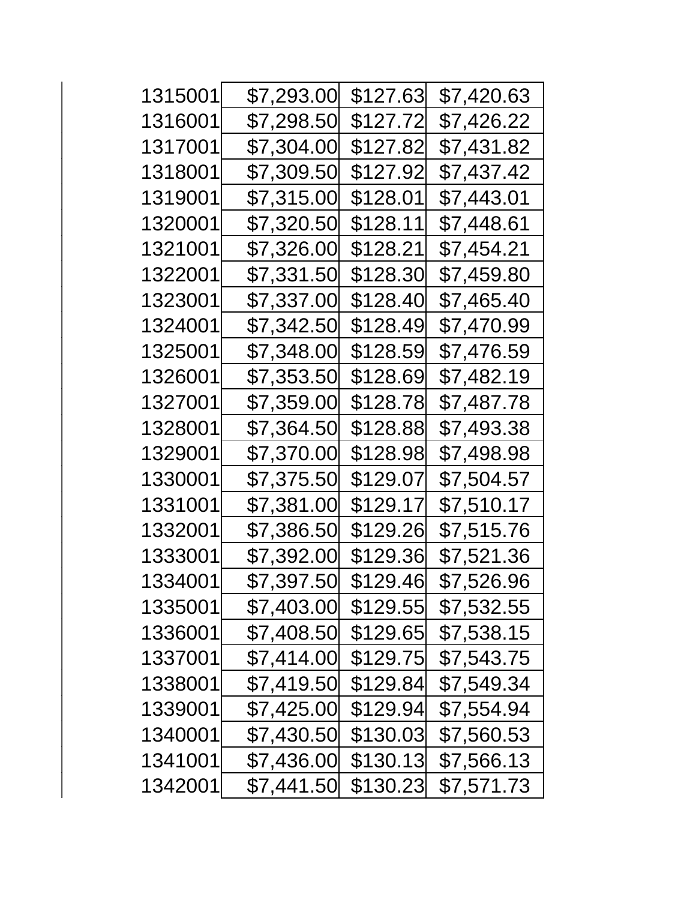| | | | |
|---|---|---|---|
| 1315001 | $7,293.00 | $127.63 | $7,420.63 |
| 1316001 | $7,298.50 | $127.72 | $7,426.22 |
| 1317001 | $7,304.00 | $127.82 | $7,431.82 |
| 1318001 | $7,309.50 | $127.92 | $7,437.42 |
| 1319001 | $7,315.00 | $128.01 | $7,443.01 |
| 1320001 | $7,320.50 | $128.11 | $7,448.61 |
| 1321001 | $7,326.00 | $128.21 | $7,454.21 |
| 1322001 | $7,331.50 | $128.30 | $7,459.80 |
| 1323001 | $7,337.00 | $128.40 | $7,465.40 |
| 1324001 | $7,342.50 | $128.49 | $7,470.99 |
| 1325001 | $7,348.00 | $128.59 | $7,476.59 |
| 1326001 | $7,353.50 | $128.69 | $7,482.19 |
| 1327001 | $7,359.00 | $128.78 | $7,487.78 |
| 1328001 | $7,364.50 | $128.88 | $7,493.38 |
| 1329001 | $7,370.00 | $128.98 | $7,498.98 |
| 1330001 | $7,375.50 | $129.07 | $7,504.57 |
| 1331001 | $7,381.00 | $129.17 | $7,510.17 |
| 1332001 | $7,386.50 | $129.26 | $7,515.76 |
| 1333001 | $7,392.00 | $129.36 | $7,521.36 |
| 1334001 | $7,397.50 | $129.46 | $7,526.96 |
| 1335001 | $7,403.00 | $129.55 | $7,532.55 |
| 1336001 | $7,408.50 | $129.65 | $7,538.15 |
| 1337001 | $7,414.00 | $129.75 | $7,543.75 |
| 1338001 | $7,419.50 | $129.84 | $7,549.34 |
| 1339001 | $7,425.00 | $129.94 | $7,554.94 |
| 1340001 | $7,430.50 | $130.03 | $7,560.53 |
| 1341001 | $7,436.00 | $130.13 | $7,566.13 |
| 1342001 | $7,441.50 | $130.23 | $7,571.73 |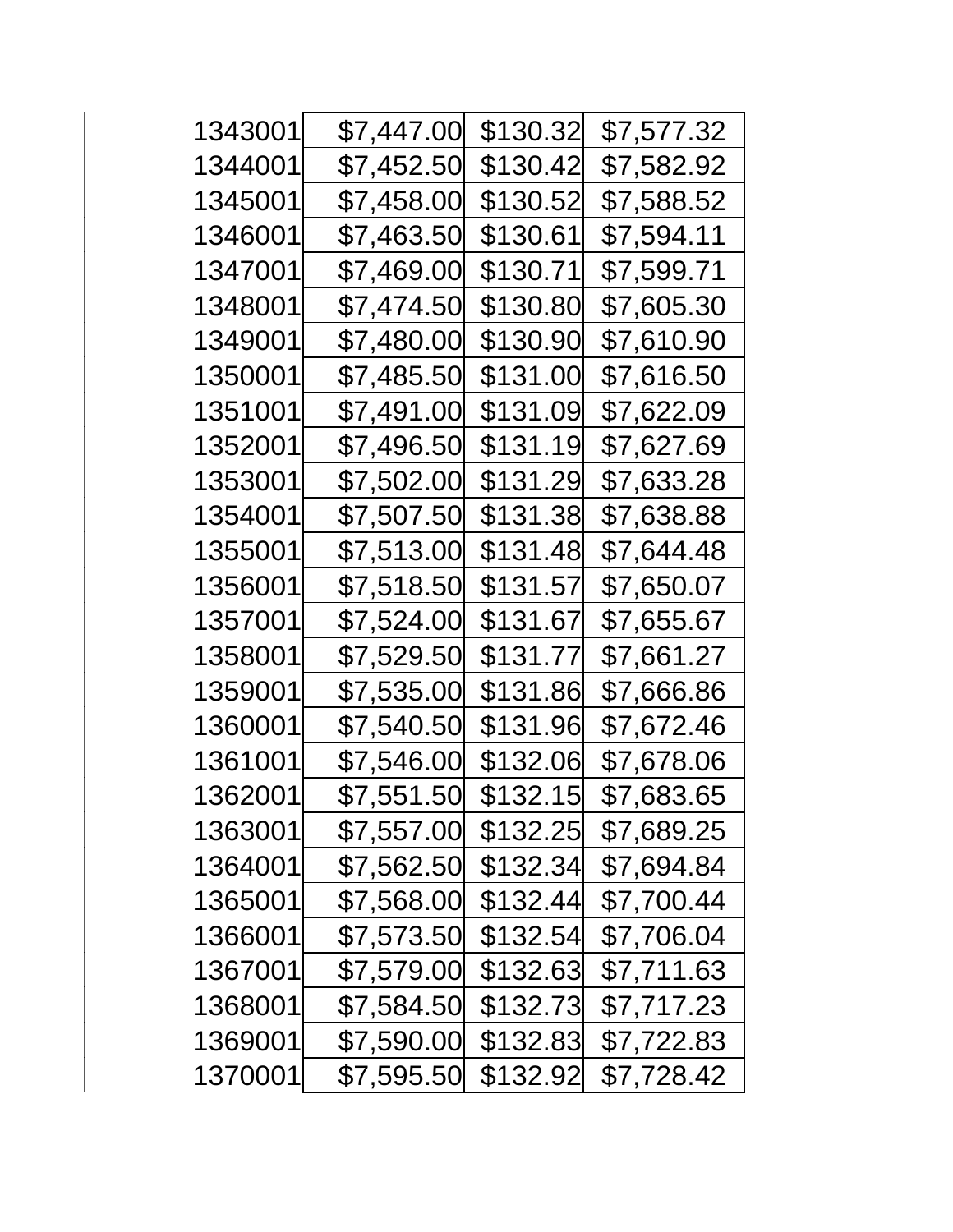| | | | |
|---|---|---|---|
| 1343001 | $7,447.00 | $130.32 | $7,577.32 |
| 1344001 | $7,452.50 | $130.42 | $7,582.92 |
| 1345001 | $7,458.00 | $130.52 | $7,588.52 |
| 1346001 | $7,463.50 | $130.61 | $7,594.11 |
| 1347001 | $7,469.00 | $130.71 | $7,599.71 |
| 1348001 | $7,474.50 | $130.80 | $7,605.30 |
| 1349001 | $7,480.00 | $130.90 | $7,610.90 |
| 1350001 | $7,485.50 | $131.00 | $7,616.50 |
| 1351001 | $7,491.00 | $131.09 | $7,622.09 |
| 1352001 | $7,496.50 | $131.19 | $7,627.69 |
| 1353001 | $7,502.00 | $131.29 | $7,633.28 |
| 1354001 | $7,507.50 | $131.38 | $7,638.88 |
| 1355001 | $7,513.00 | $131.48 | $7,644.48 |
| 1356001 | $7,518.50 | $131.57 | $7,650.07 |
| 1357001 | $7,524.00 | $131.67 | $7,655.67 |
| 1358001 | $7,529.50 | $131.77 | $7,661.27 |
| 1359001 | $7,535.00 | $131.86 | $7,666.86 |
| 1360001 | $7,540.50 | $131.96 | $7,672.46 |
| 1361001 | $7,546.00 | $132.06 | $7,678.06 |
| 1362001 | $7,551.50 | $132.15 | $7,683.65 |
| 1363001 | $7,557.00 | $132.25 | $7,689.25 |
| 1364001 | $7,562.50 | $132.34 | $7,694.84 |
| 1365001 | $7,568.00 | $132.44 | $7,700.44 |
| 1366001 | $7,573.50 | $132.54 | $7,706.04 |
| 1367001 | $7,579.00 | $132.63 | $7,711.63 |
| 1368001 | $7,584.50 | $132.73 | $7,717.23 |
| 1369001 | $7,590.00 | $132.83 | $7,722.83 |
| 1370001 | $7,595.50 | $132.92 | $7,728.42 |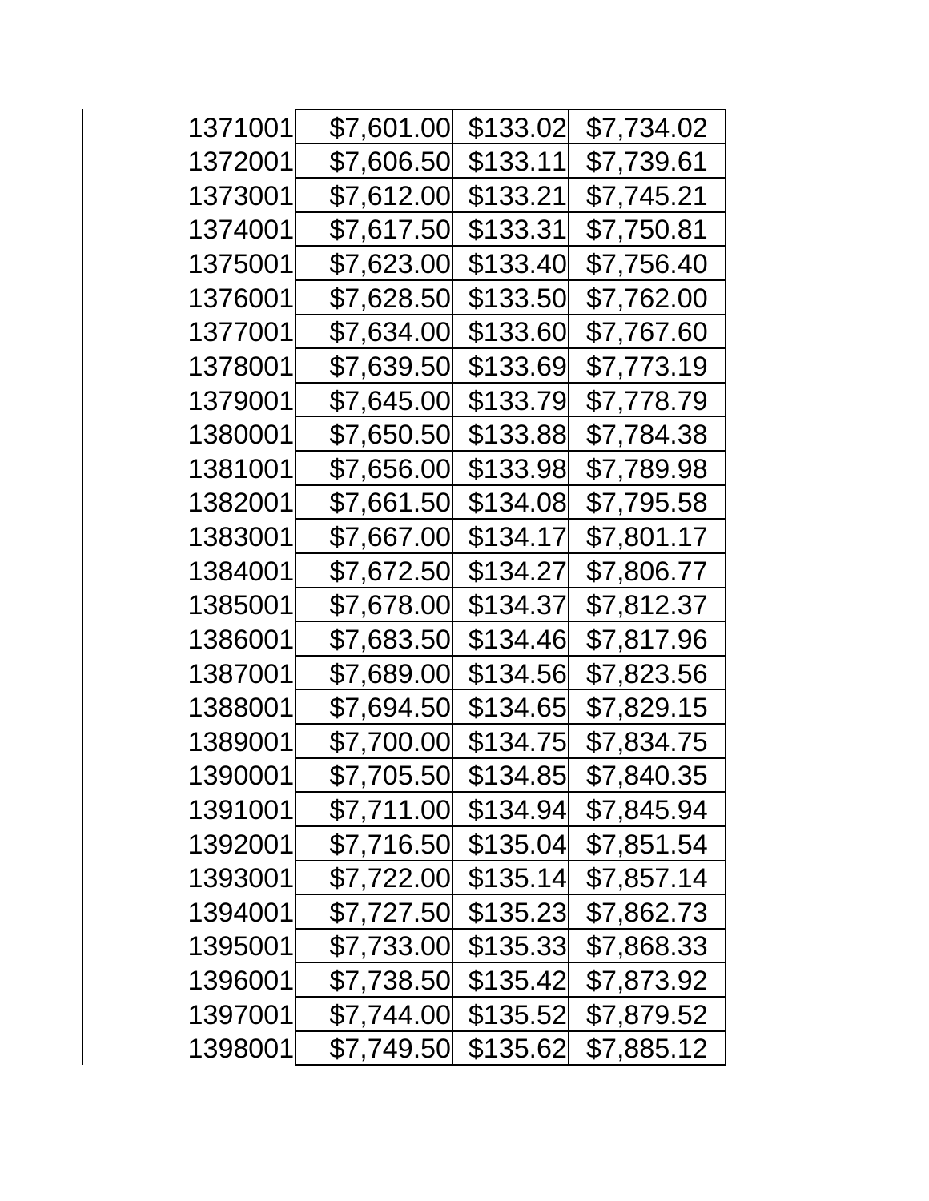| | | | |
|---|---|---|---|
| 1371001 | $7,601.00 | $133.02 | $7,734.02 |
| 1372001 | $7,606.50 | $133.11 | $7,739.61 |
| 1373001 | $7,612.00 | $133.21 | $7,745.21 |
| 1374001 | $7,617.50 | $133.31 | $7,750.81 |
| 1375001 | $7,623.00 | $133.40 | $7,756.40 |
| 1376001 | $7,628.50 | $133.50 | $7,762.00 |
| 1377001 | $7,634.00 | $133.60 | $7,767.60 |
| 1378001 | $7,639.50 | $133.69 | $7,773.19 |
| 1379001 | $7,645.00 | $133.79 | $7,778.79 |
| 1380001 | $7,650.50 | $133.88 | $7,784.38 |
| 1381001 | $7,656.00 | $133.98 | $7,789.98 |
| 1382001 | $7,661.50 | $134.08 | $7,795.58 |
| 1383001 | $7,667.00 | $134.17 | $7,801.17 |
| 1384001 | $7,672.50 | $134.27 | $7,806.77 |
| 1385001 | $7,678.00 | $134.37 | $7,812.37 |
| 1386001 | $7,683.50 | $134.46 | $7,817.96 |
| 1387001 | $7,689.00 | $134.56 | $7,823.56 |
| 1388001 | $7,694.50 | $134.65 | $7,829.15 |
| 1389001 | $7,700.00 | $134.75 | $7,834.75 |
| 1390001 | $7,705.50 | $134.85 | $7,840.35 |
| 1391001 | $7,711.00 | $134.94 | $7,845.94 |
| 1392001 | $7,716.50 | $135.04 | $7,851.54 |
| 1393001 | $7,722.00 | $135.14 | $7,857.14 |
| 1394001 | $7,727.50 | $135.23 | $7,862.73 |
| 1395001 | $7,733.00 | $135.33 | $7,868.33 |
| 1396001 | $7,738.50 | $135.42 | $7,873.92 |
| 1397001 | $7,744.00 | $135.52 | $7,879.52 |
| 1398001 | $7,749.50 | $135.62 | $7,885.12 |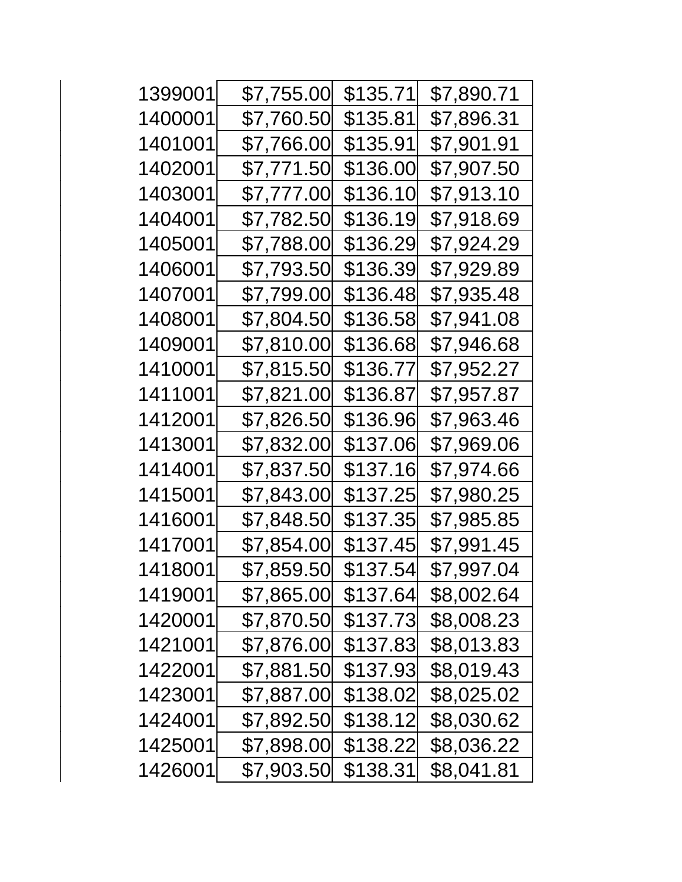| | | | |
|---|---|---|---|
| 1399001 | $7,755.00 | $135.71 | $7,890.71 |
| 1400001 | $7,760.50 | $135.81 | $7,896.31 |
| 1401001 | $7,766.00 | $135.91 | $7,901.91 |
| 1402001 | $7,771.50 | $136.00 | $7,907.50 |
| 1403001 | $7,777.00 | $136.10 | $7,913.10 |
| 1404001 | $7,782.50 | $136.19 | $7,918.69 |
| 1405001 | $7,788.00 | $136.29 | $7,924.29 |
| 1406001 | $7,793.50 | $136.39 | $7,929.89 |
| 1407001 | $7,799.00 | $136.48 | $7,935.48 |
| 1408001 | $7,804.50 | $136.58 | $7,941.08 |
| 1409001 | $7,810.00 | $136.68 | $7,946.68 |
| 1410001 | $7,815.50 | $136.77 | $7,952.27 |
| 1411001 | $7,821.00 | $136.87 | $7,957.87 |
| 1412001 | $7,826.50 | $136.96 | $7,963.46 |
| 1413001 | $7,832.00 | $137.06 | $7,969.06 |
| 1414001 | $7,837.50 | $137.16 | $7,974.66 |
| 1415001 | $7,843.00 | $137.25 | $7,980.25 |
| 1416001 | $7,848.50 | $137.35 | $7,985.85 |
| 1417001 | $7,854.00 | $137.45 | $7,991.45 |
| 1418001 | $7,859.50 | $137.54 | $7,997.04 |
| 1419001 | $7,865.00 | $137.64 | $8,002.64 |
| 1420001 | $7,870.50 | $137.73 | $8,008.23 |
| 1421001 | $7,876.00 | $137.83 | $8,013.83 |
| 1422001 | $7,881.50 | $137.93 | $8,019.43 |
| 1423001 | $7,887.00 | $138.02 | $8,025.02 |
| 1424001 | $7,892.50 | $138.12 | $8,030.62 |
| 1425001 | $7,898.00 | $138.22 | $8,036.22 |
| 1426001 | $7,903.50 | $138.31 | $8,041.81 |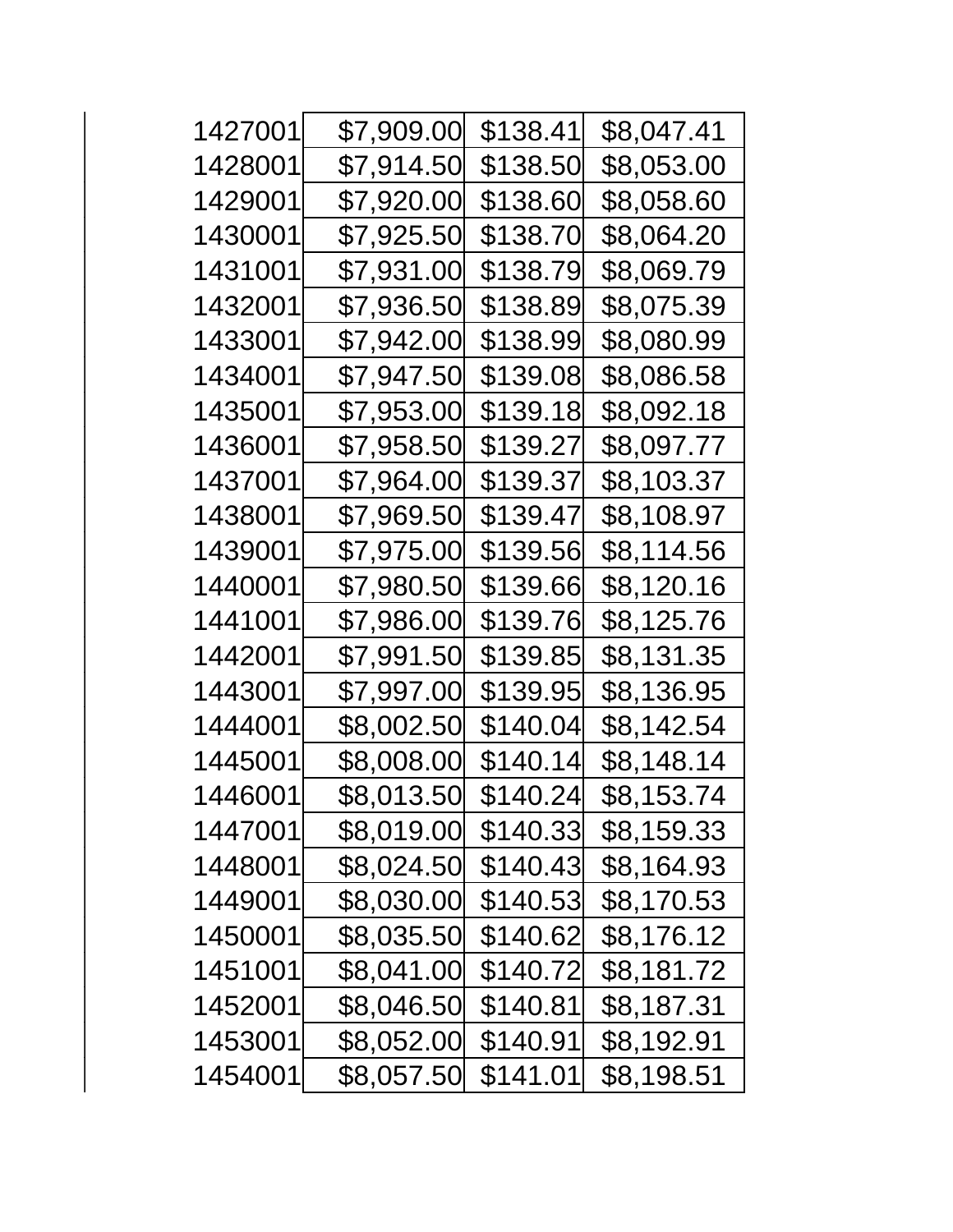| | | | |
|---|---|---|---|
| 1427001 | $7,909.00 | $138.41 | $8,047.41 |
| 1428001 | $7,914.50 | $138.50 | $8,053.00 |
| 1429001 | $7,920.00 | $138.60 | $8,058.60 |
| 1430001 | $7,925.50 | $138.70 | $8,064.20 |
| 1431001 | $7,931.00 | $138.79 | $8,069.79 |
| 1432001 | $7,936.50 | $138.89 | $8,075.39 |
| 1433001 | $7,942.00 | $138.99 | $8,080.99 |
| 1434001 | $7,947.50 | $139.08 | $8,086.58 |
| 1435001 | $7,953.00 | $139.18 | $8,092.18 |
| 1436001 | $7,958.50 | $139.27 | $8,097.77 |
| 1437001 | $7,964.00 | $139.37 | $8,103.37 |
| 1438001 | $7,969.50 | $139.47 | $8,108.97 |
| 1439001 | $7,975.00 | $139.56 | $8,114.56 |
| 1440001 | $7,980.50 | $139.66 | $8,120.16 |
| 1441001 | $7,986.00 | $139.76 | $8,125.76 |
| 1442001 | $7,991.50 | $139.85 | $8,131.35 |
| 1443001 | $7,997.00 | $139.95 | $8,136.95 |
| 1444001 | $8,002.50 | $140.04 | $8,142.54 |
| 1445001 | $8,008.00 | $140.14 | $8,148.14 |
| 1446001 | $8,013.50 | $140.24 | $8,153.74 |
| 1447001 | $8,019.00 | $140.33 | $8,159.33 |
| 1448001 | $8,024.50 | $140.43 | $8,164.93 |
| 1449001 | $8,030.00 | $140.53 | $8,170.53 |
| 1450001 | $8,035.50 | $140.62 | $8,176.12 |
| 1451001 | $8,041.00 | $140.72 | $8,181.72 |
| 1452001 | $8,046.50 | $140.81 | $8,187.31 |
| 1453001 | $8,052.00 | $140.91 | $8,192.91 |
| 1454001 | $8,057.50 | $141.01 | $8,198.51 |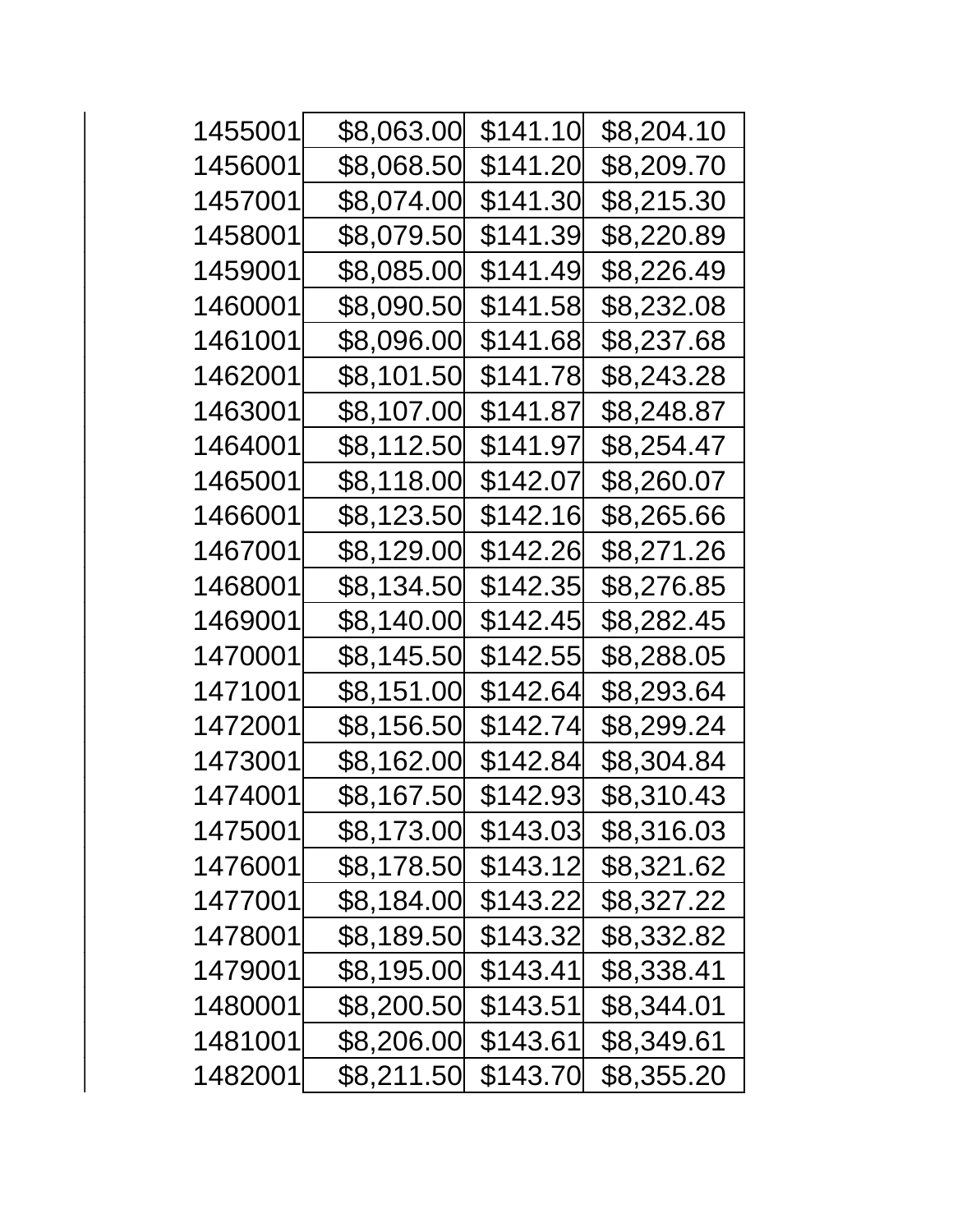| | | | |
|---|---|---|---|
| 1455001 | $8,063.00 | $141.10 | $8,204.10 |
| 1456001 | $8,068.50 | $141.20 | $8,209.70 |
| 1457001 | $8,074.00 | $141.30 | $8,215.30 |
| 1458001 | $8,079.50 | $141.39 | $8,220.89 |
| 1459001 | $8,085.00 | $141.49 | $8,226.49 |
| 1460001 | $8,090.50 | $141.58 | $8,232.08 |
| 1461001 | $8,096.00 | $141.68 | $8,237.68 |
| 1462001 | $8,101.50 | $141.78 | $8,243.28 |
| 1463001 | $8,107.00 | $141.87 | $8,248.87 |
| 1464001 | $8,112.50 | $141.97 | $8,254.47 |
| 1465001 | $8,118.00 | $142.07 | $8,260.07 |
| 1466001 | $8,123.50 | $142.16 | $8,265.66 |
| 1467001 | $8,129.00 | $142.26 | $8,271.26 |
| 1468001 | $8,134.50 | $142.35 | $8,276.85 |
| 1469001 | $8,140.00 | $142.45 | $8,282.45 |
| 1470001 | $8,145.50 | $142.55 | $8,288.05 |
| 1471001 | $8,151.00 | $142.64 | $8,293.64 |
| 1472001 | $8,156.50 | $142.74 | $8,299.24 |
| 1473001 | $8,162.00 | $142.84 | $8,304.84 |
| 1474001 | $8,167.50 | $142.93 | $8,310.43 |
| 1475001 | $8,173.00 | $143.03 | $8,316.03 |
| 1476001 | $8,178.50 | $143.12 | $8,321.62 |
| 1477001 | $8,184.00 | $143.22 | $8,327.22 |
| 1478001 | $8,189.50 | $143.32 | $8,332.82 |
| 1479001 | $8,195.00 | $143.41 | $8,338.41 |
| 1480001 | $8,200.50 | $143.51 | $8,344.01 |
| 1481001 | $8,206.00 | $143.61 | $8,349.61 |
| 1482001 | $8,211.50 | $143.70 | $8,355.20 |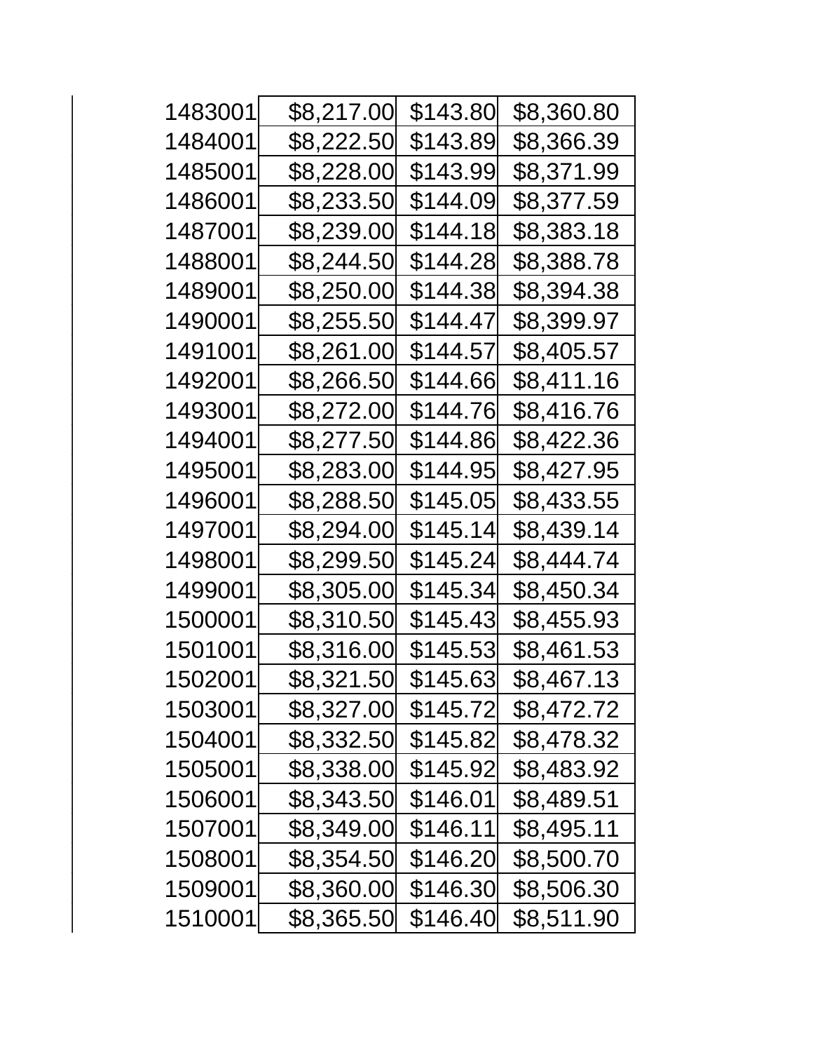| | | | |
|---|---|---|---|
| 1483001 | $8,217.00 | $143.80 | $8,360.80 |
| 1484001 | $8,222.50 | $143.89 | $8,366.39 |
| 1485001 | $8,228.00 | $143.99 | $8,371.99 |
| 1486001 | $8,233.50 | $144.09 | $8,377.59 |
| 1487001 | $8,239.00 | $144.18 | $8,383.18 |
| 1488001 | $8,244.50 | $144.28 | $8,388.78 |
| 1489001 | $8,250.00 | $144.38 | $8,394.38 |
| 1490001 | $8,255.50 | $144.47 | $8,399.97 |
| 1491001 | $8,261.00 | $144.57 | $8,405.57 |
| 1492001 | $8,266.50 | $144.66 | $8,411.16 |
| 1493001 | $8,272.00 | $144.76 | $8,416.76 |
| 1494001 | $8,277.50 | $144.86 | $8,422.36 |
| 1495001 | $8,283.00 | $144.95 | $8,427.95 |
| 1496001 | $8,288.50 | $145.05 | $8,433.55 |
| 1497001 | $8,294.00 | $145.14 | $8,439.14 |
| 1498001 | $8,299.50 | $145.24 | $8,444.74 |
| 1499001 | $8,305.00 | $145.34 | $8,450.34 |
| 1500001 | $8,310.50 | $145.43 | $8,455.93 |
| 1501001 | $8,316.00 | $145.53 | $8,461.53 |
| 1502001 | $8,321.50 | $145.63 | $8,467.13 |
| 1503001 | $8,327.00 | $145.72 | $8,472.72 |
| 1504001 | $8,332.50 | $145.82 | $8,478.32 |
| 1505001 | $8,338.00 | $145.92 | $8,483.92 |
| 1506001 | $8,343.50 | $146.01 | $8,489.51 |
| 1507001 | $8,349.00 | $146.11 | $8,495.11 |
| 1508001 | $8,354.50 | $146.20 | $8,500.70 |
| 1509001 | $8,360.00 | $146.30 | $8,506.30 |
| 1510001 | $8,365.50 | $146.40 | $8,511.90 |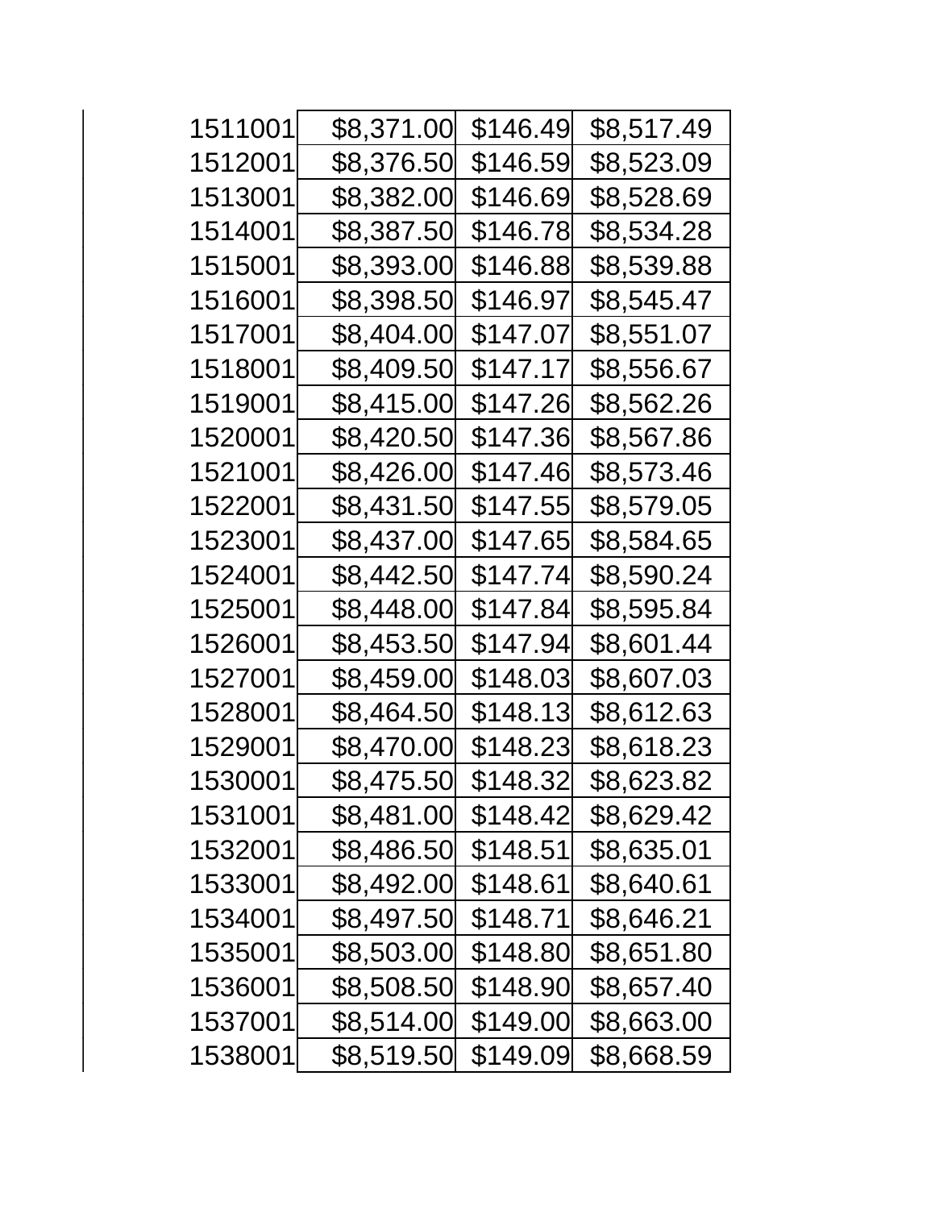| | | | |
|---|---|---|---|
| 1511001 | $8,371.00 | $146.49 | $8,517.49 |
| 1512001 | $8,376.50 | $146.59 | $8,523.09 |
| 1513001 | $8,382.00 | $146.69 | $8,528.69 |
| 1514001 | $8,387.50 | $146.78 | $8,534.28 |
| 1515001 | $8,393.00 | $146.88 | $8,539.88 |
| 1516001 | $8,398.50 | $146.97 | $8,545.47 |
| 1517001 | $8,404.00 | $147.07 | $8,551.07 |
| 1518001 | $8,409.50 | $147.17 | $8,556.67 |
| 1519001 | $8,415.00 | $147.26 | $8,562.26 |
| 1520001 | $8,420.50 | $147.36 | $8,567.86 |
| 1521001 | $8,426.00 | $147.46 | $8,573.46 |
| 1522001 | $8,431.50 | $147.55 | $8,579.05 |
| 1523001 | $8,437.00 | $147.65 | $8,584.65 |
| 1524001 | $8,442.50 | $147.74 | $8,590.24 |
| 1525001 | $8,448.00 | $147.84 | $8,595.84 |
| 1526001 | $8,453.50 | $147.94 | $8,601.44 |
| 1527001 | $8,459.00 | $148.03 | $8,607.03 |
| 1528001 | $8,464.50 | $148.13 | $8,612.63 |
| 1529001 | $8,470.00 | $148.23 | $8,618.23 |
| 1530001 | $8,475.50 | $148.32 | $8,623.82 |
| 1531001 | $8,481.00 | $148.42 | $8,629.42 |
| 1532001 | $8,486.50 | $148.51 | $8,635.01 |
| 1533001 | $8,492.00 | $148.61 | $8,640.61 |
| 1534001 | $8,497.50 | $148.71 | $8,646.21 |
| 1535001 | $8,503.00 | $148.80 | $8,651.80 |
| 1536001 | $8,508.50 | $148.90 | $8,657.40 |
| 1537001 | $8,514.00 | $149.00 | $8,663.00 |
| 1538001 | $8,519.50 | $149.09 | $8,668.59 |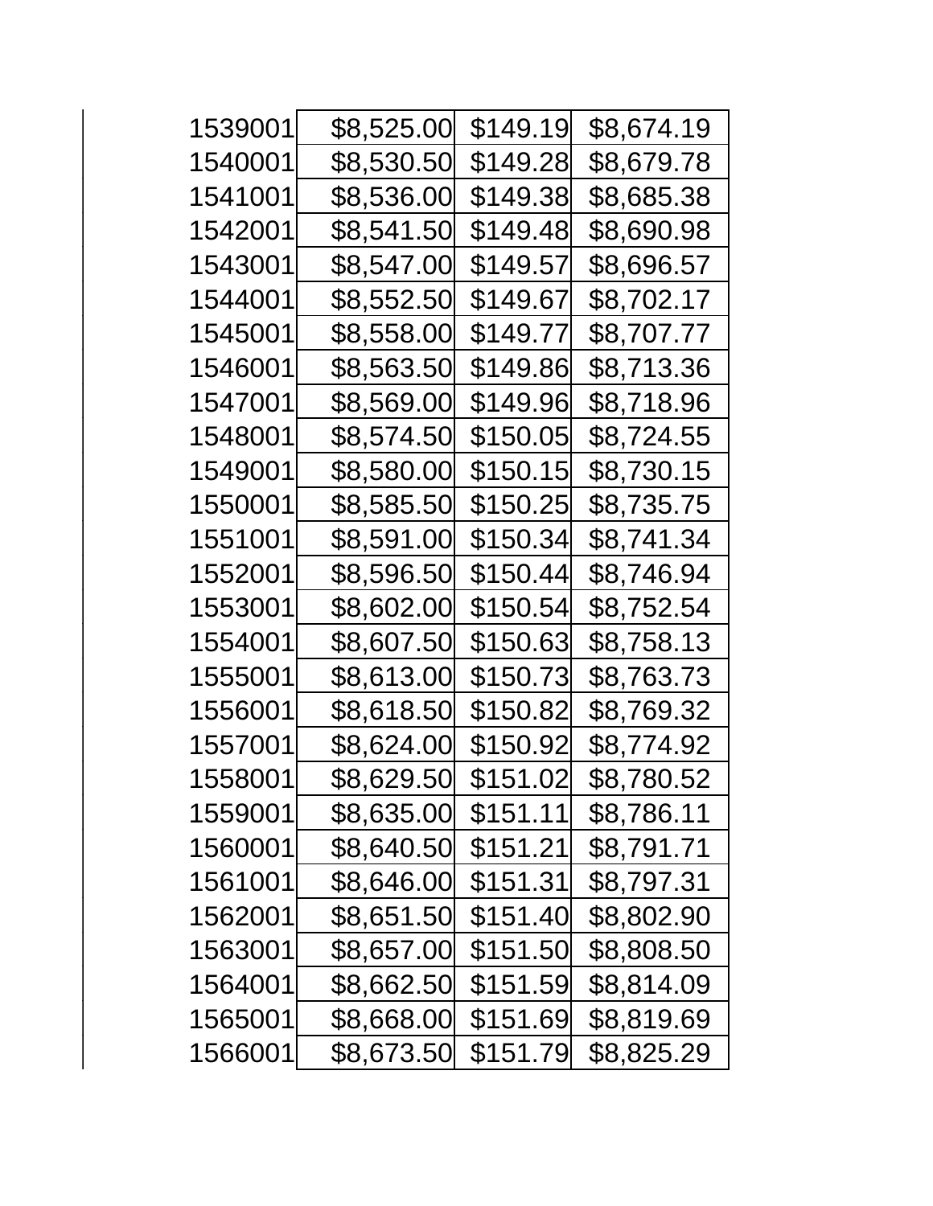| | | | |
|---|---|---|---|
| 1539001 | $8,525.00 | $149.19 | $8,674.19 |
| 1540001 | $8,530.50 | $149.28 | $8,679.78 |
| 1541001 | $8,536.00 | $149.38 | $8,685.38 |
| 1542001 | $8,541.50 | $149.48 | $8,690.98 |
| 1543001 | $8,547.00 | $149.57 | $8,696.57 |
| 1544001 | $8,552.50 | $149.67 | $8,702.17 |
| 1545001 | $8,558.00 | $149.77 | $8,707.77 |
| 1546001 | $8,563.50 | $149.86 | $8,713.36 |
| 1547001 | $8,569.00 | $149.96 | $8,718.96 |
| 1548001 | $8,574.50 | $150.05 | $8,724.55 |
| 1549001 | $8,580.00 | $150.15 | $8,730.15 |
| 1550001 | $8,585.50 | $150.25 | $8,735.75 |
| 1551001 | $8,591.00 | $150.34 | $8,741.34 |
| 1552001 | $8,596.50 | $150.44 | $8,746.94 |
| 1553001 | $8,602.00 | $150.54 | $8,752.54 |
| 1554001 | $8,607.50 | $150.63 | $8,758.13 |
| 1555001 | $8,613.00 | $150.73 | $8,763.73 |
| 1556001 | $8,618.50 | $150.82 | $8,769.32 |
| 1557001 | $8,624.00 | $150.92 | $8,774.92 |
| 1558001 | $8,629.50 | $151.02 | $8,780.52 |
| 1559001 | $8,635.00 | $151.11 | $8,786.11 |
| 1560001 | $8,640.50 | $151.21 | $8,791.71 |
| 1561001 | $8,646.00 | $151.31 | $8,797.31 |
| 1562001 | $8,651.50 | $151.40 | $8,802.90 |
| 1563001 | $8,657.00 | $151.50 | $8,808.50 |
| 1564001 | $8,662.50 | $151.59 | $8,814.09 |
| 1565001 | $8,668.00 | $151.69 | $8,819.69 |
| 1566001 | $8,673.50 | $151.79 | $8,825.29 |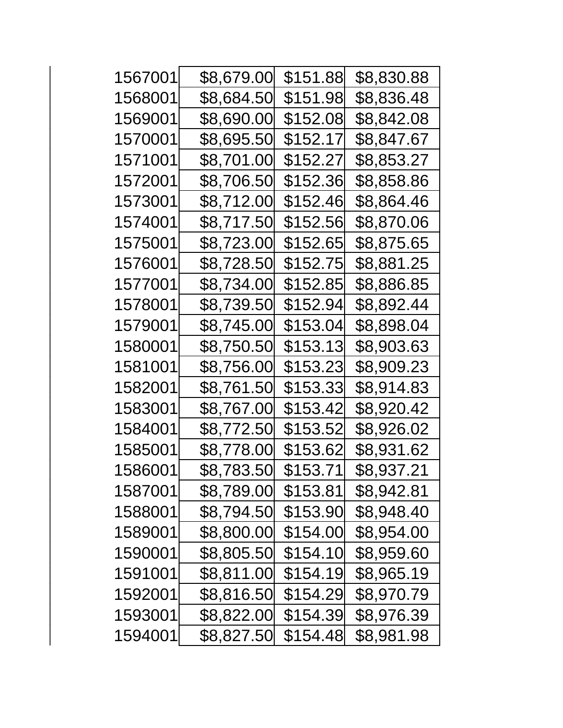| | | | |
|---|---|---|---|
| 1567001 | $8,679.00 | $151.88 | $8,830.88 |
| 1568001 | $8,684.50 | $151.98 | $8,836.48 |
| 1569001 | $8,690.00 | $152.08 | $8,842.08 |
| 1570001 | $8,695.50 | $152.17 | $8,847.67 |
| 1571001 | $8,701.00 | $152.27 | $8,853.27 |
| 1572001 | $8,706.50 | $152.36 | $8,858.86 |
| 1573001 | $8,712.00 | $152.46 | $8,864.46 |
| 1574001 | $8,717.50 | $152.56 | $8,870.06 |
| 1575001 | $8,723.00 | $152.65 | $8,875.65 |
| 1576001 | $8,728.50 | $152.75 | $8,881.25 |
| 1577001 | $8,734.00 | $152.85 | $8,886.85 |
| 1578001 | $8,739.50 | $152.94 | $8,892.44 |
| 1579001 | $8,745.00 | $153.04 | $8,898.04 |
| 1580001 | $8,750.50 | $153.13 | $8,903.63 |
| 1581001 | $8,756.00 | $153.23 | $8,909.23 |
| 1582001 | $8,761.50 | $153.33 | $8,914.83 |
| 1583001 | $8,767.00 | $153.42 | $8,920.42 |
| 1584001 | $8,772.50 | $153.52 | $8,926.02 |
| 1585001 | $8,778.00 | $153.62 | $8,931.62 |
| 1586001 | $8,783.50 | $153.71 | $8,937.21 |
| 1587001 | $8,789.00 | $153.81 | $8,942.81 |
| 1588001 | $8,794.50 | $153.90 | $8,948.40 |
| 1589001 | $8,800.00 | $154.00 | $8,954.00 |
| 1590001 | $8,805.50 | $154.10 | $8,959.60 |
| 1591001 | $8,811.00 | $154.19 | $8,965.19 |
| 1592001 | $8,816.50 | $154.29 | $8,970.79 |
| 1593001 | $8,822.00 | $154.39 | $8,976.39 |
| 1594001 | $8,827.50 | $154.48 | $8,981.98 |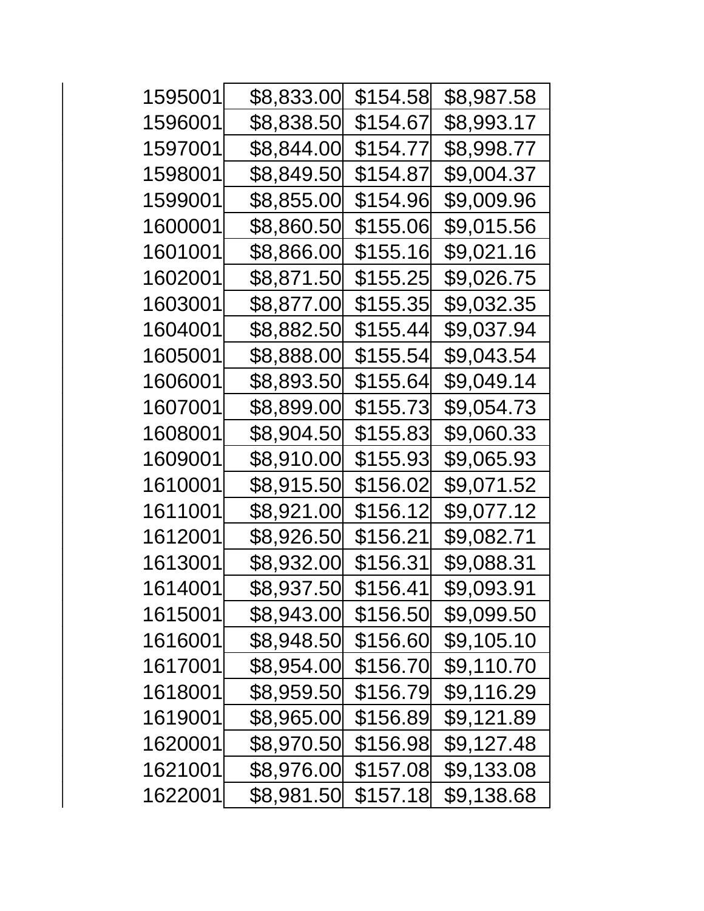| | | | |
|---|---|---|---|
| 1595001 | $8,833.00 | $154.58 | $8,987.58 |
| 1596001 | $8,838.50 | $154.67 | $8,993.17 |
| 1597001 | $8,844.00 | $154.77 | $8,998.77 |
| 1598001 | $8,849.50 | $154.87 | $9,004.37 |
| 1599001 | $8,855.00 | $154.96 | $9,009.96 |
| 1600001 | $8,860.50 | $155.06 | $9,015.56 |
| 1601001 | $8,866.00 | $155.16 | $9,021.16 |
| 1602001 | $8,871.50 | $155.25 | $9,026.75 |
| 1603001 | $8,877.00 | $155.35 | $9,032.35 |
| 1604001 | $8,882.50 | $155.44 | $9,037.94 |
| 1605001 | $8,888.00 | $155.54 | $9,043.54 |
| 1606001 | $8,893.50 | $155.64 | $9,049.14 |
| 1607001 | $8,899.00 | $155.73 | $9,054.73 |
| 1608001 | $8,904.50 | $155.83 | $9,060.33 |
| 1609001 | $8,910.00 | $155.93 | $9,065.93 |
| 1610001 | $8,915.50 | $156.02 | $9,071.52 |
| 1611001 | $8,921.00 | $156.12 | $9,077.12 |
| 1612001 | $8,926.50 | $156.21 | $9,082.71 |
| 1613001 | $8,932.00 | $156.31 | $9,088.31 |
| 1614001 | $8,937.50 | $156.41 | $9,093.91 |
| 1615001 | $8,943.00 | $156.50 | $9,099.50 |
| 1616001 | $8,948.50 | $156.60 | $9,105.10 |
| 1617001 | $8,954.00 | $156.70 | $9,110.70 |
| 1618001 | $8,959.50 | $156.79 | $9,116.29 |
| 1619001 | $8,965.00 | $156.89 | $9,121.89 |
| 1620001 | $8,970.50 | $156.98 | $9,127.48 |
| 1621001 | $8,976.00 | $157.08 | $9,133.08 |
| 1622001 | $8,981.50 | $157.18 | $9,138.68 |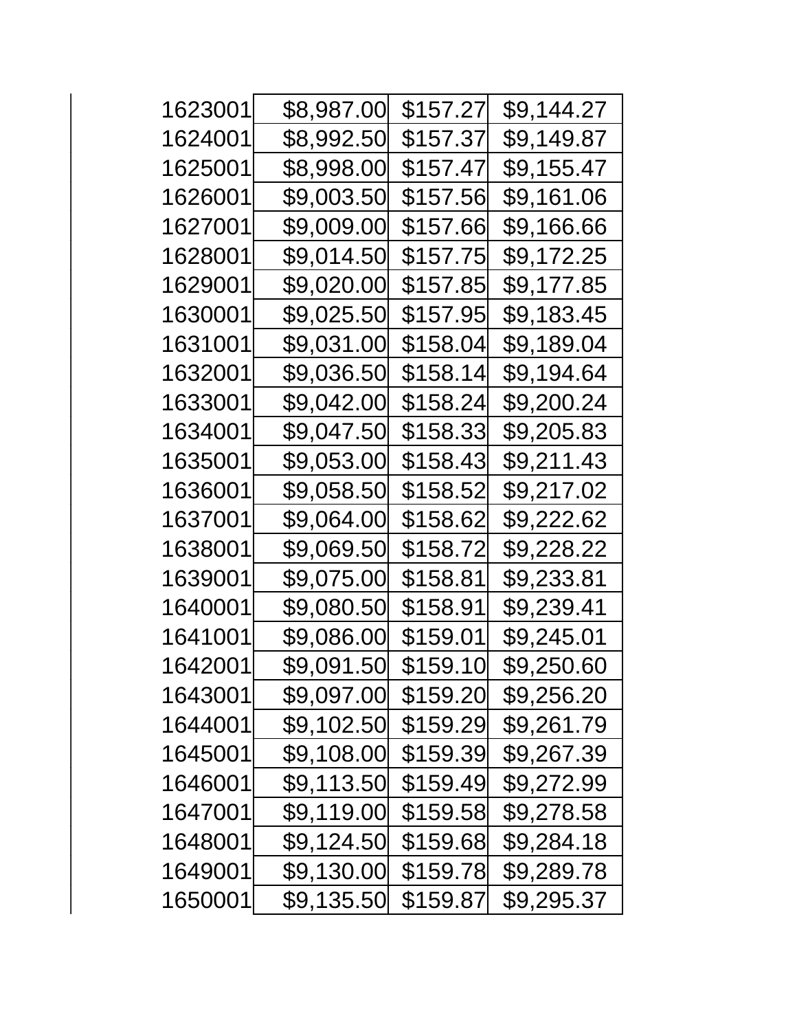| | | | |
|---|---|---|---|
| 1623001 | $8,987.00 | $157.27 | $9,144.27 |
| 1624001 | $8,992.50 | $157.37 | $9,149.87 |
| 1625001 | $8,998.00 | $157.47 | $9,155.47 |
| 1626001 | $9,003.50 | $157.56 | $9,161.06 |
| 1627001 | $9,009.00 | $157.66 | $9,166.66 |
| 1628001 | $9,014.50 | $157.75 | $9,172.25 |
| 1629001 | $9,020.00 | $157.85 | $9,177.85 |
| 1630001 | $9,025.50 | $157.95 | $9,183.45 |
| 1631001 | $9,031.00 | $158.04 | $9,189.04 |
| 1632001 | $9,036.50 | $158.14 | $9,194.64 |
| 1633001 | $9,042.00 | $158.24 | $9,200.24 |
| 1634001 | $9,047.50 | $158.33 | $9,205.83 |
| 1635001 | $9,053.00 | $158.43 | $9,211.43 |
| 1636001 | $9,058.50 | $158.52 | $9,217.02 |
| 1637001 | $9,064.00 | $158.62 | $9,222.62 |
| 1638001 | $9,069.50 | $158.72 | $9,228.22 |
| 1639001 | $9,075.00 | $158.81 | $9,233.81 |
| 1640001 | $9,080.50 | $158.91 | $9,239.41 |
| 1641001 | $9,086.00 | $159.01 | $9,245.01 |
| 1642001 | $9,091.50 | $159.10 | $9,250.60 |
| 1643001 | $9,097.00 | $159.20 | $9,256.20 |
| 1644001 | $9,102.50 | $159.29 | $9,261.79 |
| 1645001 | $9,108.00 | $159.39 | $9,267.39 |
| 1646001 | $9,113.50 | $159.49 | $9,272.99 |
| 1647001 | $9,119.00 | $159.58 | $9,278.58 |
| 1648001 | $9,124.50 | $159.68 | $9,284.18 |
| 1649001 | $9,130.00 | $159.78 | $9,289.78 |
| 1650001 | $9,135.50 | $159.87 | $9,295.37 |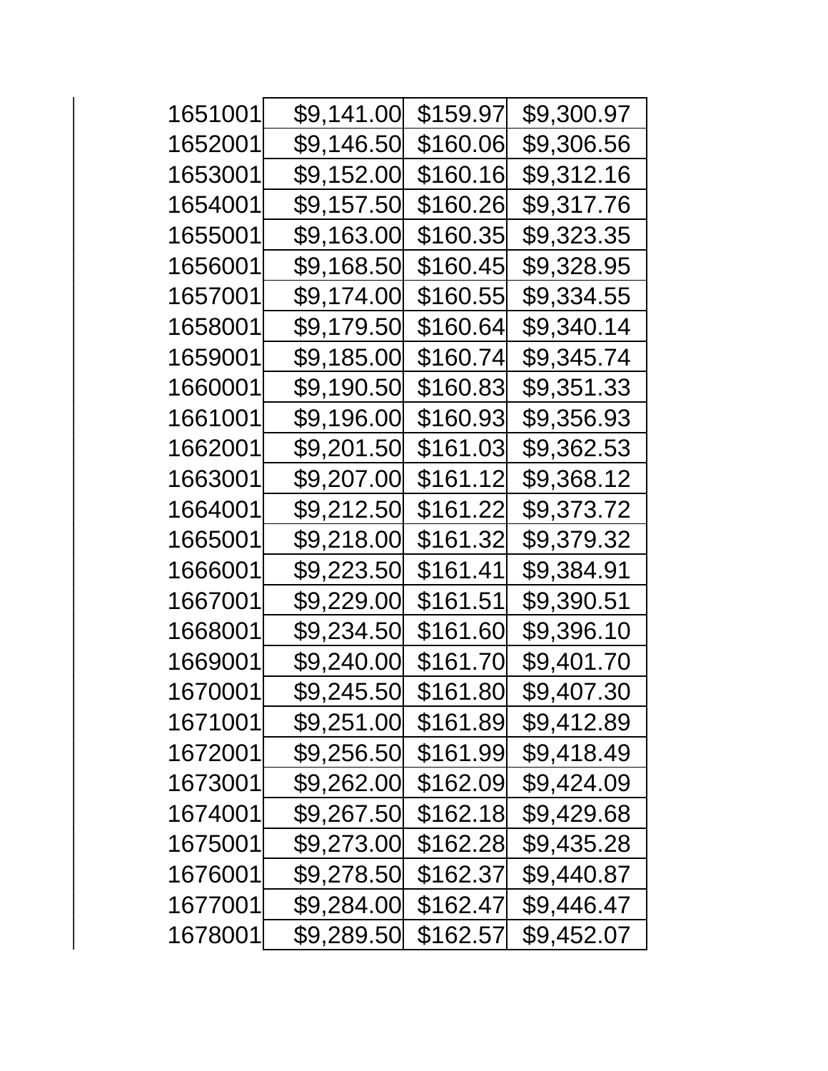| | | | |
|---|---|---|---|
| 1651001 | $9,141.00 | $159.97 | $9,300.97 |
| 1652001 | $9,146.50 | $160.06 | $9,306.56 |
| 1653001 | $9,152.00 | $160.16 | $9,312.16 |
| 1654001 | $9,157.50 | $160.26 | $9,317.76 |
| 1655001 | $9,163.00 | $160.35 | $9,323.35 |
| 1656001 | $9,168.50 | $160.45 | $9,328.95 |
| 1657001 | $9,174.00 | $160.55 | $9,334.55 |
| 1658001 | $9,179.50 | $160.64 | $9,340.14 |
| 1659001 | $9,185.00 | $160.74 | $9,345.74 |
| 1660001 | $9,190.50 | $160.83 | $9,351.33 |
| 1661001 | $9,196.00 | $160.93 | $9,356.93 |
| 1662001 | $9,201.50 | $161.03 | $9,362.53 |
| 1663001 | $9,207.00 | $161.12 | $9,368.12 |
| 1664001 | $9,212.50 | $161.22 | $9,373.72 |
| 1665001 | $9,218.00 | $161.32 | $9,379.32 |
| 1666001 | $9,223.50 | $161.41 | $9,384.91 |
| 1667001 | $9,229.00 | $161.51 | $9,390.51 |
| 1668001 | $9,234.50 | $161.60 | $9,396.10 |
| 1669001 | $9,240.00 | $161.70 | $9,401.70 |
| 1670001 | $9,245.50 | $161.80 | $9,407.30 |
| 1671001 | $9,251.00 | $161.89 | $9,412.89 |
| 1672001 | $9,256.50 | $161.99 | $9,418.49 |
| 1673001 | $9,262.00 | $162.09 | $9,424.09 |
| 1674001 | $9,267.50 | $162.18 | $9,429.68 |
| 1675001 | $9,273.00 | $162.28 | $9,435.28 |
| 1676001 | $9,278.50 | $162.37 | $9,440.87 |
| 1677001 | $9,284.00 | $162.47 | $9,446.47 |
| 1678001 | $9,289.50 | $162.57 | $9,452.07 |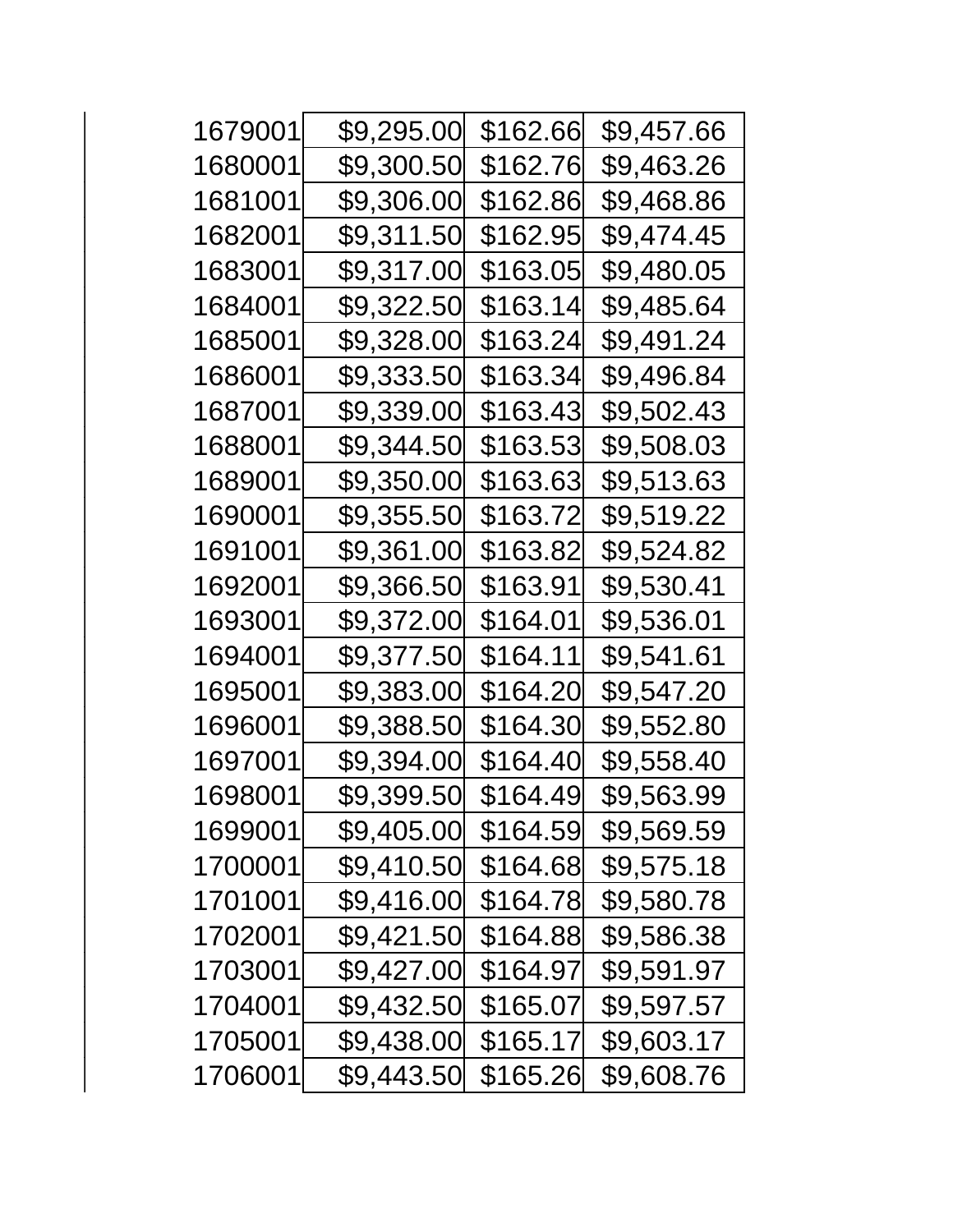| | | | |
|---|---|---|---|
| 1679001 | $9,295.00 | $162.66 | $9,457.66 |
| 1680001 | $9,300.50 | $162.76 | $9,463.26 |
| 1681001 | $9,306.00 | $162.86 | $9,468.86 |
| 1682001 | $9,311.50 | $162.95 | $9,474.45 |
| 1683001 | $9,317.00 | $163.05 | $9,480.05 |
| 1684001 | $9,322.50 | $163.14 | $9,485.64 |
| 1685001 | $9,328.00 | $163.24 | $9,491.24 |
| 1686001 | $9,333.50 | $163.34 | $9,496.84 |
| 1687001 | $9,339.00 | $163.43 | $9,502.43 |
| 1688001 | $9,344.50 | $163.53 | $9,508.03 |
| 1689001 | $9,350.00 | $163.63 | $9,513.63 |
| 1690001 | $9,355.50 | $163.72 | $9,519.22 |
| 1691001 | $9,361.00 | $163.82 | $9,524.82 |
| 1692001 | $9,366.50 | $163.91 | $9,530.41 |
| 1693001 | $9,372.00 | $164.01 | $9,536.01 |
| 1694001 | $9,377.50 | $164.11 | $9,541.61 |
| 1695001 | $9,383.00 | $164.20 | $9,547.20 |
| 1696001 | $9,388.50 | $164.30 | $9,552.80 |
| 1697001 | $9,394.00 | $164.40 | $9,558.40 |
| 1698001 | $9,399.50 | $164.49 | $9,563.99 |
| 1699001 | $9,405.00 | $164.59 | $9,569.59 |
| 1700001 | $9,410.50 | $164.68 | $9,575.18 |
| 1701001 | $9,416.00 | $164.78 | $9,580.78 |
| 1702001 | $9,421.50 | $164.88 | $9,586.38 |
| 1703001 | $9,427.00 | $164.97 | $9,591.97 |
| 1704001 | $9,432.50 | $165.07 | $9,597.57 |
| 1705001 | $9,438.00 | $165.17 | $9,603.17 |
| 1706001 | $9,443.50 | $165.26 | $9,608.76 |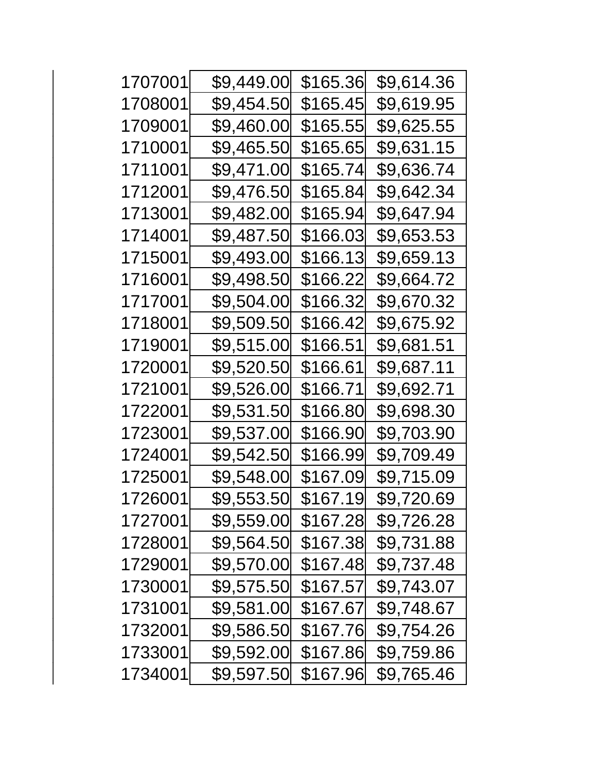| | | | |
|---|---|---|---|
| 1707001 | $9,449.00 | $165.36 | $9,614.36 |
| 1708001 | $9,454.50 | $165.45 | $9,619.95 |
| 1709001 | $9,460.00 | $165.55 | $9,625.55 |
| 1710001 | $9,465.50 | $165.65 | $9,631.15 |
| 1711001 | $9,471.00 | $165.74 | $9,636.74 |
| 1712001 | $9,476.50 | $165.84 | $9,642.34 |
| 1713001 | $9,482.00 | $165.94 | $9,647.94 |
| 1714001 | $9,487.50 | $166.03 | $9,653.53 |
| 1715001 | $9,493.00 | $166.13 | $9,659.13 |
| 1716001 | $9,498.50 | $166.22 | $9,664.72 |
| 1717001 | $9,504.00 | $166.32 | $9,670.32 |
| 1718001 | $9,509.50 | $166.42 | $9,675.92 |
| 1719001 | $9,515.00 | $166.51 | $9,681.51 |
| 1720001 | $9,520.50 | $166.61 | $9,687.11 |
| 1721001 | $9,526.00 | $166.71 | $9,692.71 |
| 1722001 | $9,531.50 | $166.80 | $9,698.30 |
| 1723001 | $9,537.00 | $166.90 | $9,703.90 |
| 1724001 | $9,542.50 | $166.99 | $9,709.49 |
| 1725001 | $9,548.00 | $167.09 | $9,715.09 |
| 1726001 | $9,553.50 | $167.19 | $9,720.69 |
| 1727001 | $9,559.00 | $167.28 | $9,726.28 |
| 1728001 | $9,564.50 | $167.38 | $9,731.88 |
| 1729001 | $9,570.00 | $167.48 | $9,737.48 |
| 1730001 | $9,575.50 | $167.57 | $9,743.07 |
| 1731001 | $9,581.00 | $167.67 | $9,748.67 |
| 1732001 | $9,586.50 | $167.76 | $9,754.26 |
| 1733001 | $9,592.00 | $167.86 | $9,759.86 |
| 1734001 | $9,597.50 | $167.96 | $9,765.46 |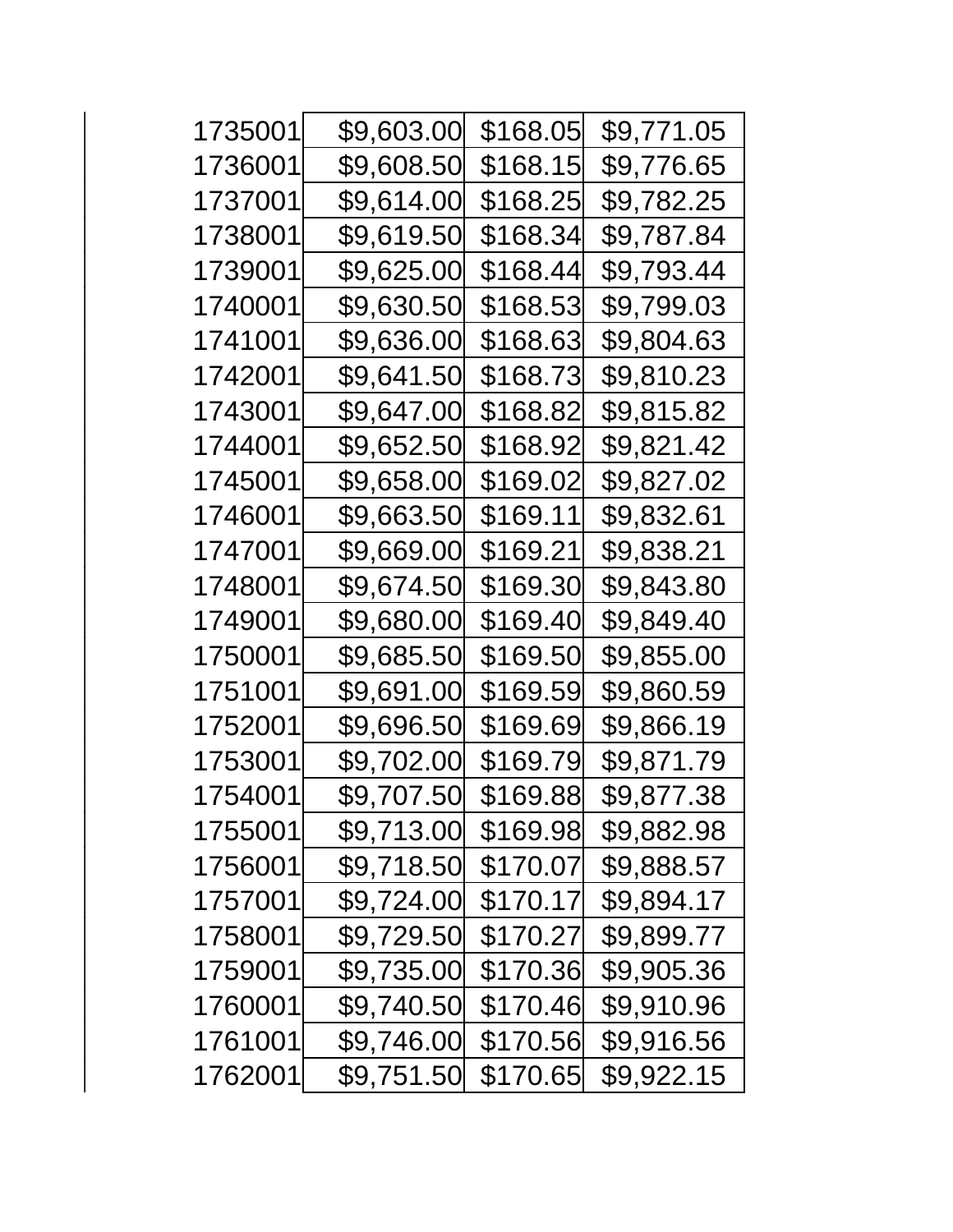| | | | |
|---|---|---|---|
| 1735001 | $9,603.00 | $168.05 | $9,771.05 |
| 1736001 | $9,608.50 | $168.15 | $9,776.65 |
| 1737001 | $9,614.00 | $168.25 | $9,782.25 |
| 1738001 | $9,619.50 | $168.34 | $9,787.84 |
| 1739001 | $9,625.00 | $168.44 | $9,793.44 |
| 1740001 | $9,630.50 | $168.53 | $9,799.03 |
| 1741001 | $9,636.00 | $168.63 | $9,804.63 |
| 1742001 | $9,641.50 | $168.73 | $9,810.23 |
| 1743001 | $9,647.00 | $168.82 | $9,815.82 |
| 1744001 | $9,652.50 | $168.92 | $9,821.42 |
| 1745001 | $9,658.00 | $169.02 | $9,827.02 |
| 1746001 | $9,663.50 | $169.11 | $9,832.61 |
| 1747001 | $9,669.00 | $169.21 | $9,838.21 |
| 1748001 | $9,674.50 | $169.30 | $9,843.80 |
| 1749001 | $9,680.00 | $169.40 | $9,849.40 |
| 1750001 | $9,685.50 | $169.50 | $9,855.00 |
| 1751001 | $9,691.00 | $169.59 | $9,860.59 |
| 1752001 | $9,696.50 | $169.69 | $9,866.19 |
| 1753001 | $9,702.00 | $169.79 | $9,871.79 |
| 1754001 | $9,707.50 | $169.88 | $9,877.38 |
| 1755001 | $9,713.00 | $169.98 | $9,882.98 |
| 1756001 | $9,718.50 | $170.07 | $9,888.57 |
| 1757001 | $9,724.00 | $170.17 | $9,894.17 |
| 1758001 | $9,729.50 | $170.27 | $9,899.77 |
| 1759001 | $9,735.00 | $170.36 | $9,905.36 |
| 1760001 | $9,740.50 | $170.46 | $9,910.96 |
| 1761001 | $9,746.00 | $170.56 | $9,916.56 |
| 1762001 | $9,751.50 | $170.65 | $9,922.15 |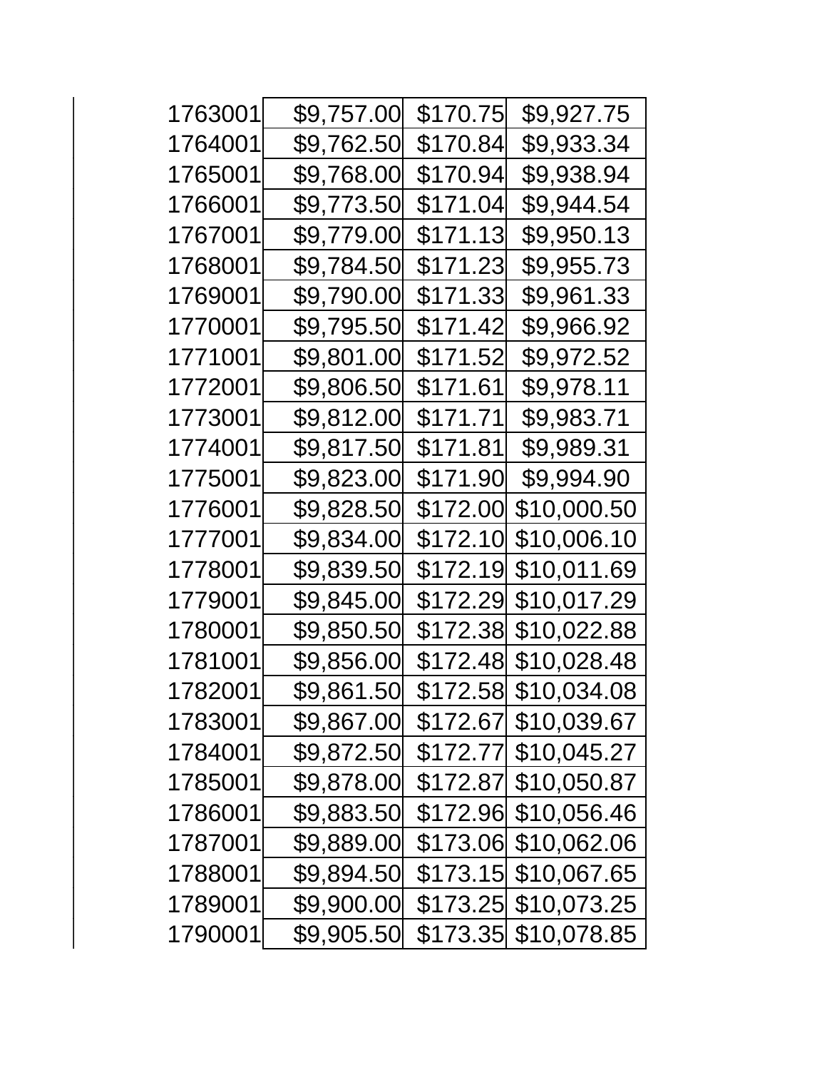| | | | |
|---|---|---|---|
| 1763001 | $9,757.00 | $170.75 | $9,927.75 |
| 1764001 | $9,762.50 | $170.84 | $9,933.34 |
| 1765001 | $9,768.00 | $170.94 | $9,938.94 |
| 1766001 | $9,773.50 | $171.04 | $9,944.54 |
| 1767001 | $9,779.00 | $171.13 | $9,950.13 |
| 1768001 | $9,784.50 | $171.23 | $9,955.73 |
| 1769001 | $9,790.00 | $171.33 | $9,961.33 |
| 1770001 | $9,795.50 | $171.42 | $9,966.92 |
| 1771001 | $9,801.00 | $171.52 | $9,972.52 |
| 1772001 | $9,806.50 | $171.61 | $9,978.11 |
| 1773001 | $9,812.00 | $171.71 | $9,983.71 |
| 1774001 | $9,817.50 | $171.81 | $9,989.31 |
| 1775001 | $9,823.00 | $171.90 | $9,994.90 |
| 1776001 | $9,828.50 | $172.00 | $10,000.50 |
| 1777001 | $9,834.00 | $172.10 | $10,006.10 |
| 1778001 | $9,839.50 | $172.19 | $10,011.69 |
| 1779001 | $9,845.00 | $172.29 | $10,017.29 |
| 1780001 | $9,850.50 | $172.38 | $10,022.88 |
| 1781001 | $9,856.00 | $172.48 | $10,028.48 |
| 1782001 | $9,861.50 | $172.58 | $10,034.08 |
| 1783001 | $9,867.00 | $172.67 | $10,039.67 |
| 1784001 | $9,872.50 | $172.77 | $10,045.27 |
| 1785001 | $9,878.00 | $172.87 | $10,050.87 |
| 1786001 | $9,883.50 | $172.96 | $10,056.46 |
| 1787001 | $9,889.00 | $173.06 | $10,062.06 |
| 1788001 | $9,894.50 | $173.15 | $10,067.65 |
| 1789001 | $9,900.00 | $173.25 | $10,073.25 |
| 1790001 | $9,905.50 | $173.35 | $10,078.85 |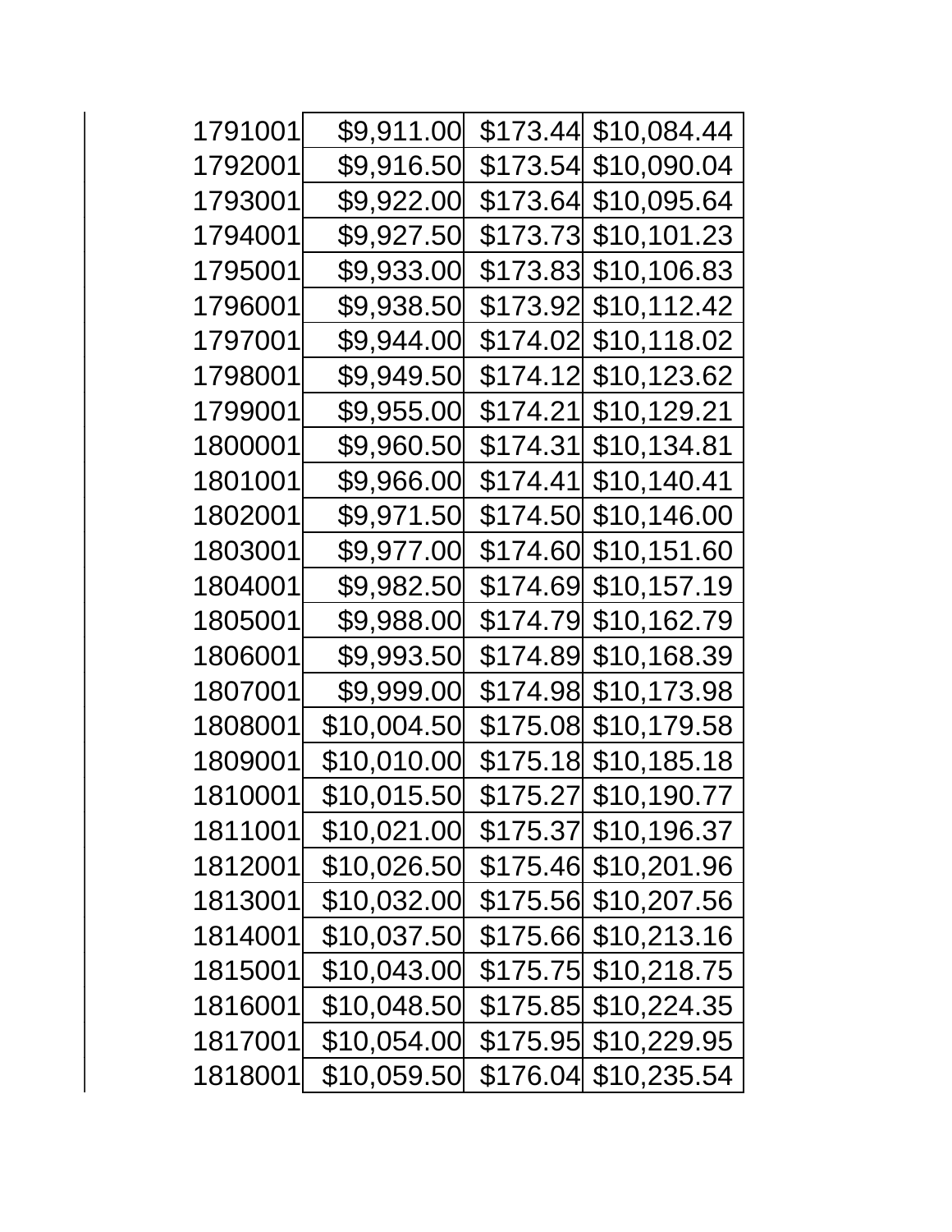| | | | |
|---|---|---|---|
| 1791001 | $9,911.00 | $173.44 | $10,084.44 |
| 1792001 | $9,916.50 | $173.54 | $10,090.04 |
| 1793001 | $9,922.00 | $173.64 | $10,095.64 |
| 1794001 | $9,927.50 | $173.73 | $10,101.23 |
| 1795001 | $9,933.00 | $173.83 | $10,106.83 |
| 1796001 | $9,938.50 | $173.92 | $10,112.42 |
| 1797001 | $9,944.00 | $174.02 | $10,118.02 |
| 1798001 | $9,949.50 | $174.12 | $10,123.62 |
| 1799001 | $9,955.00 | $174.21 | $10,129.21 |
| 1800001 | $9,960.50 | $174.31 | $10,134.81 |
| 1801001 | $9,966.00 | $174.41 | $10,140.41 |
| 1802001 | $9,971.50 | $174.50 | $10,146.00 |
| 1803001 | $9,977.00 | $174.60 | $10,151.60 |
| 1804001 | $9,982.50 | $174.69 | $10,157.19 |
| 1805001 | $9,988.00 | $174.79 | $10,162.79 |
| 1806001 | $9,993.50 | $174.89 | $10,168.39 |
| 1807001 | $9,999.00 | $174.98 | $10,173.98 |
| 1808001 | $10,004.50 | $175.08 | $10,179.58 |
| 1809001 | $10,010.00 | $175.18 | $10,185.18 |
| 1810001 | $10,015.50 | $175.27 | $10,190.77 |
| 1811001 | $10,021.00 | $175.37 | $10,196.37 |
| 1812001 | $10,026.50 | $175.46 | $10,201.96 |
| 1813001 | $10,032.00 | $175.56 | $10,207.56 |
| 1814001 | $10,037.50 | $175.66 | $10,213.16 |
| 1815001 | $10,043.00 | $175.75 | $10,218.75 |
| 1816001 | $10,048.50 | $175.85 | $10,224.35 |
| 1817001 | $10,054.00 | $175.95 | $10,229.95 |
| 1818001 | $10,059.50 | $176.04 | $10,235.54 |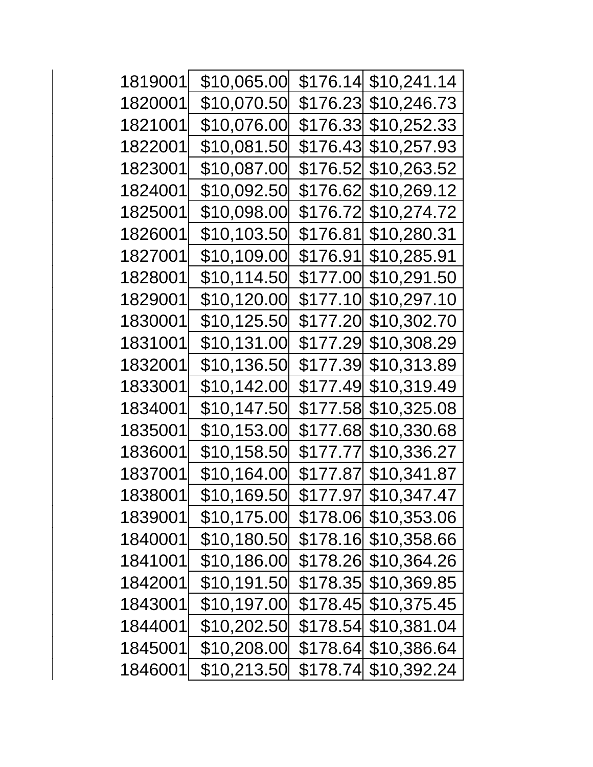| | | | |
|---|---|---|---|
| 1819001 | $10,065.00 | $176.14 | $10,241.14 |
| 1820001 | $10,070.50 | $176.23 | $10,246.73 |
| 1821001 | $10,076.00 | $176.33 | $10,252.33 |
| 1822001 | $10,081.50 | $176.43 | $10,257.93 |
| 1823001 | $10,087.00 | $176.52 | $10,263.52 |
| 1824001 | $10,092.50 | $176.62 | $10,269.12 |
| 1825001 | $10,098.00 | $176.72 | $10,274.72 |
| 1826001 | $10,103.50 | $176.81 | $10,280.31 |
| 1827001 | $10,109.00 | $176.91 | $10,285.91 |
| 1828001 | $10,114.50 | $177.00 | $10,291.50 |
| 1829001 | $10,120.00 | $177.10 | $10,297.10 |
| 1830001 | $10,125.50 | $177.20 | $10,302.70 |
| 1831001 | $10,131.00 | $177.29 | $10,308.29 |
| 1832001 | $10,136.50 | $177.39 | $10,313.89 |
| 1833001 | $10,142.00 | $177.49 | $10,319.49 |
| 1834001 | $10,147.50 | $177.58 | $10,325.08 |
| 1835001 | $10,153.00 | $177.68 | $10,330.68 |
| 1836001 | $10,158.50 | $177.77 | $10,336.27 |
| 1837001 | $10,164.00 | $177.87 | $10,341.87 |
| 1838001 | $10,169.50 | $177.97 | $10,347.47 |
| 1839001 | $10,175.00 | $178.06 | $10,353.06 |
| 1840001 | $10,180.50 | $178.16 | $10,358.66 |
| 1841001 | $10,186.00 | $178.26 | $10,364.26 |
| 1842001 | $10,191.50 | $178.35 | $10,369.85 |
| 1843001 | $10,197.00 | $178.45 | $10,375.45 |
| 1844001 | $10,202.50 | $178.54 | $10,381.04 |
| 1845001 | $10,208.00 | $178.64 | $10,386.64 |
| 1846001 | $10,213.50 | $178.74 | $10,392.24 |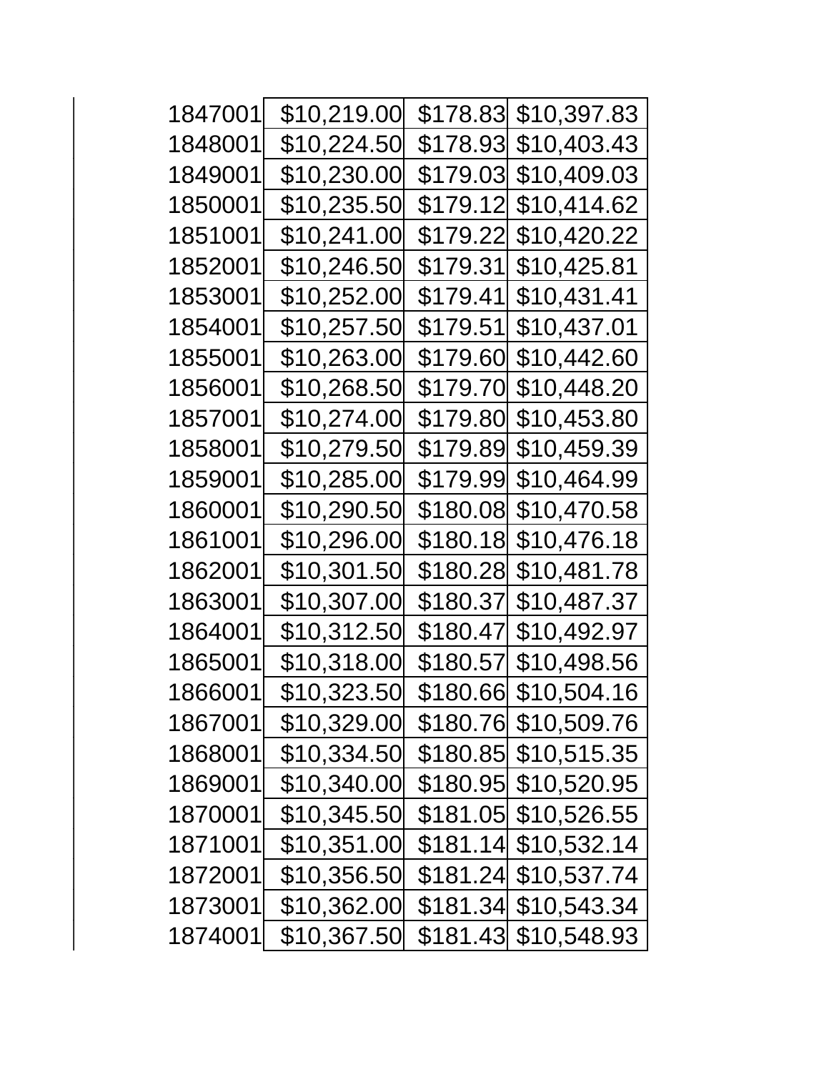| | | | |
|---|---|---|---|
| 1847001 | $10,219.00 | $178.83 | $10,397.83 |
| 1848001 | $10,224.50 | $178.93 | $10,403.43 |
| 1849001 | $10,230.00 | $179.03 | $10,409.03 |
| 1850001 | $10,235.50 | $179.12 | $10,414.62 |
| 1851001 | $10,241.00 | $179.22 | $10,420.22 |
| 1852001 | $10,246.50 | $179.31 | $10,425.81 |
| 1853001 | $10,252.00 | $179.41 | $10,431.41 |
| 1854001 | $10,257.50 | $179.51 | $10,437.01 |
| 1855001 | $10,263.00 | $179.60 | $10,442.60 |
| 1856001 | $10,268.50 | $179.70 | $10,448.20 |
| 1857001 | $10,274.00 | $179.80 | $10,453.80 |
| 1858001 | $10,279.50 | $179.89 | $10,459.39 |
| 1859001 | $10,285.00 | $179.99 | $10,464.99 |
| 1860001 | $10,290.50 | $180.08 | $10,470.58 |
| 1861001 | $10,296.00 | $180.18 | $10,476.18 |
| 1862001 | $10,301.50 | $180.28 | $10,481.78 |
| 1863001 | $10,307.00 | $180.37 | $10,487.37 |
| 1864001 | $10,312.50 | $180.47 | $10,492.97 |
| 1865001 | $10,318.00 | $180.57 | $10,498.56 |
| 1866001 | $10,323.50 | $180.66 | $10,504.16 |
| 1867001 | $10,329.00 | $180.76 | $10,509.76 |
| 1868001 | $10,334.50 | $180.85 | $10,515.35 |
| 1869001 | $10,340.00 | $180.95 | $10,520.95 |
| 1870001 | $10,345.50 | $181.05 | $10,526.55 |
| 1871001 | $10,351.00 | $181.14 | $10,532.14 |
| 1872001 | $10,356.50 | $181.24 | $10,537.74 |
| 1873001 | $10,362.00 | $181.34 | $10,543.34 |
| 1874001 | $10,367.50 | $181.43 | $10,548.93 |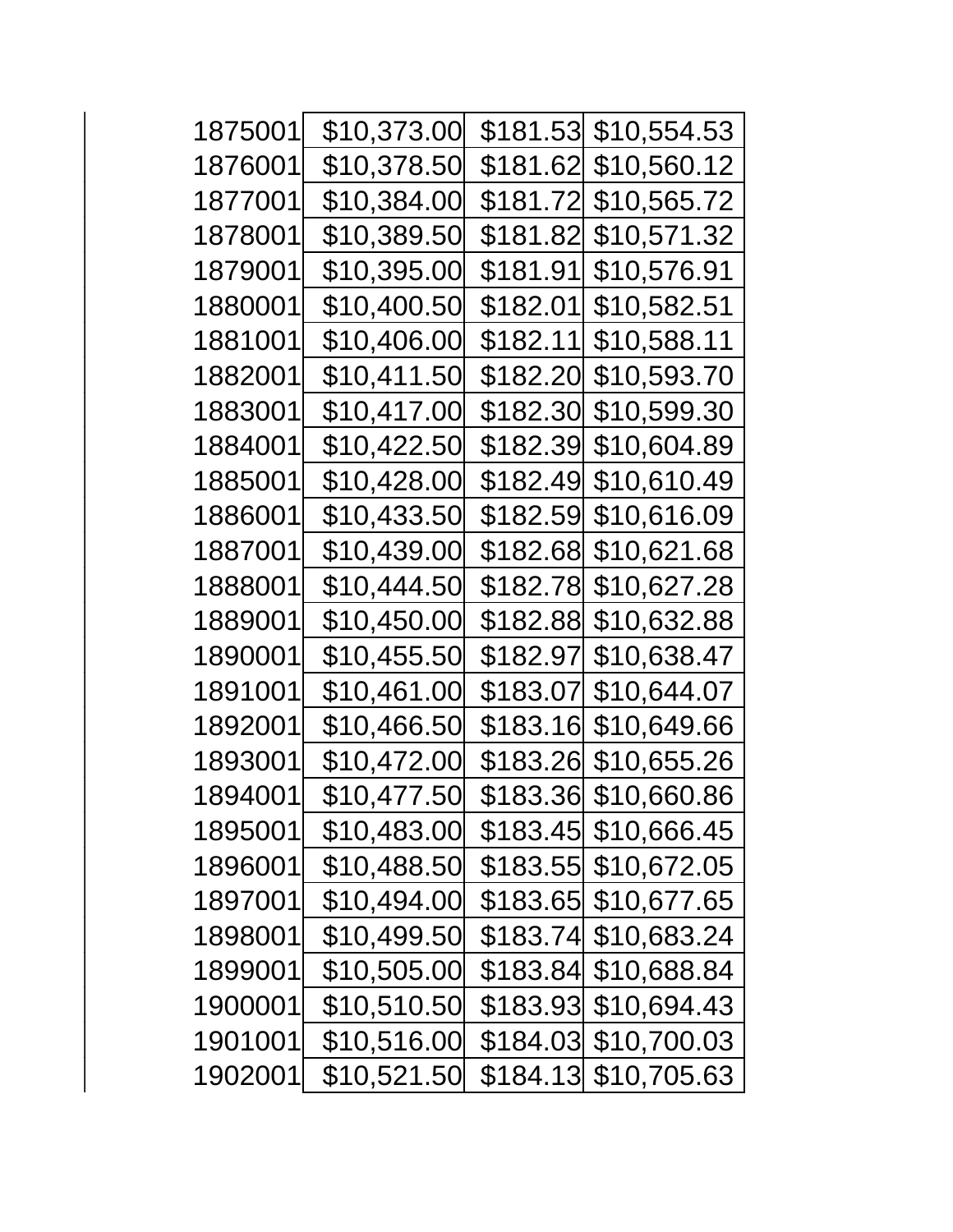| | | | |
|---|---|---|---|
| 1875001 | $10,373.00 | $181.53 | $10,554.53 |
| 1876001 | $10,378.50 | $181.62 | $10,560.12 |
| 1877001 | $10,384.00 | $181.72 | $10,565.72 |
| 1878001 | $10,389.50 | $181.82 | $10,571.32 |
| 1879001 | $10,395.00 | $181.91 | $10,576.91 |
| 1880001 | $10,400.50 | $182.01 | $10,582.51 |
| 1881001 | $10,406.00 | $182.11 | $10,588.11 |
| 1882001 | $10,411.50 | $182.20 | $10,593.70 |
| 1883001 | $10,417.00 | $182.30 | $10,599.30 |
| 1884001 | $10,422.50 | $182.39 | $10,604.89 |
| 1885001 | $10,428.00 | $182.49 | $10,610.49 |
| 1886001 | $10,433.50 | $182.59 | $10,616.09 |
| 1887001 | $10,439.00 | $182.68 | $10,621.68 |
| 1888001 | $10,444.50 | $182.78 | $10,627.28 |
| 1889001 | $10,450.00 | $182.88 | $10,632.88 |
| 1890001 | $10,455.50 | $182.97 | $10,638.47 |
| 1891001 | $10,461.00 | $183.07 | $10,644.07 |
| 1892001 | $10,466.50 | $183.16 | $10,649.66 |
| 1893001 | $10,472.00 | $183.26 | $10,655.26 |
| 1894001 | $10,477.50 | $183.36 | $10,660.86 |
| 1895001 | $10,483.00 | $183.45 | $10,666.45 |
| 1896001 | $10,488.50 | $183.55 | $10,672.05 |
| 1897001 | $10,494.00 | $183.65 | $10,677.65 |
| 1898001 | $10,499.50 | $183.74 | $10,683.24 |
| 1899001 | $10,505.00 | $183.84 | $10,688.84 |
| 1900001 | $10,510.50 | $183.93 | $10,694.43 |
| 1901001 | $10,516.00 | $184.03 | $10,700.03 |
| 1902001 | $10,521.50 | $184.13 | $10,705.63 |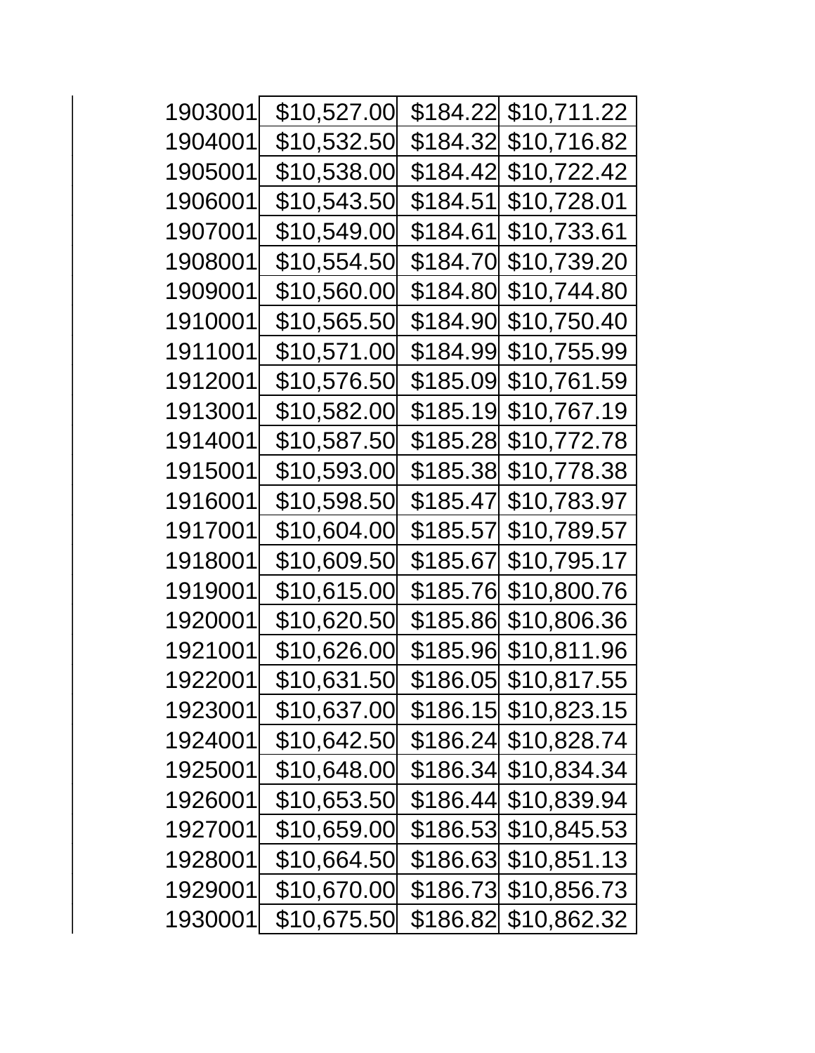| | | | |
|---|---|---|---|
| 1903001 | $10,527.00 | $184.22 | $10,711.22 |
| 1904001 | $10,532.50 | $184.32 | $10,716.82 |
| 1905001 | $10,538.00 | $184.42 | $10,722.42 |
| 1906001 | $10,543.50 | $184.51 | $10,728.01 |
| 1907001 | $10,549.00 | $184.61 | $10,733.61 |
| 1908001 | $10,554.50 | $184.70 | $10,739.20 |
| 1909001 | $10,560.00 | $184.80 | $10,744.80 |
| 1910001 | $10,565.50 | $184.90 | $10,750.40 |
| 1911001 | $10,571.00 | $184.99 | $10,755.99 |
| 1912001 | $10,576.50 | $185.09 | $10,761.59 |
| 1913001 | $10,582.00 | $185.19 | $10,767.19 |
| 1914001 | $10,587.50 | $185.28 | $10,772.78 |
| 1915001 | $10,593.00 | $185.38 | $10,778.38 |
| 1916001 | $10,598.50 | $185.47 | $10,783.97 |
| 1917001 | $10,604.00 | $185.57 | $10,789.57 |
| 1918001 | $10,609.50 | $185.67 | $10,795.17 |
| 1919001 | $10,615.00 | $185.76 | $10,800.76 |
| 1920001 | $10,620.50 | $185.86 | $10,806.36 |
| 1921001 | $10,626.00 | $185.96 | $10,811.96 |
| 1922001 | $10,631.50 | $186.05 | $10,817.55 |
| 1923001 | $10,637.00 | $186.15 | $10,823.15 |
| 1924001 | $10,642.50 | $186.24 | $10,828.74 |
| 1925001 | $10,648.00 | $186.34 | $10,834.34 |
| 1926001 | $10,653.50 | $186.44 | $10,839.94 |
| 1927001 | $10,659.00 | $186.53 | $10,845.53 |
| 1928001 | $10,664.50 | $186.63 | $10,851.13 |
| 1929001 | $10,670.00 | $186.73 | $10,856.73 |
| 1930001 | $10,675.50 | $186.82 | $10,862.32 |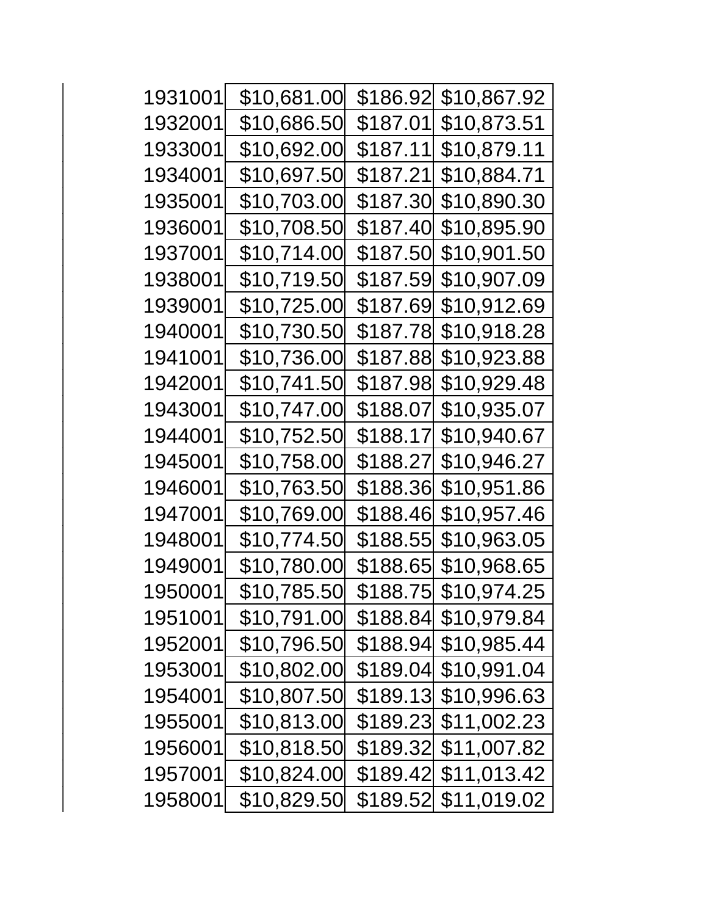| | | | |
|---|---|---|---|
| 1931001 | $10,681.00 | $186.92 | $10,867.92 |
| 1932001 | $10,686.50 | $187.01 | $10,873.51 |
| 1933001 | $10,692.00 | $187.11 | $10,879.11 |
| 1934001 | $10,697.50 | $187.21 | $10,884.71 |
| 1935001 | $10,703.00 | $187.30 | $10,890.30 |
| 1936001 | $10,708.50 | $187.40 | $10,895.90 |
| 1937001 | $10,714.00 | $187.50 | $10,901.50 |
| 1938001 | $10,719.50 | $187.59 | $10,907.09 |
| 1939001 | $10,725.00 | $187.69 | $10,912.69 |
| 1940001 | $10,730.50 | $187.78 | $10,918.28 |
| 1941001 | $10,736.00 | $187.88 | $10,923.88 |
| 1942001 | $10,741.50 | $187.98 | $10,929.48 |
| 1943001 | $10,747.00 | $188.07 | $10,935.07 |
| 1944001 | $10,752.50 | $188.17 | $10,940.67 |
| 1945001 | $10,758.00 | $188.27 | $10,946.27 |
| 1946001 | $10,763.50 | $188.36 | $10,951.86 |
| 1947001 | $10,769.00 | $188.46 | $10,957.46 |
| 1948001 | $10,774.50 | $188.55 | $10,963.05 |
| 1949001 | $10,780.00 | $188.65 | $10,968.65 |
| 1950001 | $10,785.50 | $188.75 | $10,974.25 |
| 1951001 | $10,791.00 | $188.84 | $10,979.84 |
| 1952001 | $10,796.50 | $188.94 | $10,985.44 |
| 1953001 | $10,802.00 | $189.04 | $10,991.04 |
| 1954001 | $10,807.50 | $189.13 | $10,996.63 |
| 1955001 | $10,813.00 | $189.23 | $11,002.23 |
| 1956001 | $10,818.50 | $189.32 | $11,007.82 |
| 1957001 | $10,824.00 | $189.42 | $11,013.42 |
| 1958001 | $10,829.50 | $189.52 | $11,019.02 |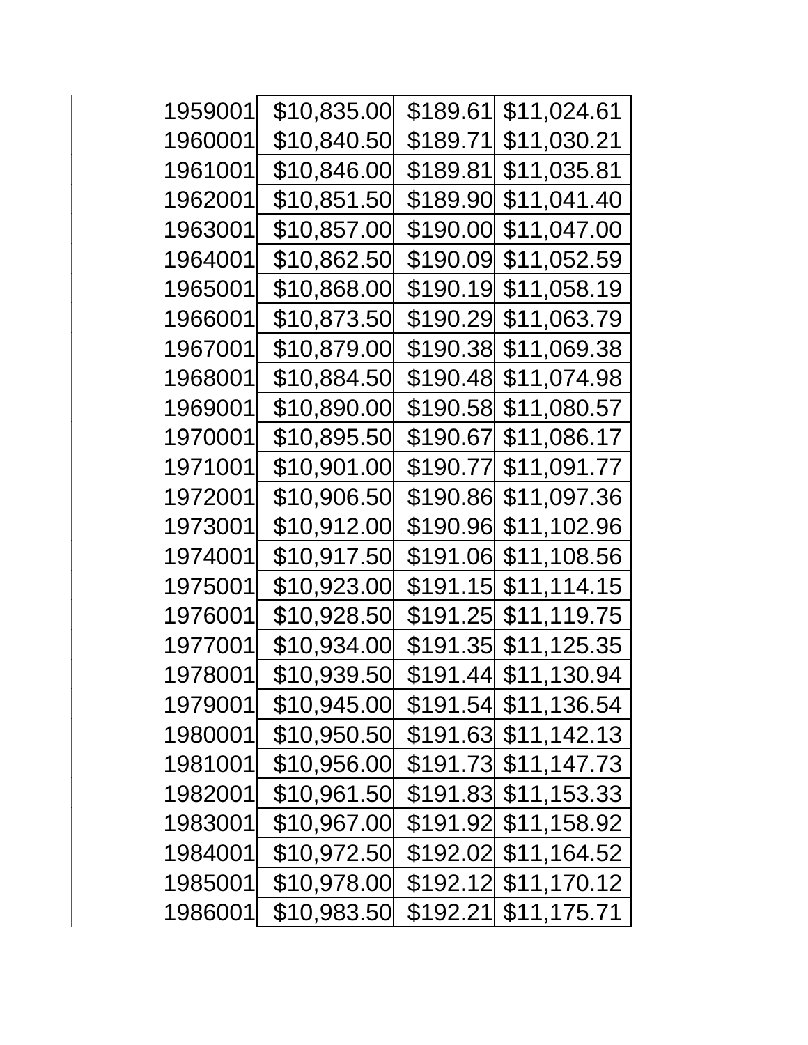| | | | |
|---|---|---|---|
| 1959001 | $10,835.00 | $189.61 | $11,024.61 |
| 1960001 | $10,840.50 | $189.71 | $11,030.21 |
| 1961001 | $10,846.00 | $189.81 | $11,035.81 |
| 1962001 | $10,851.50 | $189.90 | $11,041.40 |
| 1963001 | $10,857.00 | $190.00 | $11,047.00 |
| 1964001 | $10,862.50 | $190.09 | $11,052.59 |
| 1965001 | $10,868.00 | $190.19 | $11,058.19 |
| 1966001 | $10,873.50 | $190.29 | $11,063.79 |
| 1967001 | $10,879.00 | $190.38 | $11,069.38 |
| 1968001 | $10,884.50 | $190.48 | $11,074.98 |
| 1969001 | $10,890.00 | $190.58 | $11,080.57 |
| 1970001 | $10,895.50 | $190.67 | $11,086.17 |
| 1971001 | $10,901.00 | $190.77 | $11,091.77 |
| 1972001 | $10,906.50 | $190.86 | $11,097.36 |
| 1973001 | $10,912.00 | $190.96 | $11,102.96 |
| 1974001 | $10,917.50 | $191.06 | $11,108.56 |
| 1975001 | $10,923.00 | $191.15 | $11,114.15 |
| 1976001 | $10,928.50 | $191.25 | $11,119.75 |
| 1977001 | $10,934.00 | $191.35 | $11,125.35 |
| 1978001 | $10,939.50 | $191.44 | $11,130.94 |
| 1979001 | $10,945.00 | $191.54 | $11,136.54 |
| 1980001 | $10,950.50 | $191.63 | $11,142.13 |
| 1981001 | $10,956.00 | $191.73 | $11,147.73 |
| 1982001 | $10,961.50 | $191.83 | $11,153.33 |
| 1983001 | $10,967.00 | $191.92 | $11,158.92 |
| 1984001 | $10,972.50 | $192.02 | $11,164.52 |
| 1985001 | $10,978.00 | $192.12 | $11,170.12 |
| 1986001 | $10,983.50 | $192.21 | $11,175.71 |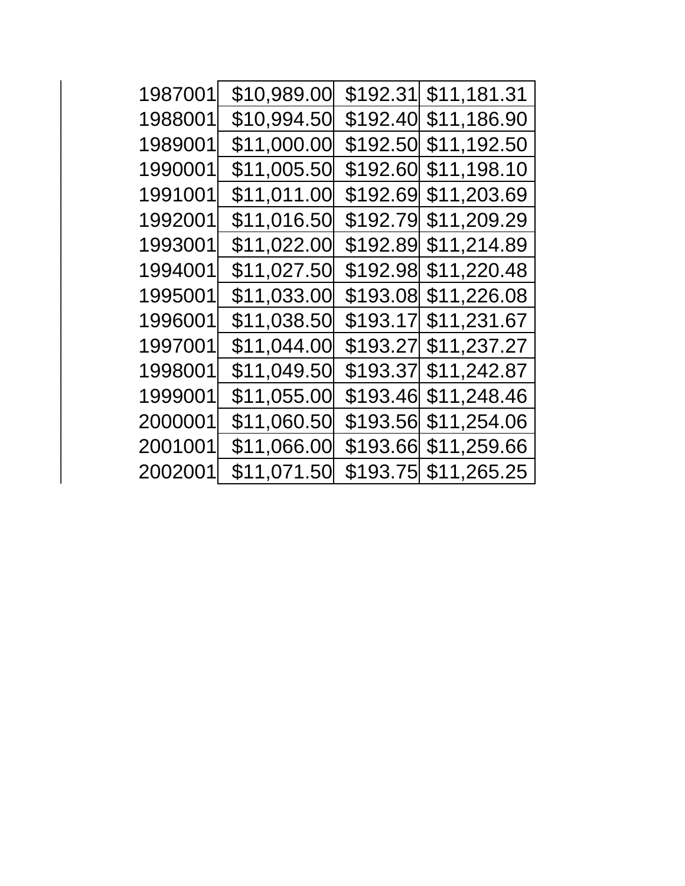| | | | |
|---|---|---|---|
| 1987001 | $10,989.00 | $192.31 | $11,181.31 |
| 1988001 | $10,994.50 | $192.40 | $11,186.90 |
| 1989001 | $11,000.00 | $192.50 | $11,192.50 |
| 1990001 | $11,005.50 | $192.60 | $11,198.10 |
| 1991001 | $11,011.00 | $192.69 | $11,203.69 |
| 1992001 | $11,016.50 | $192.79 | $11,209.29 |
| 1993001 | $11,022.00 | $192.89 | $11,214.89 |
| 1994001 | $11,027.50 | $192.98 | $11,220.48 |
| 1995001 | $11,033.00 | $193.08 | $11,226.08 |
| 1996001 | $11,038.50 | $193.17 | $11,231.67 |
| 1997001 | $11,044.00 | $193.27 | $11,237.27 |
| 1998001 | $11,049.50 | $193.37 | $11,242.87 |
| 1999001 | $11,055.00 | $193.46 | $11,248.46 |
| 2000001 | $11,060.50 | $193.56 | $11,254.06 |
| 2001001 | $11,066.00 | $193.66 | $11,259.66 |
| 2002001 | $11,071.50 | $193.75 | $11,265.25 |